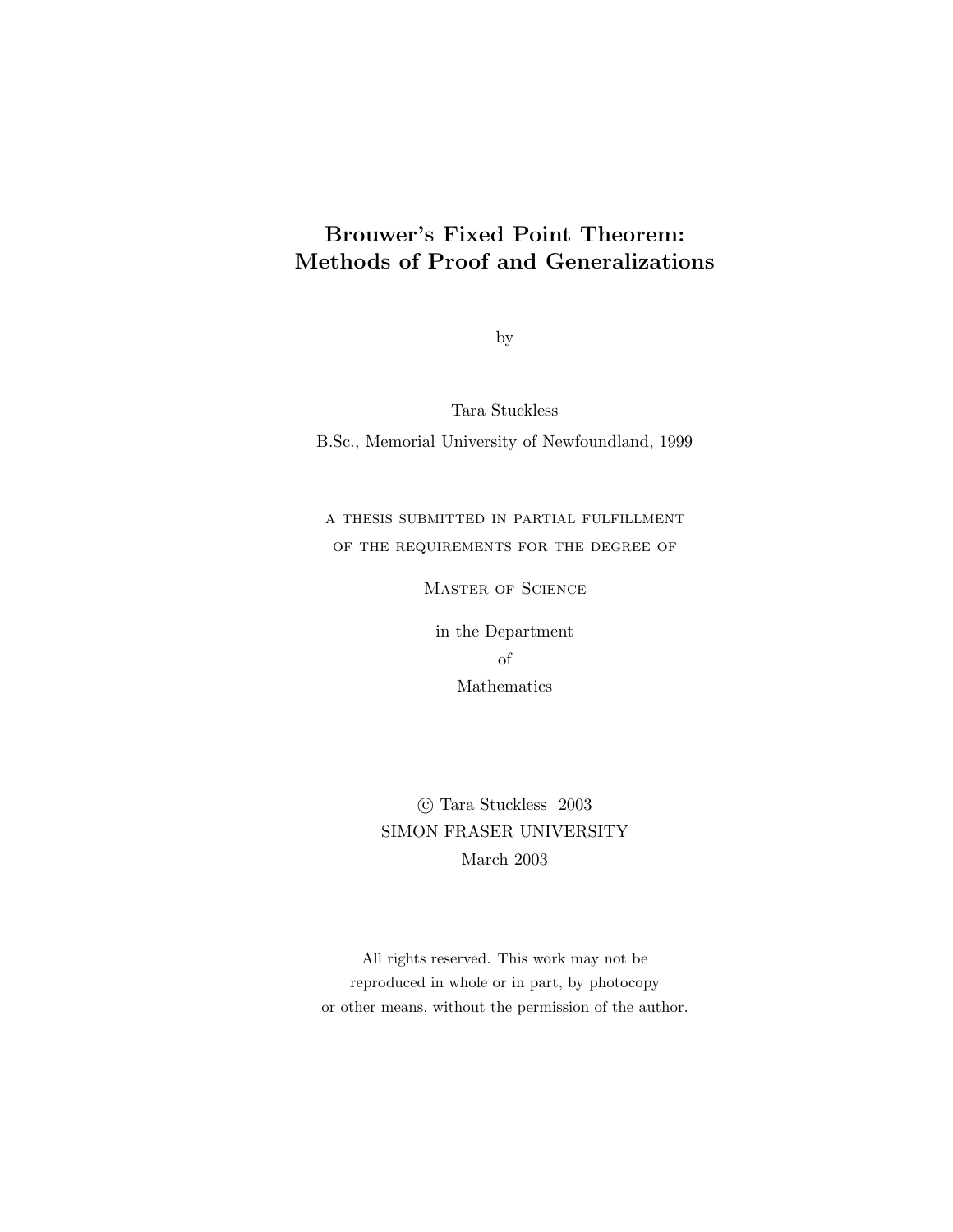# Brouwer's Fixed Point Theorem: Methods of Proof and Generalizations

by

Tara Stuckless

B.Sc., Memorial University of Newfoundland, 1999

A THESIS SUBMITTED IN PARTIAL FULFILLMENT OF THE REQUIREMENTS FOR THE DEGREE OF

MASTER OF SCIENCE

in the Department of Mathematics

© Tara Stuckless 2003
SIMON FRASER UNIVERSITY
March 2003

All rights reserved. This work may not be reproduced in whole or in part, by photocopy or other means, without the permission of the author.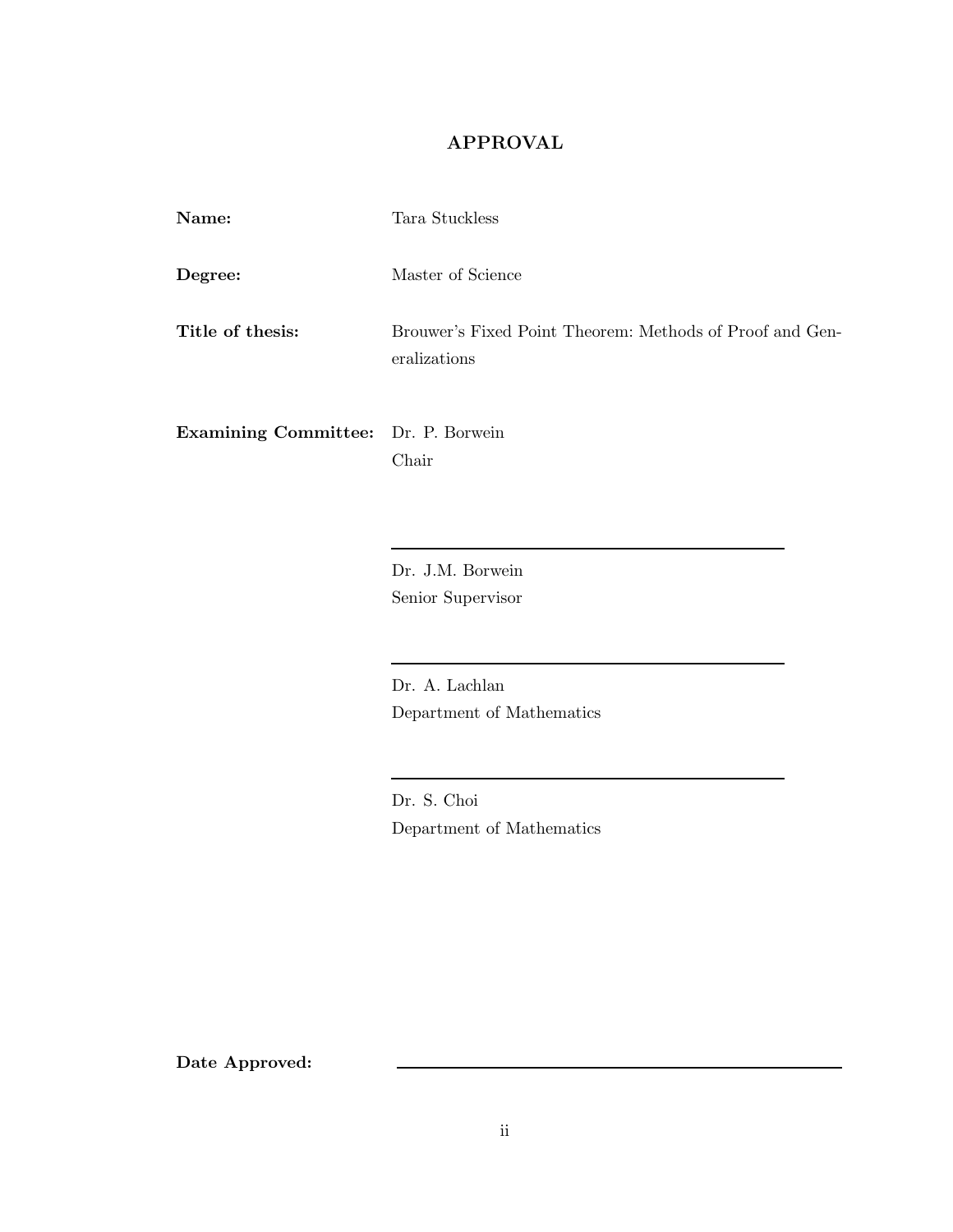## APPROVAL

**Name:** Tara Stuckless

**Degree:** Master of Science

**Title of thesis:** Brouwer's Fixed Point Theorem: Methods of Proof and Generalizations

**Examining Committee:** Dr. P. Borwein
Chair

---

Dr. J.M. Borwein
Senior Supervisor

---

Dr. A. Lachlan
Department of Mathematics

---

Dr. S. Choi
Department of Mathematics

**Date Approved:** ______________________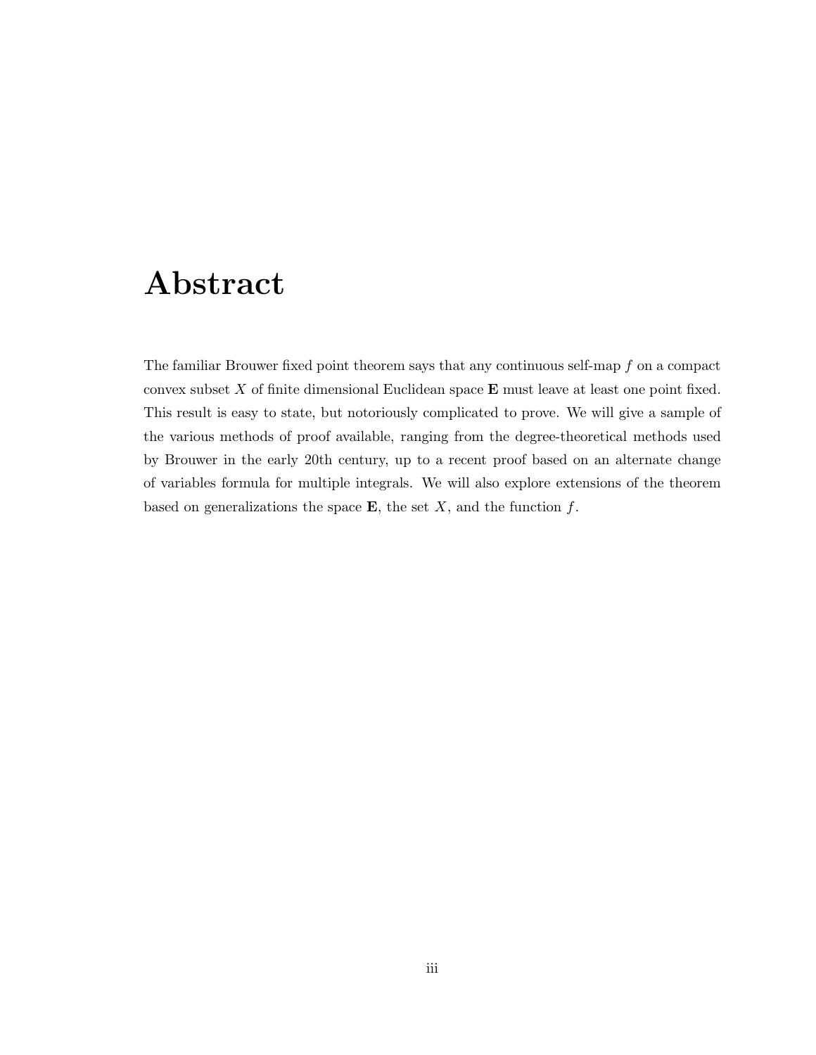# Abstract

The familiar Brouwer fixed point theorem says that any continuous self-map $f$ on a compact convex subset $X$ of finite dimensional Euclidean space $\mathbf{E}$ must leave at least one point fixed. This result is easy to state, but notoriously complicated to prove. We will give a sample of the various methods of proof available, ranging from the degree-theoretical methods used by Brouwer in the early 20th century, up to a recent proof based on an alternate change of variables formula for multiple integrals. We will also explore extensions of the theorem based on generalizations the space $\mathbf{E}$, the set $X$, and the function $f$.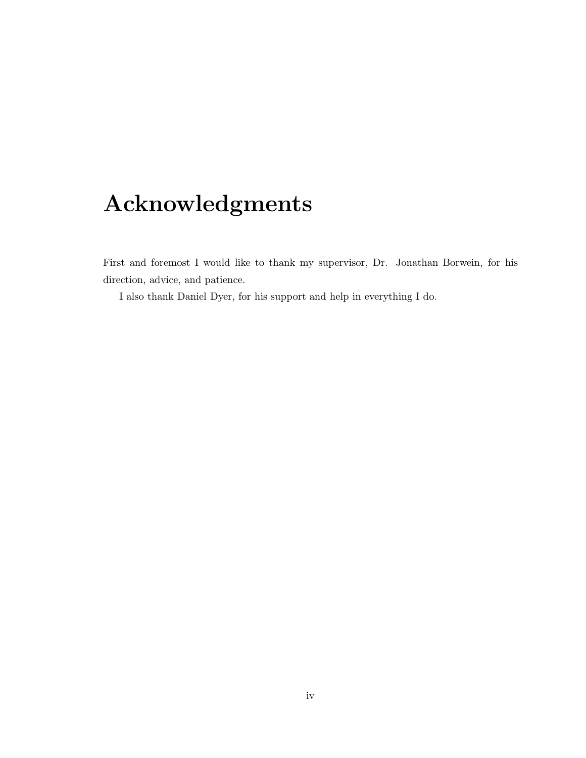# Acknowledgments

First and foremost I would like to thank my supervisor, Dr. Jonathan Borwein, for his direction, advice, and patience.

I also thank Daniel Dyer, for his support and help in everything I do.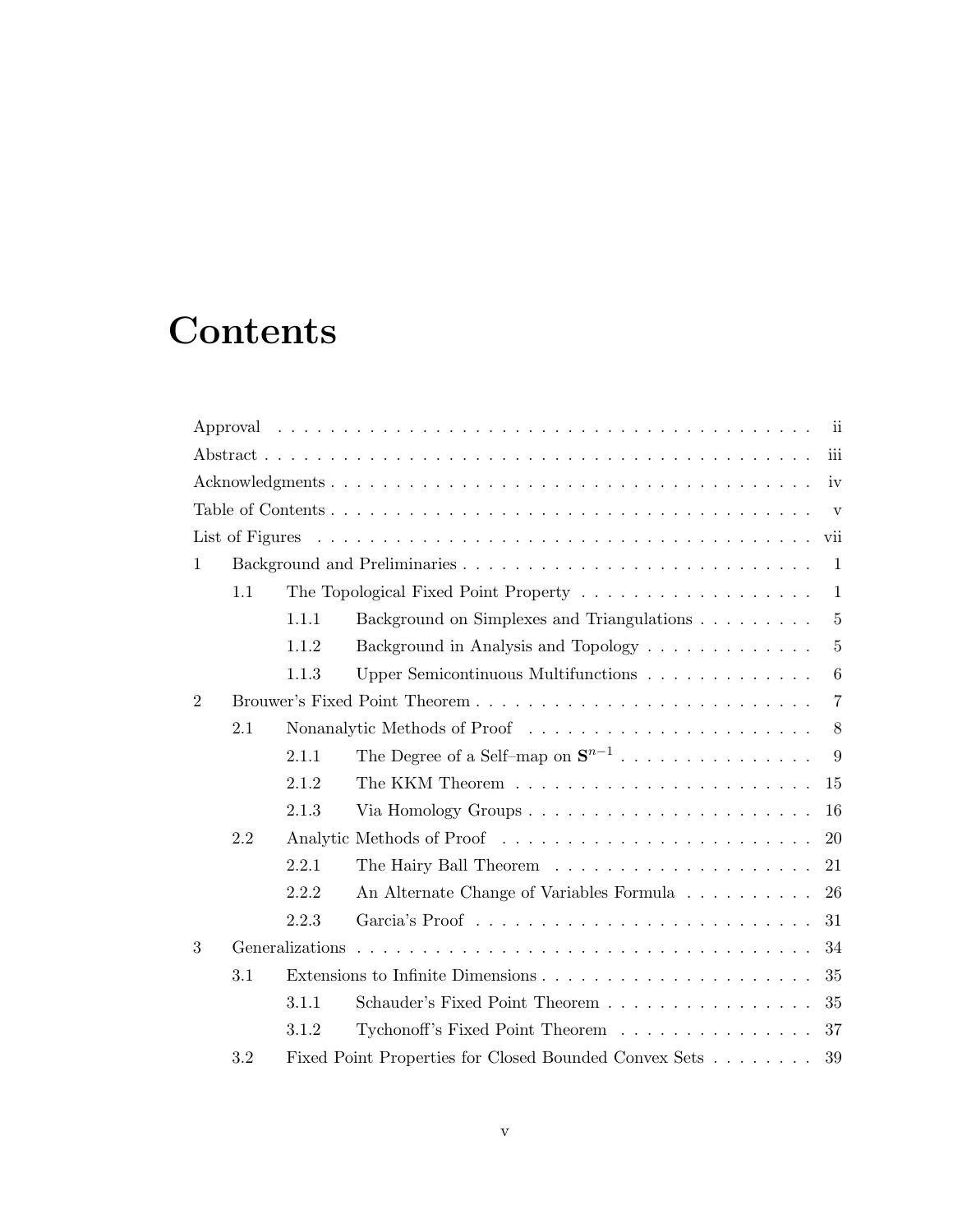# Contents

| | | | |
|---|---|---|---|
| Approval | | | ii |
| Abstract | | | iii |
| Acknowledgments | | | iv |
| Table of Contents | | | v |
| List of Figures | | | vii |
| 1 | Background and Preliminaries | | 1 |
| | 1.1 | The Topological Fixed Point Property | 1 |
| | | 1.1.1 Background on Simplexes and Triangulations | 5 |
| | | 1.1.2 Background in Analysis and Topology | 5 |
| | | 1.1.3 Upper Semicontinuous Multifunctions | 6 |
| 2 | Brouwer's Fixed Point Theorem | | 7 |
| | 2.1 | Nonanalytic Methods of Proof | 8 |
| | | 2.1.1 The Degree of a Self–map on $\mathbf{S}^{n-1}$ | 9 |
| | | 2.1.2 The KKM Theorem | 15 |
| | | 2.1.3 Via Homology Groups | 16 |
| | 2.2 | Analytic Methods of Proof | 20 |
| | | 2.2.1 The Hairy Ball Theorem | 21 |
| | | 2.2.2 An Alternate Change of Variables Formula | 26 |
| | | 2.2.3 Garcia's Proof | 31 |
| 3 | Generalizations | | 34 |
| | 3.1 | Extensions to Infinite Dimensions | 35 |
| | | 3.1.1 Schauder's Fixed Point Theorem | 35 |
| | | 3.1.2 Tychonoff's Fixed Point Theorem | 37 |
| | 3.2 | Fixed Point Properties for Closed Bounded Convex Sets | 39 |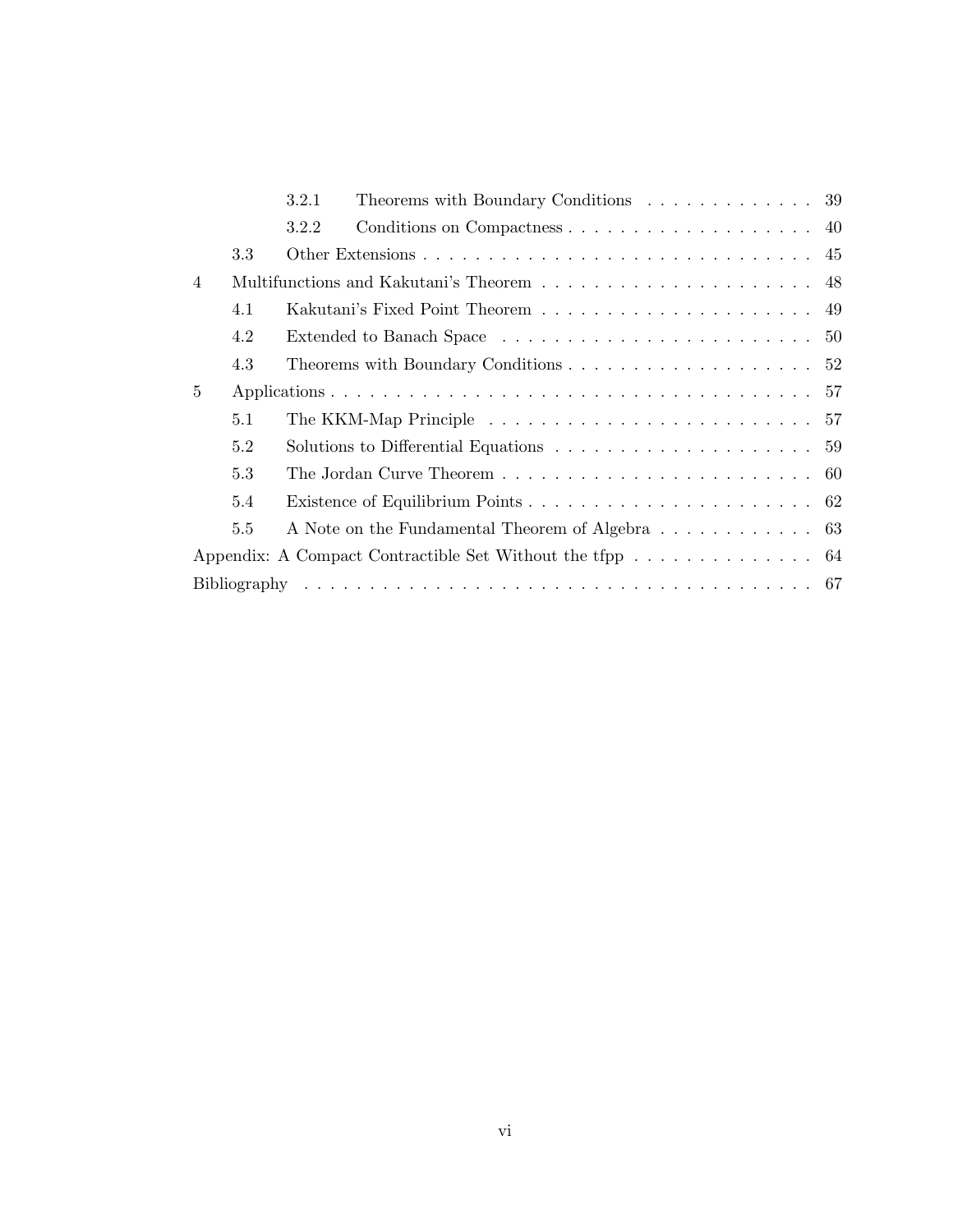| | | | |
|---|---|---|---|
| | 3.2.1 | Theorems with Boundary Conditions | 39 |
| | 3.2.2 | Conditions on Compactness | 40 |
| | 3.3 | Other Extensions | 45 |
| 4 | | Multifunctions and Kakutani's Theorem | 48 |
| | 4.1 | Kakutani's Fixed Point Theorem | 49 |
| | 4.2 | Extended to Banach Space | 50 |
| | 4.3 | Theorems with Boundary Conditions | 52 |
| 5 | | Applications | 57 |
| | 5.1 | The KKM-Map Principle | 57 |
| | 5.2 | Solutions to Differential Equations | 59 |
| | 5.3 | The Jordan Curve Theorem | 60 |
| | 5.4 | Existence of Equilibrium Points | 62 |
| | 5.5 | A Note on the Fundamental Theorem of Algebra | 63 |
| Appendix: A Compact Contractible Set Without the tfpp | | | 64 |
| Bibliography | | | 67 |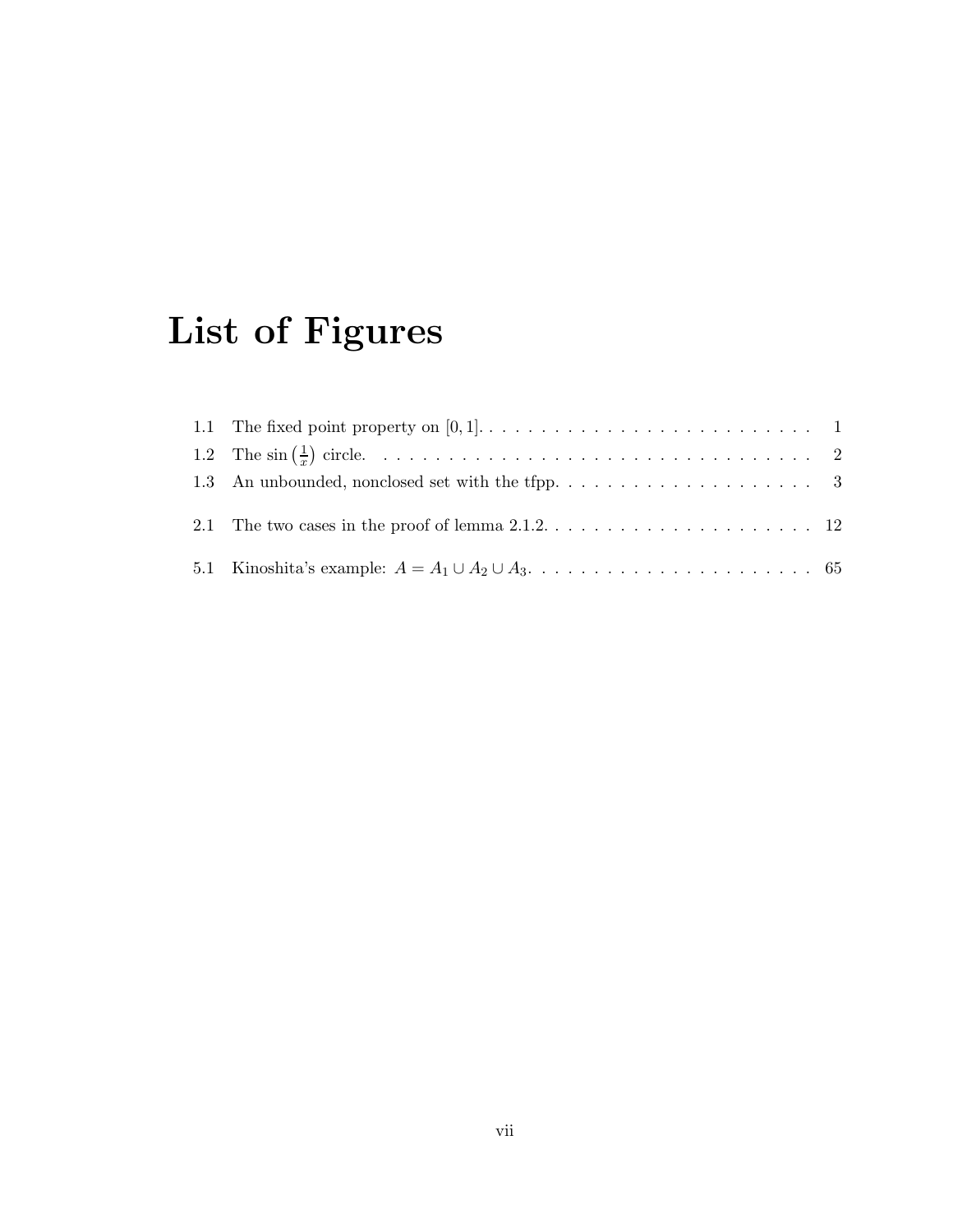# List of Figures

1.1 The fixed point property on $[0, 1]$. . . . . . . . . . . . . . . . . . . . . . . . . . 1

1.2 The $\sin\left(\frac{1}{x}\right)$ circle. . . . . . . . . . . . . . . . . . . . . . . . . . . . . . . . . . . . 2

1.3 An unbounded, nonclosed set with the tfpp. . . . . . . . . . . . . . . . . . . . . 3

2.1 The two cases in the proof of lemma 2.1.2. . . . . . . . . . . . . . . . . . . . . . 12

5.1 Kinoshita's example: $A = A_1 \cup A_2 \cup A_3$. . . . . . . . . . . . . . . . . . . . . . . 65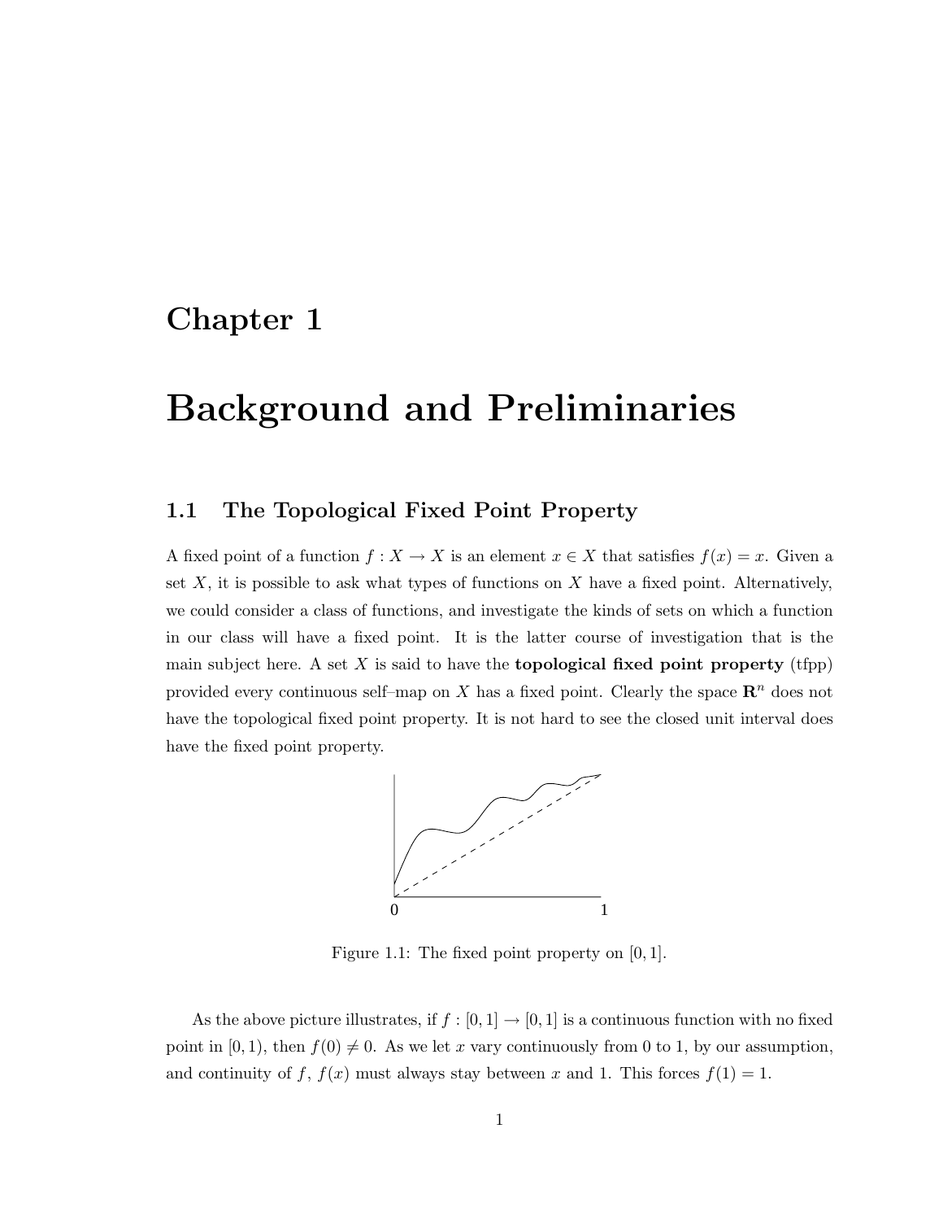# Chapter 1

# Background and Preliminaries

## 1.1 The Topological Fixed Point Property

A fixed point of a function $f : X \to X$ is an element $x \in X$ that satisfies $f(x) = x$. Given a set $X$, it is possible to ask what types of functions on $X$ have a fixed point. Alternatively, we could consider a class of functions, and investigate the kinds of sets on which a function in our class will have a fixed point. It is the latter course of investigation that is the main subject here. A set $X$ is said to have the **topological fixed point property** (tfpp) provided every continuous self–map on $X$ has a fixed point. Clearly the space $\mathbf{R}^n$ does not have the topological fixed point property. It is not hard to see the closed unit interval does have the fixed point property.

Figure 1.1: The fixed point property on $[0, 1]$.

As the above picture illustrates, if $f : [0, 1] \to [0, 1]$ is a continuous function with no fixed point in $[0, 1)$, then $f(0) \neq 0$. As we let $x$ vary continuously from 0 to 1, by our assumption, and continuity of $f$, $f(x)$ must always stay between $x$ and 1. This forces $f(1) = 1$.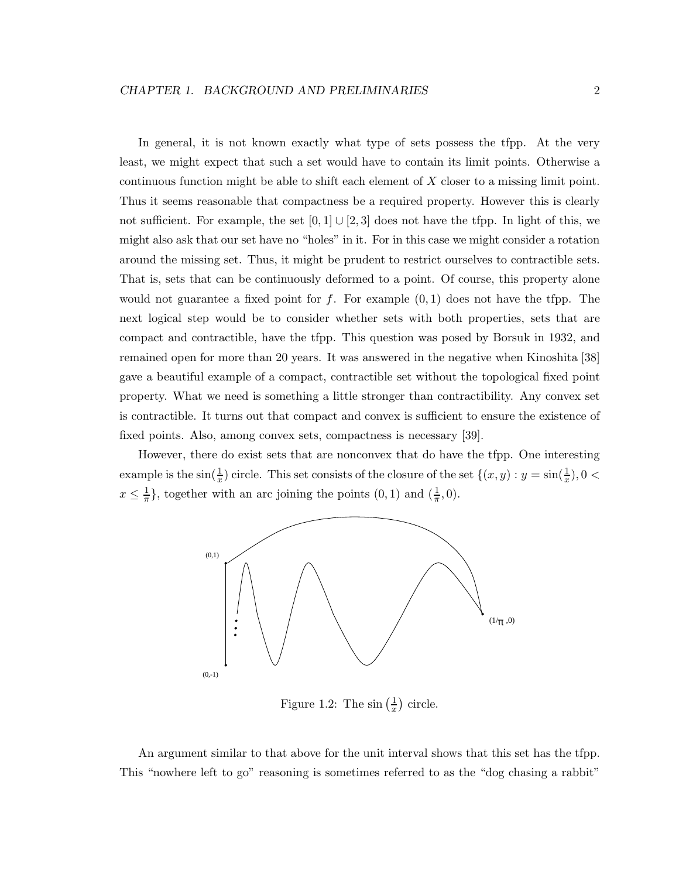In general, it is not known exactly what type of sets possess the tfpp. At the very least, we might expect that such a set would have to contain its limit points. Otherwise a continuous function might be able to shift each element of $X$ closer to a missing limit point. Thus it seems reasonable that compactness be a required property. However this is clearly not sufficient. For example, the set $[0, 1] \cup [2, 3]$ does not have the tfpp. In light of this, we might also ask that our set have no "holes" in it. For in this case we might consider a rotation around the missing set. Thus, it might be prudent to restrict ourselves to contractible sets. That is, sets that can be continuously deformed to a point. Of course, this property alone would not guarantee a fixed point for $f$. For example $(0, 1)$ does not have the tfpp. The next logical step would be to consider whether sets with both properties, sets that are compact and contractible, have the tfpp. This question was posed by Borsuk in 1932, and remained open for more than 20 years. It was answered in the negative when Kinoshita [38] gave a beautiful example of a compact, contractible set without the topological fixed point property. What we need is something a little stronger than contractibility. Any convex set is contractible. It turns out that compact and convex is sufficient to ensure the existence of fixed points. Also, among convex sets, compactness is necessary [39].

However, there do exist sets that are nonconvex that do have the tfpp. One interesting example is the $\sin(\frac{1}{x})$ circle. This set consists of the closure of the set $\{(x, y) : y = \sin(\frac{1}{x}), 0 < x \leq \frac{1}{\pi}\}$, together with an arc joining the points $(0, 1)$ and $(\frac{1}{\pi}, 0)$.

Figure 1.2: The $\sin\left(\frac{1}{x}\right)$ circle.

An argument similar to that above for the unit interval shows that this set has the tfpp. This "nowhere left to go" reasoning is sometimes referred to as the "dog chasing a rabbit"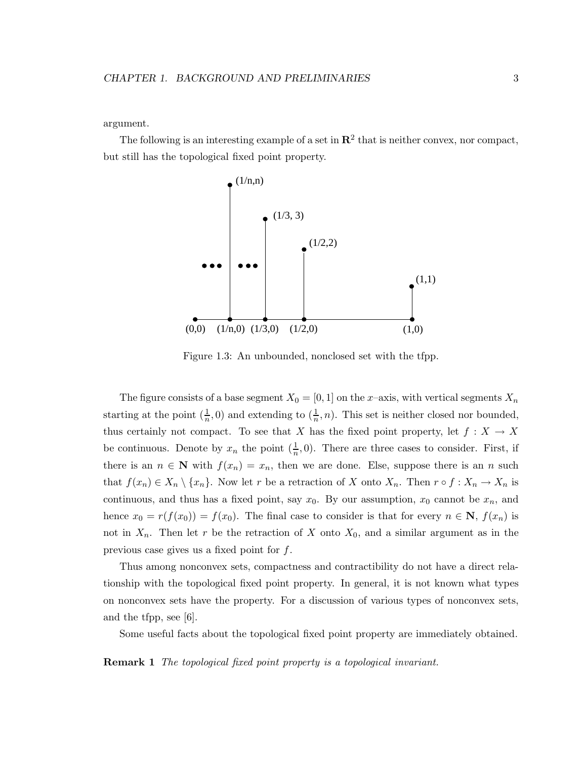argument.

The following is an interesting example of a set in $\mathbf{R}^2$ that is neither convex, nor compact, but still has the topological fixed point property.

Figure 1.3: An unbounded, nonclosed set with the tfpp.

The figure consists of a base segment $X_0 = [0, 1]$ on the $x$–axis, with vertical segments $X_n$ starting at the point $(\frac{1}{n}, 0)$ and extending to $(\frac{1}{n}, n)$. This set is neither closed nor bounded, thus certainly not compact. To see that $X$ has the fixed point property, let $f : X \to X$ be continuous. Denote by $x_n$ the point $(\frac{1}{n}, 0)$. There are three cases to consider. First, if there is an $n \in \mathbf{N}$ with $f(x_n) = x_n$, then we are done. Else, suppose there is an $n$ such that $f(x_n) \in X_n \setminus \{x_n\}$. Now let $r$ be a retraction of $X$ onto $X_n$. Then $r \circ f : X_n \to X_n$ is continuous, and thus has a fixed point, say $x_0$. By our assumption, $x_0$ cannot be $x_n$, and hence $x_0 = r(f(x_0)) = f(x_0)$. The final case to consider is that for every $n \in \mathbf{N}$, $f(x_n)$ is not in $X_n$. Then let $r$ be the retraction of $X$ onto $X_0$, and a similar argument as in the previous case gives us a fixed point for $f$.

Thus among nonconvex sets, compactness and contractibility do not have a direct relationship with the topological fixed point property. In general, it is not known what types on nonconvex sets have the property. For a discussion of various types of nonconvex sets, and the tfpp, see [6].

Some useful facts about the topological fixed point property are immediately obtained.

**Remark 1** *The topological fixed point property is a topological invariant.*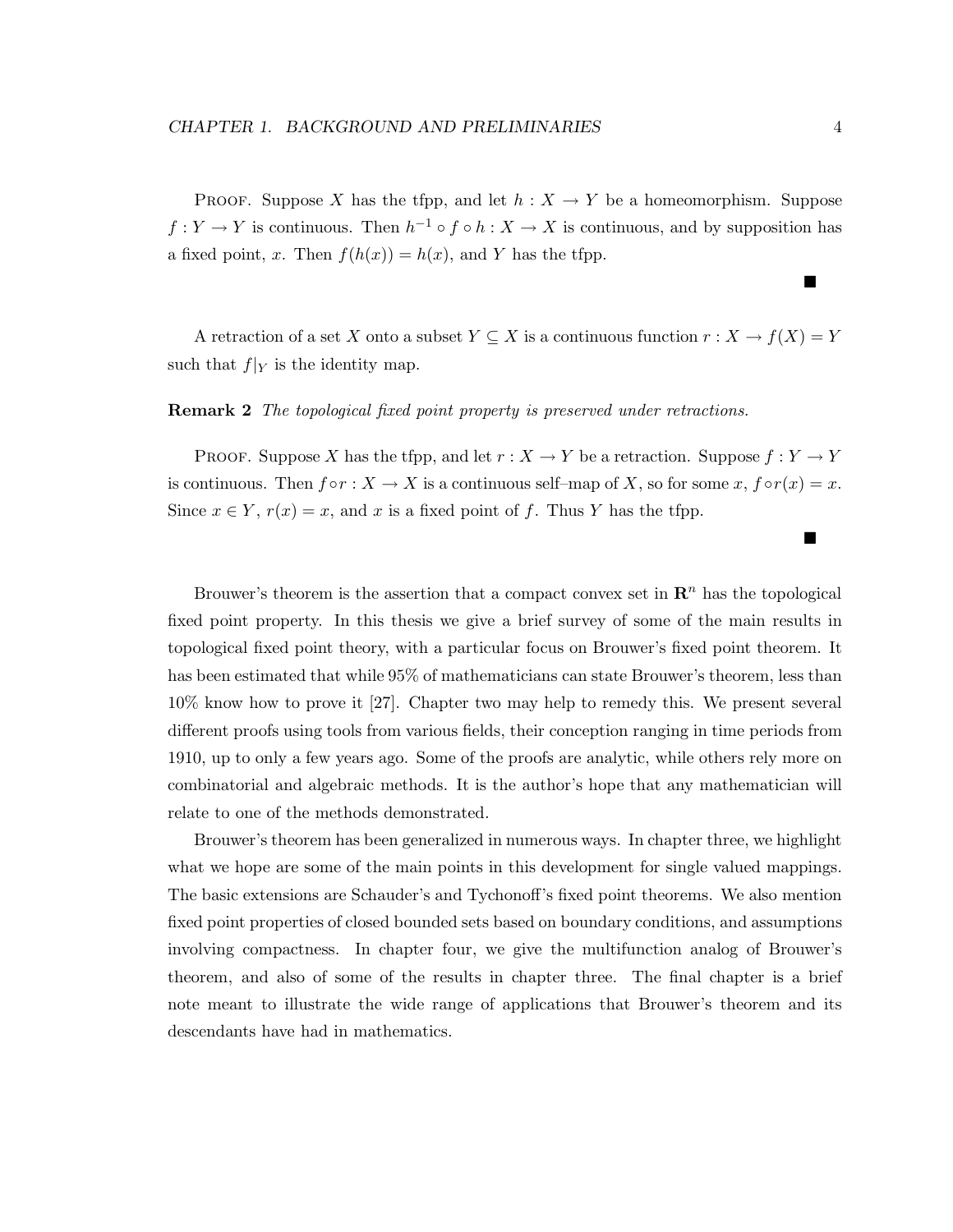PROOF. Suppose $X$ has the tfpp, and let $h : X \to Y$ be a homeomorphism. Suppose $f : Y \to Y$ is continuous. Then $h^{-1} \circ f \circ h : X \to X$ is continuous, and by supposition has a fixed point, $x$. Then $f(h(x)) = h(x)$, and $Y$ has the tfpp.

■

A retraction of a set $X$ onto a subset $Y \subseteq X$ is a continuous function $r : X \to f(X) = Y$ such that $f|_Y$ is the identity map.

**Remark 2** *The topological fixed point property is preserved under retractions.*

PROOF. Suppose $X$ has the tfpp, and let $r : X \to Y$ be a retraction. Suppose $f : Y \to Y$ is continuous. Then $f \circ r : X \to X$ is a continuous self–map of $X$, so for some $x$, $f \circ r(x) = x$. Since $x \in Y$, $r(x) = x$, and $x$ is a fixed point of $f$. Thus $Y$ has the tfpp.

■

Brouwer's theorem is the assertion that a compact convex set in $\mathbf{R}^n$ has the topological fixed point property. In this thesis we give a brief survey of some of the main results in topological fixed point theory, with a particular focus on Brouwer's fixed point theorem. It has been estimated that while 95% of mathematicians can state Brouwer's theorem, less than 10% know how to prove it [27]. Chapter two may help to remedy this. We present several different proofs using tools from various fields, their conception ranging in time periods from 1910, up to only a few years ago. Some of the proofs are analytic, while others rely more on combinatorial and algebraic methods. It is the author's hope that any mathematician will relate to one of the methods demonstrated.

Brouwer's theorem has been generalized in numerous ways. In chapter three, we highlight what we hope are some of the main points in this development for single valued mappings. The basic extensions are Schauder's and Tychonoff's fixed point theorems. We also mention fixed point properties of closed bounded sets based on boundary conditions, and assumptions involving compactness. In chapter four, we give the multifunction analog of Brouwer's theorem, and also of some of the results in chapter three. The final chapter is a brief note meant to illustrate the wide range of applications that Brouwer's theorem and its descendants have had in mathematics.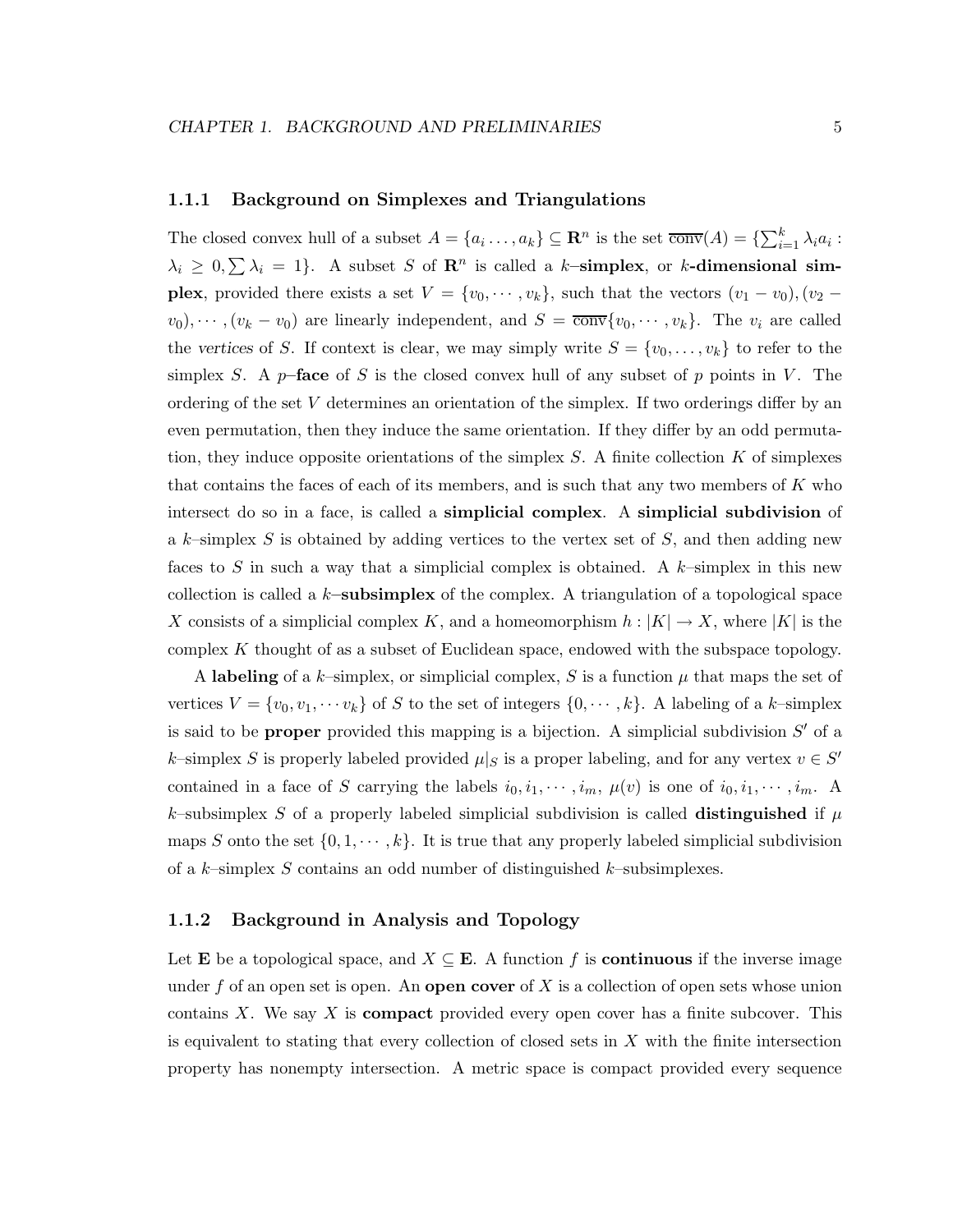### 1.1.1 Background on Simplexes and Triangulations

The closed convex hull of a subset $A = \{a_i \ldots, a_k\} \subseteq \mathbf{R}^n$ is the set $\overline{\text{conv}}(A) = \{\sum_{i=1}^k \lambda_i a_i : \lambda_i \geq 0, \sum \lambda_i = 1\}$. A subset $S$ of $\mathbf{R}^n$ is called a $k$**–simplex**, or $k$**-dimensional simplex**, provided there exists a set $V = \{v_0, \cdots, v_k\}$, such that the vectors $(v_1 - v_0), (v_2 - v_0), \cdots, (v_k - v_0)$ are linearly independent, and $S = \overline{\text{conv}}\{v_0, \cdots, v_k\}$. The $v_i$ are called the *vertices* of $S$. If context is clear, we may simply write $S = \{v_0, \ldots, v_k\}$ to refer to the simplex $S$. A $p$**–face** of $S$ is the closed convex hull of any subset of $p$ points in $V$. The ordering of the set $V$ determines an orientation of the simplex. If two orderings differ by an even permutation, then they induce the same orientation. If they differ by an odd permutation, they induce opposite orientations of the simplex $S$. A finite collection $K$ of simplexes that contains the faces of each of its members, and is such that any two members of $K$ who intersect do so in a face, is called a **simplicial complex**. A **simplicial subdivision** of a $k$–simplex $S$ is obtained by adding vertices to the vertex set of $S$, and then adding new faces to $S$ in such a way that a simplicial complex is obtained. A $k$–simplex in this new collection is called a $k$**–subsimplex** of the complex. A triangulation of a topological space $X$ consists of a simplicial complex $K$, and a homeomorphism $h : |K| \to X$, where $|K|$ is the complex $K$ thought of as a subset of Euclidean space, endowed with the subspace topology.

A **labeling** of a $k$–simplex, or simplicial complex, $S$ is a function $\mu$ that maps the set of vertices $V = \{v_0, v_1, \cdots v_k\}$ of $S$ to the set of integers $\{0, \cdots, k\}$. A labeling of a $k$–simplex is said to be **proper** provided this mapping is a bijection. A simplicial subdivision $S'$ of a $k$–simplex $S$ is properly labeled provided $\mu|_S$ is a proper labeling, and for any vertex $v \in S'$ contained in a face of $S$ carrying the labels $i_0, i_1, \cdots, i_m$, $\mu(v)$ is one of $i_0, i_1, \cdots, i_m$. A $k$–subsimplex $S$ of a properly labeled simplicial subdivision is called **distinguished** if $\mu$ maps $S$ onto the set $\{0, 1, \cdots, k\}$. It is true that any properly labeled simplicial subdivision of a $k$–simplex $S$ contains an odd number of distinguished $k$–subsimplexes.

### 1.1.2 Background in Analysis and Topology

Let $\mathbf{E}$ be a topological space, and $X \subseteq \mathbf{E}$. A function $f$ is **continuous** if the inverse image under $f$ of an open set is open. An **open cover** of $X$ is a collection of open sets whose union contains $X$. We say $X$ is **compact** provided every open cover has a finite subcover. This is equivalent to stating that every collection of closed sets in $X$ with the finite intersection property has nonempty intersection. A metric space is compact provided every sequence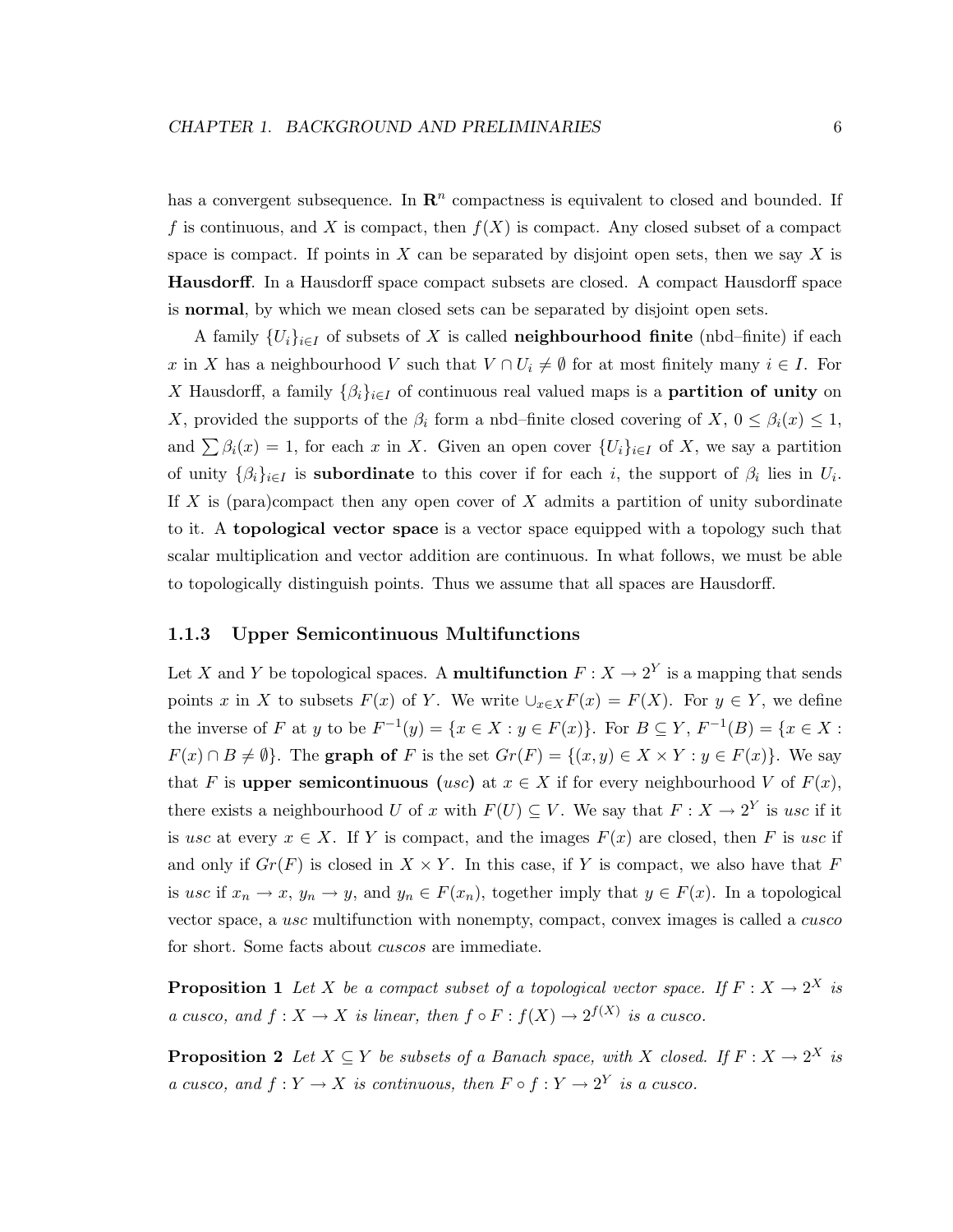has a convergent subsequence. In $\mathbf{R}^n$ compactness is equivalent to closed and bounded. If $f$ is continuous, and $X$ is compact, then $f(X)$ is compact. Any closed subset of a compact space is compact. If points in $X$ can be separated by disjoint open sets, then we say $X$ is **Hausdorff**. In a Hausdorff space compact subsets are closed. A compact Hausdorff space is **normal**, by which we mean closed sets can be separated by disjoint open sets.

A family $\{U_i\}_{i\in I}$ of subsets of $X$ is called **neighbourhood finite** (nbd–finite) if each $x$ in $X$ has a neighbourhood $V$ such that $V \cap U_i \neq \emptyset$ for at most finitely many $i \in I$. For $X$ Hausdorff, a family $\{\beta_i\}_{i\in I}$ of continuous real valued maps is a **partition of unity** on $X$, provided the supports of the $\beta_i$ form a nbd–finite closed covering of $X$, $0 \leq \beta_i(x) \leq 1$, and $\sum \beta_i(x) = 1$, for each $x$ in $X$. Given an open cover $\{U_i\}_{i\in I}$ of $X$, we say a partition of unity $\{\beta_i\}_{i\in I}$ is **subordinate** to this cover if for each $i$, the support of $\beta_i$ lies in $U_i$. If $X$ is (para)compact then any open cover of $X$ admits a partition of unity subordinate to it. A **topological vector space** is a vector space equipped with a topology such that scalar multiplication and vector addition are continuous. In what follows, we must be able to topologically distinguish points. Thus we assume that all spaces are Hausdorff.

### 1.1.3 Upper Semicontinuous Multifunctions

Let $X$ and $Y$ be topological spaces. A **multifunction** $F : X \to 2^Y$ is a mapping that sends points $x$ in $X$ to subsets $F(x)$ of $Y$. We write $\cup_{x\in X}F(x) = F(X)$. For $y \in Y$, we define the inverse of $F$ at $y$ to be $F^{-1}(y) = \{x \in X : y \in F(x)\}$. For $B \subseteq Y$, $F^{-1}(B) = \{x \in X : F(x) \cap B \neq \emptyset\}$. The **graph of** $F$ is the set $Gr(F) = \{(x, y) \in X \times Y : y \in F(x)\}$. We say that $F$ is **upper semicontinuous (***usc***)** at $x \in X$ if for every neighbourhood $V$ of $F(x)$, there exists a neighbourhood $U$ of $x$ with $F(U) \subseteq V$. We say that $F : X \to 2^Y$ is *usc* if it is *usc* at every $x \in X$. If $Y$ is compact, and the images $F(x)$ are closed, then $F$ is *usc* if and only if $Gr(F)$ is closed in $X \times Y$. In this case, if $Y$ is compact, we also have that $F$ is *usc* if $x_n \to x$, $y_n \to y$, and $y_n \in F(x_n)$, together imply that $y \in F(x)$. In a topological vector space, a *usc* multifunction with nonempty, compact, convex images is called a *cusco* for short. Some facts about *cuscos* are immediate.

**Proposition 1** *Let $X$ be a compact subset of a topological vector space. If $F : X \to 2^X$ is a cusco, and $f : X \to X$ is linear, then $f \circ F : f(X) \to 2^{f(X)}$ is a cusco.*

**Proposition 2** *Let $X \subseteq Y$ be subsets of a Banach space, with $X$ closed. If $F : X \to 2^X$ is a cusco, and $f : Y \to X$ is continuous, then $F \circ f : Y \to 2^Y$ is a cusco.*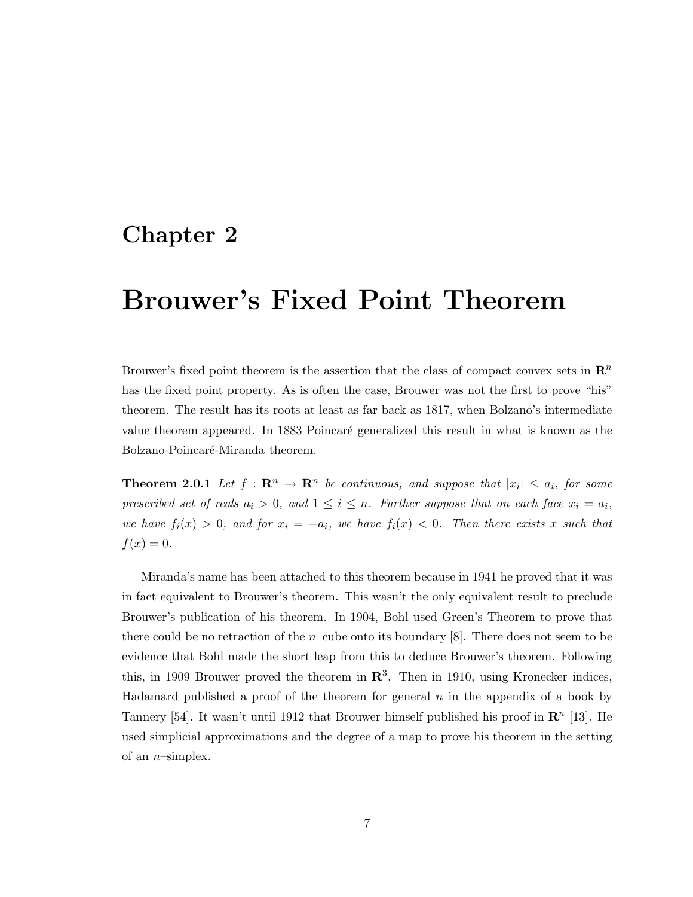# Chapter 2

# Brouwer's Fixed Point Theorem

Brouwer's fixed point theorem is the assertion that the class of compact convex sets in $\mathbf{R}^n$ has the fixed point property. As is often the case, Brouwer was not the first to prove "his" theorem. The result has its roots at least as far back as 1817, when Bolzano's intermediate value theorem appeared. In 1883 Poincaré generalized this result in what is known as the Bolzano-Poincaré-Miranda theorem.

**Theorem 2.0.1** *Let $f : \mathbf{R}^n \to \mathbf{R}^n$ be continuous, and suppose that $|x_i| \leq a_i$, for some prescribed set of reals $a_i > 0$, and $1 \leq i \leq n$. Further suppose that on each face $x_i = a_i$, we have $f_i(x) > 0$, and for $x_i = -a_i$, we have $f_i(x) < 0$. Then there exists $x$ such that $f(x) = 0$.*

Miranda's name has been attached to this theorem because in 1941 he proved that it was in fact equivalent to Brouwer's theorem. This wasn't the only equivalent result to preclude Brouwer's publication of his theorem. In 1904, Bohl used Green's Theorem to prove that there could be no retraction of the $n$–cube onto its boundary [8]. There does not seem to be evidence that Bohl made the short leap from this to deduce Brouwer's theorem. Following this, in 1909 Brouwer proved the theorem in $\mathbf{R}^3$. Then in 1910, using Kronecker indices, Hadamard published a proof of the theorem for general $n$ in the appendix of a book by Tannery [54]. It wasn't until 1912 that Brouwer himself published his proof in $\mathbf{R}^n$ [13]. He used simplicial approximations and the degree of a map to prove his theorem in the setting of an $n$–simplex.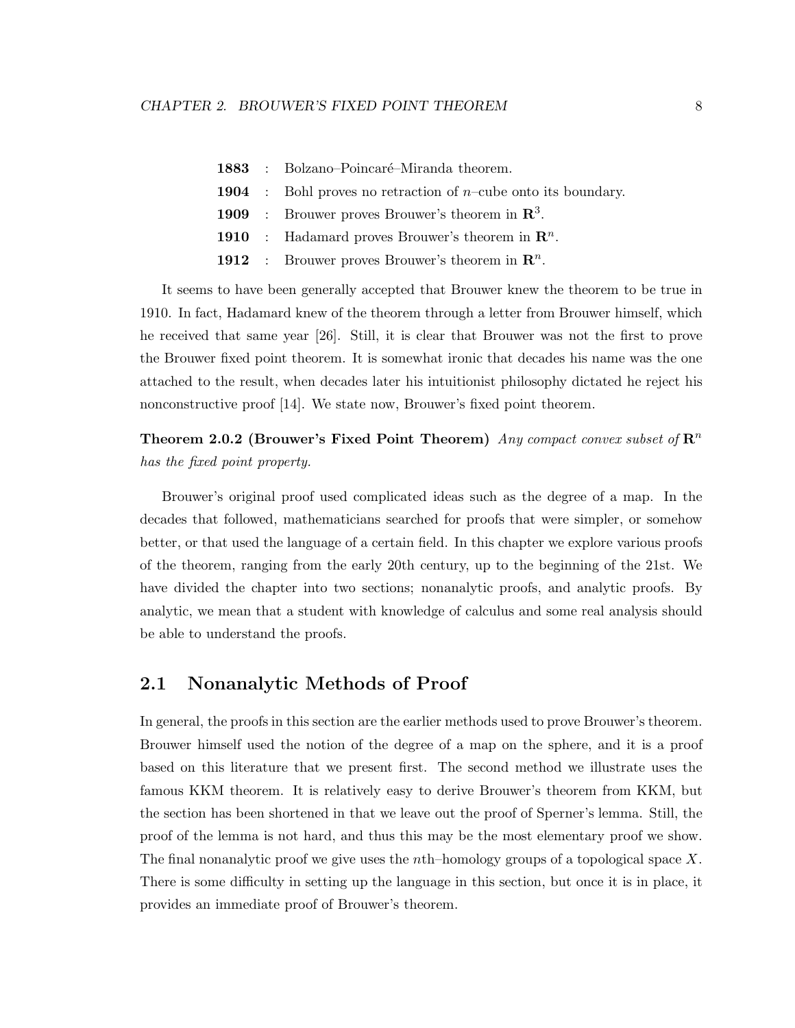**1883** : Bolzano–Poincaré–Miranda theorem.
**1904** : Bohl proves no retraction of $n$–cube onto its boundary.
**1909** : Brouwer proves Brouwer's theorem in $\mathbf{R}^3$.
**1910** : Hadamard proves Brouwer's theorem in $\mathbf{R}^n$.
**1912** : Brouwer proves Brouwer's theorem in $\mathbf{R}^n$.

It seems to have been generally accepted that Brouwer knew the theorem to be true in 1910. In fact, Hadamard knew of the theorem through a letter from Brouwer himself, which he received that same year [26]. Still, it is clear that Brouwer was not the first to prove the Brouwer fixed point theorem. It is somewhat ironic that decades his name was the one attached to the result, when decades later his intuitionist philosophy dictated he reject his nonconstructive proof [14]. We state now, Brouwer's fixed point theorem.

**Theorem 2.0.2 (Brouwer's Fixed Point Theorem)** *Any compact convex subset of* $\mathbf{R}^n$ *has the fixed point property.*

Brouwer's original proof used complicated ideas such as the degree of a map. In the decades that followed, mathematicians searched for proofs that were simpler, or somehow better, or that used the language of a certain field. In this chapter we explore various proofs of the theorem, ranging from the early 20th century, up to the beginning of the 21st. We have divided the chapter into two sections; nonanalytic proofs, and analytic proofs. By analytic, we mean that a student with knowledge of calculus and some real analysis should be able to understand the proofs.

## 2.1 Nonanalytic Methods of Proof

In general, the proofs in this section are the earlier methods used to prove Brouwer's theorem. Brouwer himself used the notion of the degree of a map on the sphere, and it is a proof based on this literature that we present first. The second method we illustrate uses the famous KKM theorem. It is relatively easy to derive Brouwer's theorem from KKM, but the section has been shortened in that we leave out the proof of Sperner's lemma. Still, the proof of the lemma is not hard, and thus this may be the most elementary proof we show. The final nonanalytic proof we give uses the $n$th–homology groups of a topological space $X$. There is some difficulty in setting up the language in this section, but once it is in place, it provides an immediate proof of Brouwer's theorem.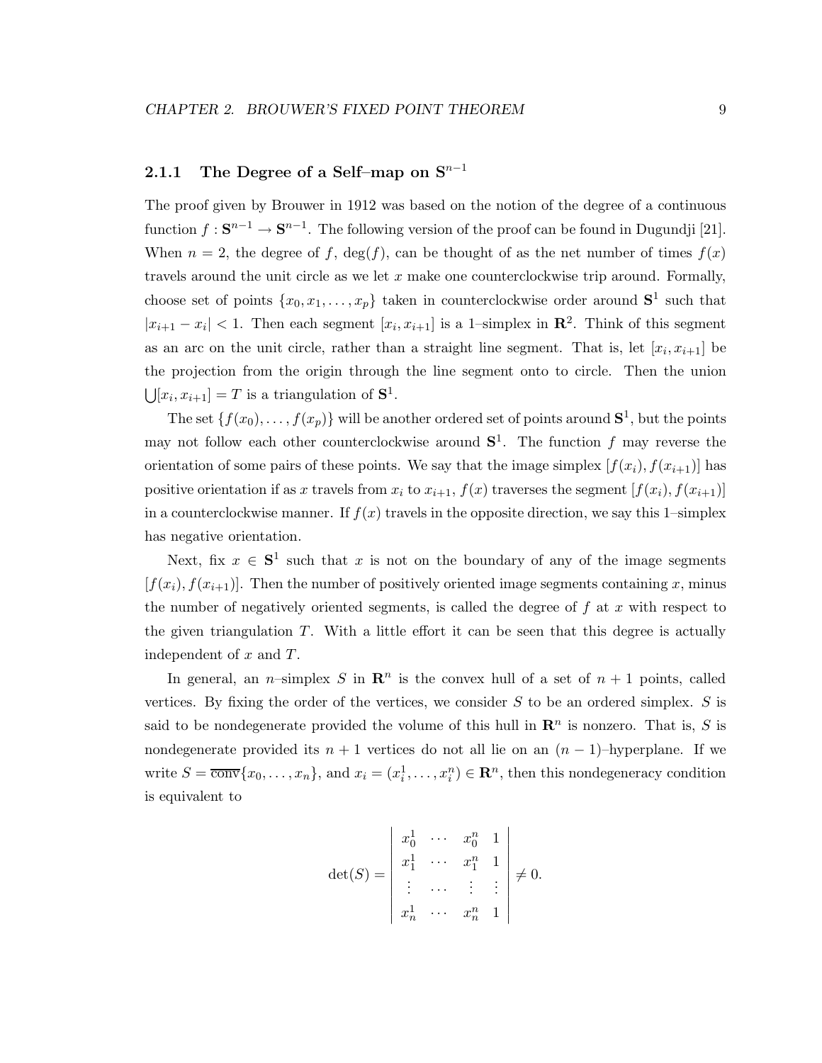### 2.1.1 The Degree of a Self–map on $\mathbf{S}^{n-1}$

The proof given by Brouwer in 1912 was based on the notion of the degree of a continuous function $f : \mathbf{S}^{n-1} \to \mathbf{S}^{n-1}$. The following version of the proof can be found in Dugundji [21]. When $n = 2$, the degree of $f$, $\deg(f)$, can be thought of as the net number of times $f(x)$ travels around the unit circle as we let $x$ make one counterclockwise trip around. Formally, choose set of points $\{x_0, x_1, \ldots, x_p\}$ taken in counterclockwise order around $\mathbf{S}^1$ such that $|x_{i+1} - x_i| < 1$. Then each segment $[x_i, x_{i+1}]$ is a 1–simplex in $\mathbf{R}^2$. Think of this segment as an arc on the unit circle, rather than a straight line segment. That is, let $[x_i, x_{i+1}]$ be the projection from the origin through the line segment onto to circle. Then the union $\bigcup [x_i, x_{i+1}] = T$ is a triangulation of $\mathbf{S}^1$.

The set $\{f(x_0), \ldots, f(x_p)\}$ will be another ordered set of points around $\mathbf{S}^1$, but the points may not follow each other counterclockwise around $\mathbf{S}^1$. The function $f$ may reverse the orientation of some pairs of these points. We say that the image simplex $[f(x_i), f(x_{i+1})]$ has positive orientation if as $x$ travels from $x_i$ to $x_{i+1}$, $f(x)$ traverses the segment $[f(x_i), f(x_{i+1})]$ in a counterclockwise manner. If $f(x)$ travels in the opposite direction, we say this 1–simplex has negative orientation.

Next, fix $x \in \mathbf{S}^1$ such that $x$ is not on the boundary of any of the image segments $[f(x_i), f(x_{i+1})]$. Then the number of positively oriented image segments containing $x$, minus the number of negatively oriented segments, is called the degree of $f$ at $x$ with respect to the given triangulation $T$. With a little effort it can be seen that this degree is actually independent of $x$ and $T$.

In general, an $n$–simplex $S$ in $\mathbf{R}^n$ is the convex hull of a set of $n+1$ points, called vertices. By fixing the order of the vertices, we consider $S$ to be an ordered simplex. $S$ is said to be nondegenerate provided the volume of this hull in $\mathbf{R}^n$ is nonzero. That is, $S$ is nondegenerate provided its $n+1$ vertices do not all lie on an $(n-1)$–hyperplane. If we write $S = \overline{\text{conv}}\{x_0, \ldots, x_n\}$, and $x_i = (x_i^1, \ldots, x_i^n) \in \mathbf{R}^n$, then this nondegeneracy condition is equivalent to

$$\det(S) = \begin{vmatrix} x_0^1 & \cdots & x_0^n & 1 \\ x_1^1 & \cdots & x_1^n & 1 \\ \vdots & \cdots & \vdots & \vdots \\ x_n^1 & \cdots & x_n^n & 1 \end{vmatrix} \neq 0.$$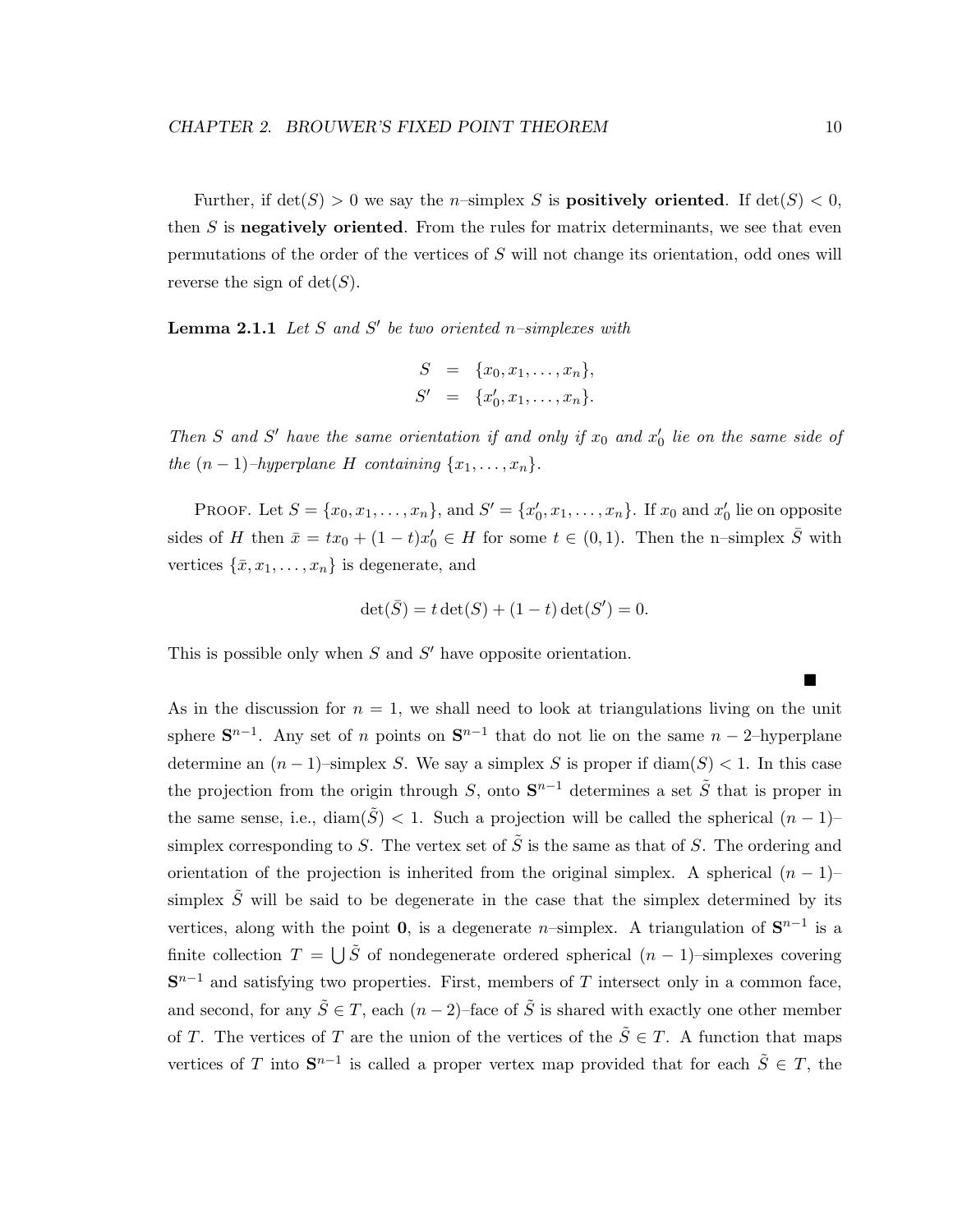Further, if $\det(S) > 0$ we say the $n$–simplex $S$ is **positively oriented**. If $\det(S) < 0$, then $S$ is **negatively oriented**. From the rules for matrix determinants, we see that even permutations of the order of the vertices of $S$ will not change its orientation, odd ones will reverse the sign of $\det(S)$.

**Lemma 2.1.1** *Let $S$ and $S'$ be two oriented $n$–simplexes with*

$$\begin{aligned} S &= \{x_0, x_1, \ldots, x_n\}, \\ S' &= \{x'_0, x_1, \ldots, x_n\}. \end{aligned}$$

*Then $S$ and $S'$ have the same orientation if and only if $x_0$ and $x'_0$ lie on the same side of the $(n-1)$–hyperplane $H$ containing $\{x_1, \ldots, x_n\}$.*

Proof. Let $S = \{x_0, x_1, \ldots, x_n\}$, and $S' = \{x'_0, x_1, \ldots, x_n\}$. If $x_0$ and $x'_0$ lie on opposite sides of $H$ then $\bar{x} = tx_0 + (1-t)x'_0 \in H$ for some $t \in (0, 1)$. Then the n–simplex $\bar{S}$ with vertices $\{\bar{x}, x_1, \ldots, x_n\}$ is degenerate, and

$$\det(\bar{S}) = t\det(S) + (1-t)\det(S') = 0.$$

This is possible only when $S$ and $S'$ have opposite orientation.

■

As in the discussion for $n = 1$, we shall need to look at triangulations living on the unit sphere $\mathbf{S}^{n-1}$. Any set of $n$ points on $\mathbf{S}^{n-1}$ that do not lie on the same $n-2$–hyperplane determine an $(n-1)$–simplex $S$. We say a simplex $S$ is proper if $\mathrm{diam}(S) < 1$. In this case the projection from the origin through $S$, onto $\mathbf{S}^{n-1}$ determines a set $\tilde{S}$ that is proper in the same sense, i.e., $\mathrm{diam}(\tilde{S}) < 1$. Such a projection will be called the spherical $(n-1)$–simplex corresponding to $S$. The vertex set of $\tilde{S}$ is the same as that of $S$. The ordering and orientation of the projection is inherited from the original simplex. A spherical $(n-1)$–simplex $\tilde{S}$ will be said to be degenerate in the case that the simplex determined by its vertices, along with the point $\mathbf{0}$, is a degenerate $n$–simplex. A triangulation of $\mathbf{S}^{n-1}$ is a finite collection $T = \bigcup \tilde{S}$ of nondegenerate ordered spherical $(n-1)$–simplexes covering $\mathbf{S}^{n-1}$ and satisfying two properties. First, members of $T$ intersect only in a common face, and second, for any $\tilde{S} \in T$, each $(n-2)$–face of $\tilde{S}$ is shared with exactly one other member of $T$. The vertices of $T$ are the union of the vertices of the $\tilde{S} \in T$. A function that maps vertices of $T$ into $\mathbf{S}^{n-1}$ is called a proper vertex map provided that for each $\tilde{S} \in T$, the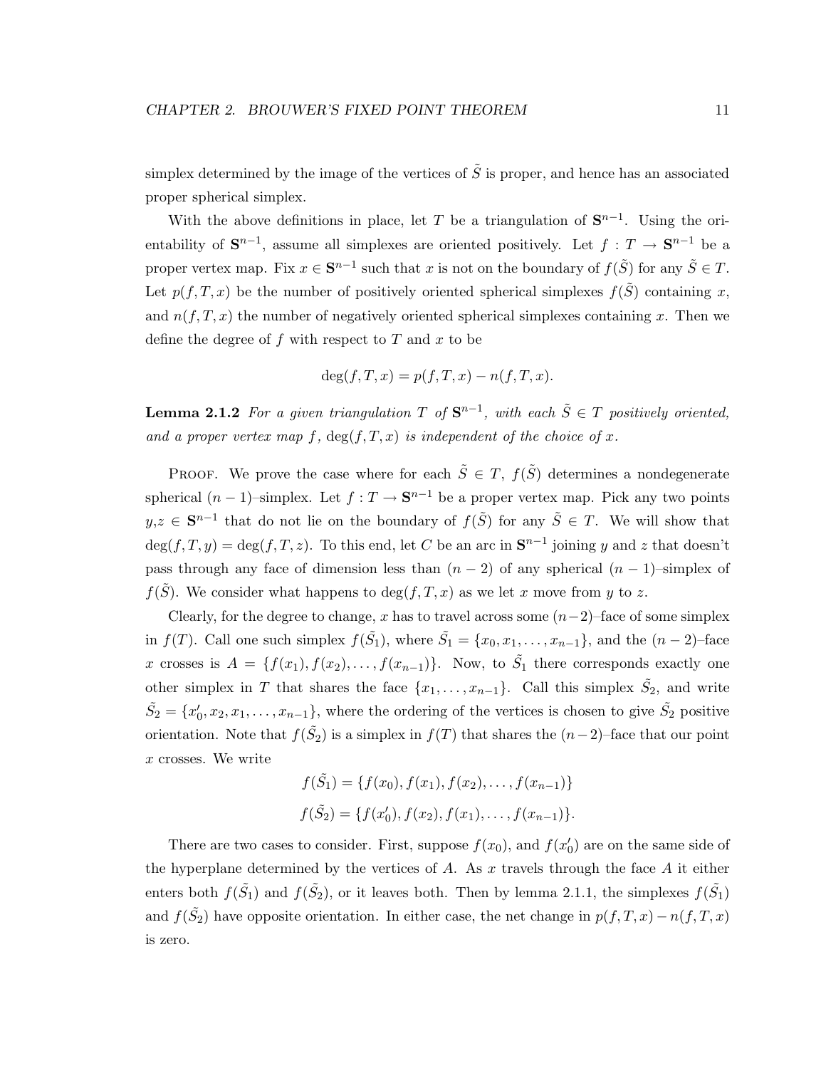simplex determined by the image of the vertices of $\tilde{S}$ is proper, and hence has an associated proper spherical simplex.

With the above definitions in place, let $T$ be a triangulation of $\mathbf{S}^{n-1}$. Using the orientability of $\mathbf{S}^{n-1}$, assume all simplexes are oriented positively. Let $f : T \to \mathbf{S}^{n-1}$ be a proper vertex map. Fix $x \in \mathbf{S}^{n-1}$ such that $x$ is not on the boundary of $f(\tilde{S})$ for any $\tilde{S} \in T$. Let $p(f, T, x)$ be the number of positively oriented spherical simplexes $f(\tilde{S})$ containing $x$, and $n(f, T, x)$ the number of negatively oriented spherical simplexes containing $x$. Then we define the degree of $f$ with respect to $T$ and $x$ to be

$$\deg(f, T, x) = p(f, T, x) - n(f, T, x).$$

**Lemma 2.1.2** *For a given triangulation $T$ of $\mathbf{S}^{n-1}$, with each $\tilde{S} \in T$ positively oriented, and a proper vertex map $f$, $\deg(f, T, x)$ is independent of the choice of $x$.*

Proof. We prove the case where for each $\tilde{S} \in T$, $f(\tilde{S})$ determines a nondegenerate spherical $(n-1)$–simplex. Let $f : T \to \mathbf{S}^{n-1}$ be a proper vertex map. Pick any two points $y, z \in \mathbf{S}^{n-1}$ that do not lie on the boundary of $f(\tilde{S})$ for any $\tilde{S} \in T$. We will show that $\deg(f, T, y) = \deg(f, T, z)$. To this end, let $C$ be an arc in $\mathbf{S}^{n-1}$ joining $y$ and $z$ that doesn't pass through any face of dimension less than $(n-2)$ of any spherical $(n-1)$–simplex of $f(\tilde{S})$. We consider what happens to $\deg(f, T, x)$ as we let $x$ move from $y$ to $z$.

Clearly, for the degree to change, $x$ has to travel across some $(n-2)$–face of some simplex in $f(T)$. Call one such simplex $f(\tilde{S_1})$, where $\tilde{S_1} = \{x_0, x_1, \ldots, x_{n-1}\}$, and the $(n-2)$–face $x$ crosses is $A = \{f(x_1), f(x_2), \ldots, f(x_{n-1})\}$. Now, to $\tilde{S_1}$ there corresponds exactly one other simplex in $T$ that shares the face $\{x_1, \ldots, x_{n-1}\}$. Call this simplex $\tilde{S_2}$, and write $\tilde{S_2} = \{x_0', x_2, x_1, \ldots, x_{n-1}\}$, where the ordering of the vertices is chosen to give $\tilde{S_2}$ positive orientation. Note that $f(\tilde{S_2})$ is a simplex in $f(T)$ that shares the $(n-2)$–face that our point $x$ crosses. We write

$$f(\tilde{S_1}) = \{f(x_0), f(x_1), f(x_2), \ldots, f(x_{n-1})\}$$

$$f(\tilde{S_2}) = \{f(x_0'), f(x_2), f(x_1), \ldots, f(x_{n-1})\}.$$

There are two cases to consider. First, suppose $f(x_0)$, and $f(x_0')$ are on the same side of the hyperplane determined by the vertices of $A$. As $x$ travels through the face $A$ it either enters both $f(\tilde{S_1})$ and $f(\tilde{S_2})$, or it leaves both. Then by lemma 2.1.1, the simplexes $f(\tilde{S_1})$ and $f(\tilde{S_2})$ have opposite orientation. In either case, the net change in $p(f, T, x) - n(f, T, x)$ is zero.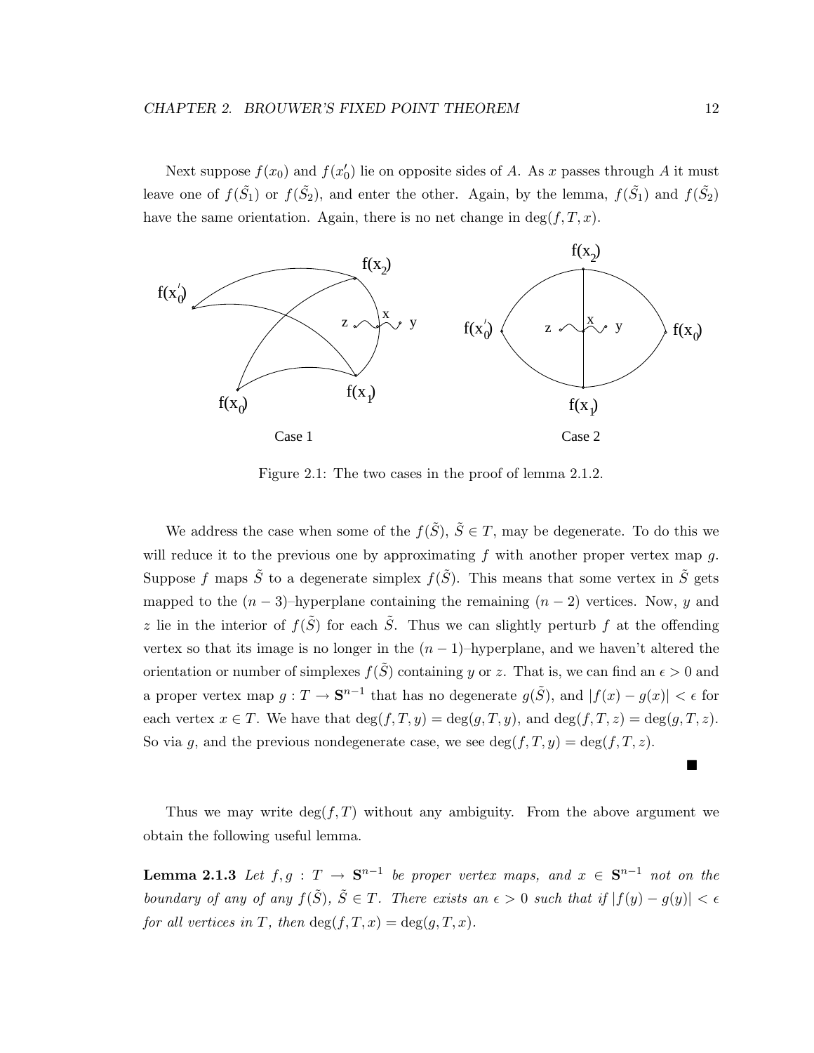Next suppose $f(x_0)$ and $f(x_0')$ lie on opposite sides of $A$. As $x$ passes through $A$ it must leave one of $f(\tilde{S}_1)$ or $f(\tilde{S}_2)$, and enter the other. Again, by the lemma, $f(\tilde{S}_1)$ and $f(\tilde{S}_2)$ have the same orientation. Again, there is no net change in $\deg(f, T, x)$.

Figure 2.1: The two cases in the proof of lemma 2.1.2.

We address the case when some of the $f(\tilde{S})$, $\tilde{S} \in T$, may be degenerate. To do this we will reduce it to the previous one by approximating $f$ with another proper vertex map $g$. Suppose $f$ maps $\tilde{S}$ to a degenerate simplex $f(\tilde{S})$. This means that some vertex in $\tilde{S}$ gets mapped to the $(n-3)$–hyperplane containing the remaining $(n-2)$ vertices. Now, $y$ and $z$ lie in the interior of $f(\tilde{S})$ for each $\tilde{S}$. Thus we can slightly perturb $f$ at the offending vertex so that its image is no longer in the $(n-1)$–hyperplane, and we haven't altered the orientation or number of simplexes $f(\tilde{S})$ containing $y$ or $z$. That is, we can find an $\epsilon > 0$ and a proper vertex map $g : T \to \mathbf{S}^{n-1}$ that has no degenerate $g(\tilde{S})$, and $|f(x) - g(x)| < \epsilon$ for each vertex $x \in T$. We have that $\deg(f, T, y) = \deg(g, T, y)$, and $\deg(f, T, z) = \deg(g, T, z)$. So via $g$, and the previous nondegenerate case, we see $\deg(f, T, y) = \deg(f, T, z)$.

■

Thus we may write $\deg(f, T)$ without any ambiguity. From the above argument we obtain the following useful lemma.

**Lemma 2.1.3** *Let $f, g : T \to \mathbf{S}^{n-1}$ be proper vertex maps, and $x \in \mathbf{S}^{n-1}$ not on the boundary of any of any $f(\tilde{S})$, $\tilde{S} \in T$. There exists an $\epsilon > 0$ such that if $|f(y) - g(y)| < \epsilon$ for all vertices in $T$, then $\deg(f, T, x) = \deg(g, T, x)$.*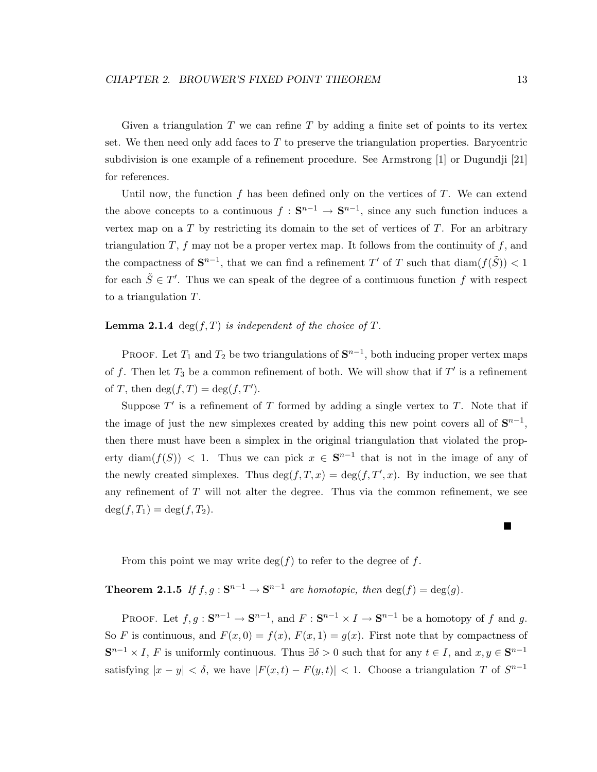Given a triangulation $T$ we can refine $T$ by adding a finite set of points to its vertex set. We then need only add faces to $T$ to preserve the triangulation properties. Barycentric subdivision is one example of a refinement procedure. See Armstrong [1] or Dugundji [21] for references.

Until now, the function $f$ has been defined only on the vertices of $T$. We can extend the above concepts to a continuous $f : \mathbf{S}^{n-1} \to \mathbf{S}^{n-1}$, since any such function induces a vertex map on a $T$ by restricting its domain to the set of vertices of $T$. For an arbitrary triangulation $T$, $f$ may not be a proper vertex map. It follows from the continuity of $f$, and the compactness of $\mathbf{S}^{n-1}$, that we can find a refinement $T'$ of $T$ such that $\operatorname{diam}(f(\tilde{S})) < 1$ for each $\tilde{S} \in T'$. Thus we can speak of the degree of a continuous function $f$ with respect to a triangulation $T$.

**Lemma 2.1.4** *$\deg(f, T)$ is independent of the choice of $T$.*

Proof. Let $T_1$ and $T_2$ be two triangulations of $\mathbf{S}^{n-1}$, both inducing proper vertex maps of $f$. Then let $T_3$ be a common refinement of both. We will show that if $T'$ is a refinement of $T$, then $\deg(f, T) = \deg(f, T')$.

Suppose $T'$ is a refinement of $T$ formed by adding a single vertex to $T$. Note that if the image of just the new simplexes created by adding this new point covers all of $\mathbf{S}^{n-1}$, then there must have been a simplex in the original triangulation that violated the property $\operatorname{diam}(f(S)) < 1$. Thus we can pick $x \in \mathbf{S}^{n-1}$ that is not in the image of any of the newly created simplexes. Thus $\deg(f, T, x) = \deg(f, T', x)$. By induction, we see that any refinement of $T$ will not alter the degree. Thus via the common refinement, we see $\deg(f, T_1) = \deg(f, T_2)$.

■

From this point we may write $\deg(f)$ to refer to the degree of $f$.

**Theorem 2.1.5** *If $f, g : \mathbf{S}^{n-1} \to \mathbf{S}^{n-1}$ are homotopic, then $\deg(f) = \deg(g)$.*

Proof. Let $f, g : \mathbf{S}^{n-1} \to \mathbf{S}^{n-1}$, and $F : \mathbf{S}^{n-1} \times I \to \mathbf{S}^{n-1}$ be a homotopy of $f$ and $g$. So $F$ is continuous, and $F(x, 0) = f(x)$, $F(x, 1) = g(x)$. First note that by compactness of $\mathbf{S}^{n-1} \times I$, $F$ is uniformly continuous. Thus $\exists \delta > 0$ such that for any $t \in I$, and $x, y \in \mathbf{S}^{n-1}$ satisfying $|x - y| < \delta$, we have $|F(x, t) - F(y, t)| < 1$. Choose a triangulation $T$ of $S^{n-1}$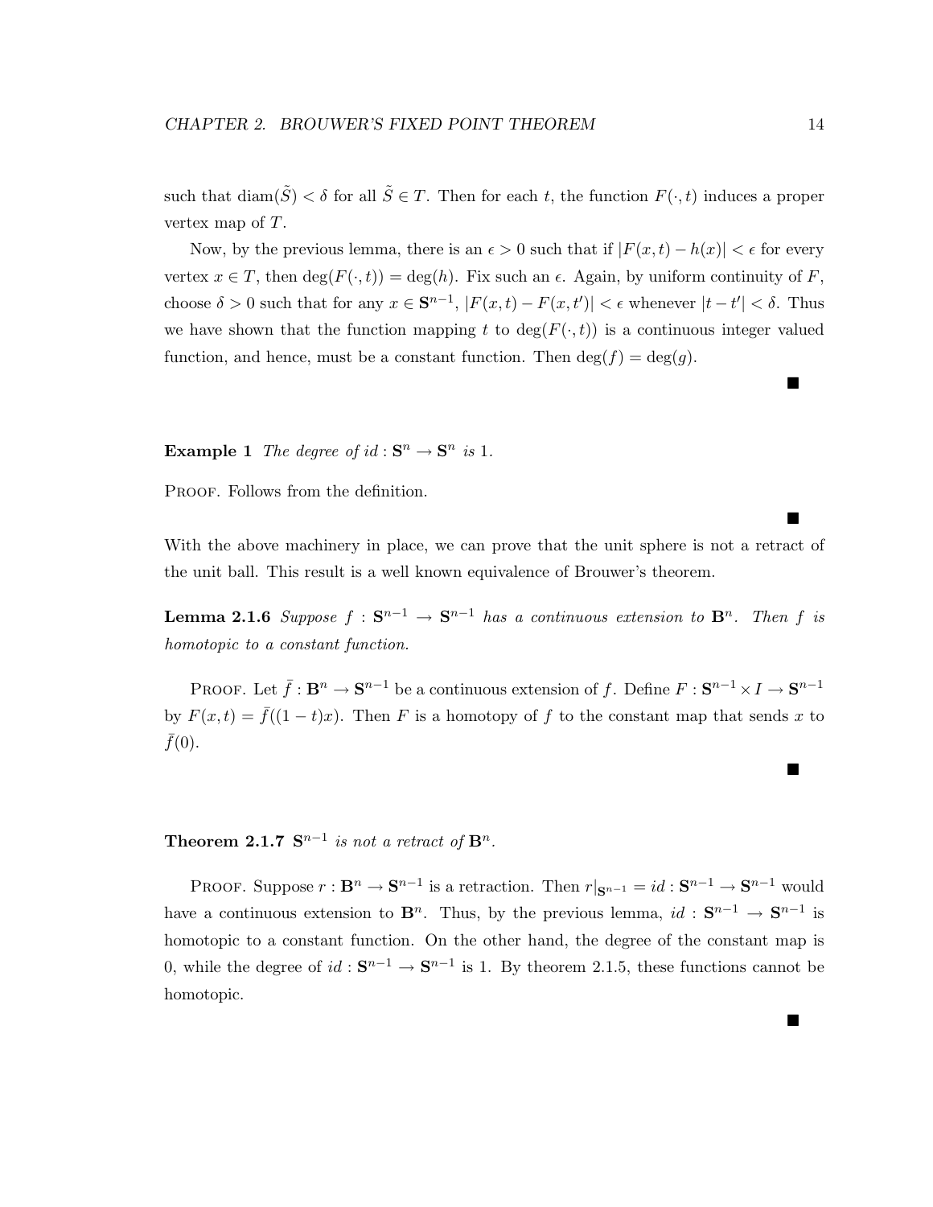such that $\operatorname{diam}(\tilde{S}) < \delta$ for all $\tilde{S} \in T$. Then for each $t$, the function $F(\cdot, t)$ induces a proper vertex map of $T$.

Now, by the previous lemma, there is an $\epsilon > 0$ such that if $|F(x,t) - h(x)| < \epsilon$ for every vertex $x \in T$, then $\deg(F(\cdot,t)) = \deg(h)$. Fix such an $\epsilon$. Again, by uniform continuity of $F$, choose $\delta > 0$ such that for any $x \in \mathbf{S}^{n-1}$, $|F(x,t) - F(x,t')| < \epsilon$ whenever $|t - t'| < \delta$. Thus we have shown that the function mapping $t$ to $\deg(F(\cdot,t))$ is a continuous integer valued function, and hence, must be a constant function. Then $\deg(f) = \deg(g)$.

■

**Example 1** *The degree of $id : \mathbf{S}^n \to \mathbf{S}^n$ is 1.*

Proof. Follows from the definition.

■

With the above machinery in place, we can prove that the unit sphere is not a retract of the unit ball. This result is a well known equivalence of Brouwer's theorem.

**Lemma 2.1.6** *Suppose $f : \mathbf{S}^{n-1} \to \mathbf{S}^{n-1}$ has a continuous extension to $\mathbf{B}^n$. Then $f$ is homotopic to a constant function.*

Proof. Let $\bar{f} : \mathbf{B}^n \to \mathbf{S}^{n-1}$ be a continuous extension of $f$. Define $F : \mathbf{S}^{n-1} \times I \to \mathbf{S}^{n-1}$ by $F(x,t) = \bar{f}((1-t)x)$. Then $F$ is a homotopy of $f$ to the constant map that sends $x$ to $\bar{f}(0)$.

■

**Theorem 2.1.7** *$\mathbf{S}^{n-1}$ is not a retract of $\mathbf{B}^n$.*

Proof. Suppose $r : \mathbf{B}^n \to \mathbf{S}^{n-1}$ is a retraction. Then $r|_{\mathbf{S}^{n-1}} = id : \mathbf{S}^{n-1} \to \mathbf{S}^{n-1}$ would have a continuous extension to $\mathbf{B}^n$. Thus, by the previous lemma, $id : \mathbf{S}^{n-1} \to \mathbf{S}^{n-1}$ is homotopic to a constant function. On the other hand, the degree of the constant map is 0, while the degree of $id : \mathbf{S}^{n-1} \to \mathbf{S}^{n-1}$ is 1. By theorem 2.1.5, these functions cannot be homotopic.

■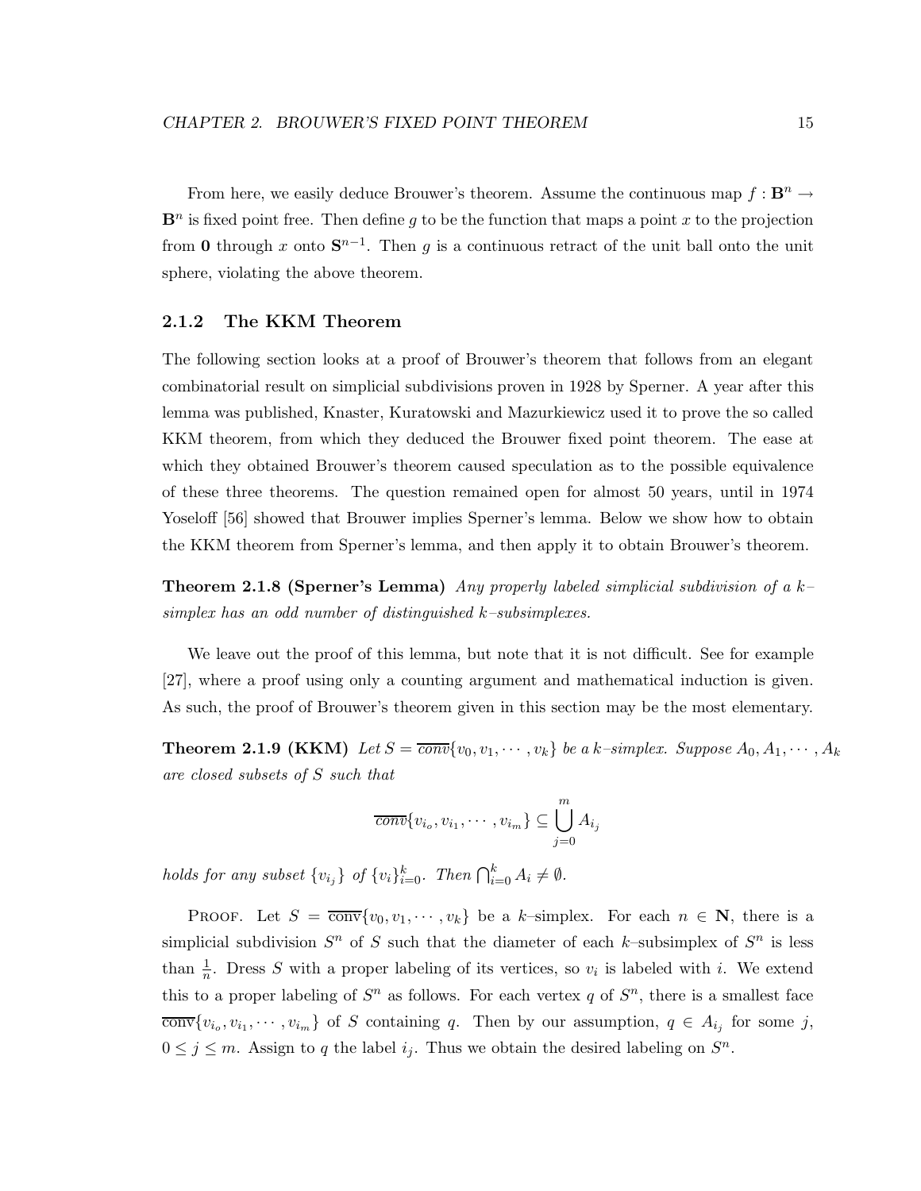From here, we easily deduce Brouwer's theorem. Assume the continuous map $f : \mathbf{B}^n \to \mathbf{B}^n$ is fixed point free. Then define $g$ to be the function that maps a point $x$ to the projection from $\mathbf{0}$ through $x$ onto $\mathbf{S}^{n-1}$. Then $g$ is a continuous retract of the unit ball onto the unit sphere, violating the above theorem.

### 2.1.2 The KKM Theorem

The following section looks at a proof of Brouwer's theorem that follows from an elegant combinatorial result on simplicial subdivisions proven in 1928 by Sperner. A year after this lemma was published, Knaster, Kuratowski and Mazurkiewicz used it to prove the so called KKM theorem, from which they deduced the Brouwer fixed point theorem. The ease at which they obtained Brouwer's theorem caused speculation as to the possible equivalence of these three theorems. The question remained open for almost 50 years, until in 1974 Yoseloff [56] showed that Brouwer implies Sperner's lemma. Below we show how to obtain the KKM theorem from Sperner's lemma, and then apply it to obtain Brouwer's theorem.

**Theorem 2.1.8 (Sperner's Lemma)** *Any properly labeled simplicial subdivision of a $k$–simplex has an odd number of distinguished $k$–subsimplexes.*

We leave out the proof of this lemma, but note that it is not difficult. See for example [27], where a proof using only a counting argument and mathematical induction is given. As such, the proof of Brouwer's theorem given in this section may be the most elementary.

**Theorem 2.1.9 (KKM)** *Let $S = \overline{conv}\{v_0, v_1, \cdots, v_k\}$ be a $k$–simplex. Suppose $A_0, A_1, \cdots, A_k$ are closed subsets of $S$ such that*

$$\overline{conv}\{v_{i_o}, v_{i_1}, \cdots, v_{i_m}\} \subseteq \bigcup_{j=0}^{m} A_{i_j}$$

*holds for any subset $\{v_{i_j}\}$ of $\{v_i\}_{i=0}^{k}$. Then $\bigcap_{i=0}^{k} A_i \neq \emptyset$.*

Proof. Let $S = \overline{\text{conv}}\{v_0, v_1, \cdots, v_k\}$ be a $k$–simplex. For each $n \in \mathbf{N}$, there is a simplicial subdivision $S^n$ of $S$ such that the diameter of each $k$–subsimplex of $S^n$ is less than $\frac{1}{n}$. Dress $S$ with a proper labeling of its vertices, so $v_i$ is labeled with $i$. We extend this to a proper labeling of $S^n$ as follows. For each vertex $q$ of $S^n$, there is a smallest face $\overline{\text{conv}}\{v_{i_o}, v_{i_1}, \cdots, v_{i_m}\}$ of $S$ containing $q$. Then by our assumption, $q \in A_{i_j}$ for some $j$, $0 \leq j \leq m$. Assign to $q$ the label $i_j$. Thus we obtain the desired labeling on $S^n$.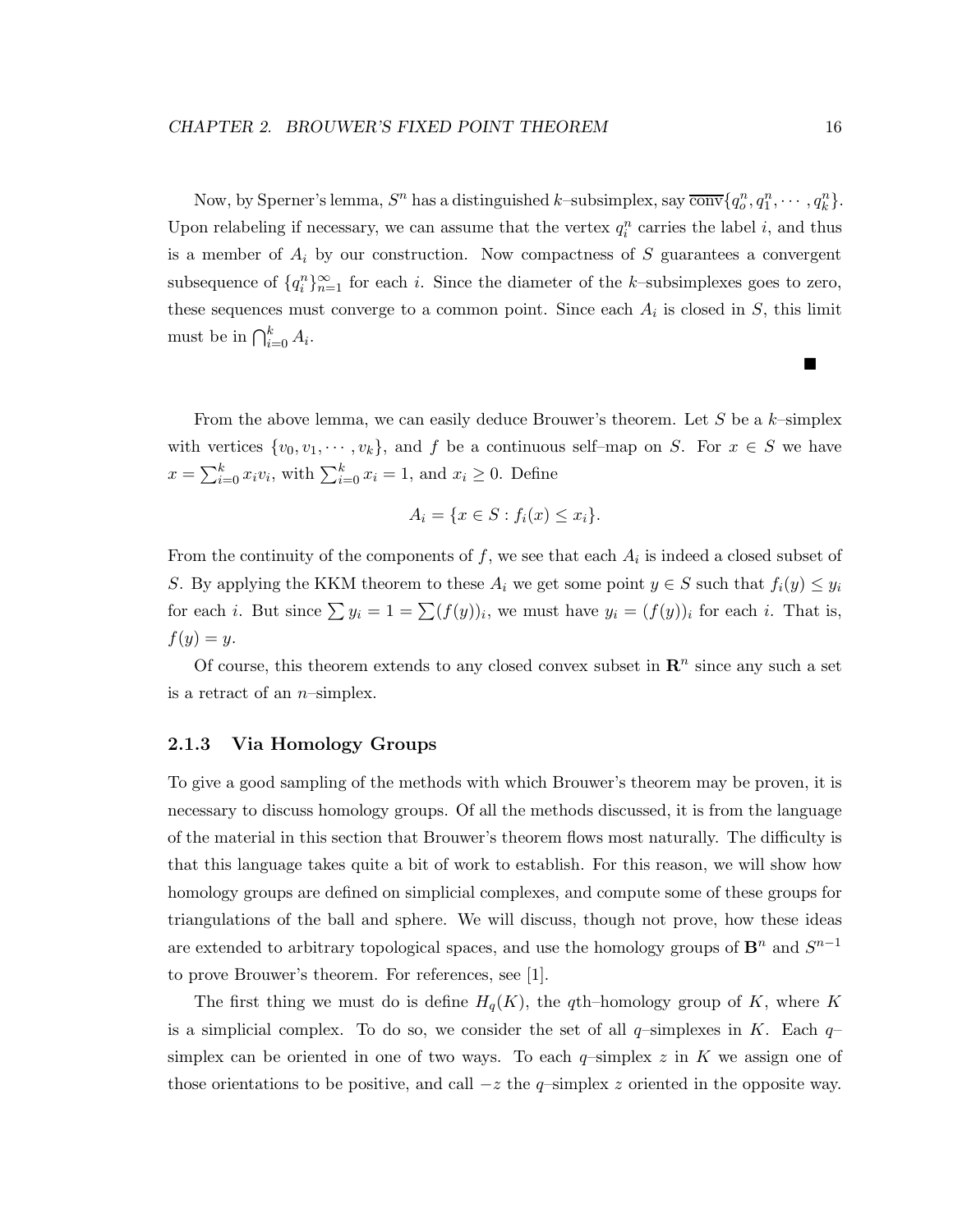Now, by Sperner's lemma, $S^n$ has a distinguished $k$–subsimplex, say $\overline{\text{conv}}\{q_o^n, q_1^n, \cdots, q_k^n\}$. Upon relabeling if necessary, we can assume that the vertex $q_i^n$ carries the label $i$, and thus is a member of $A_i$ by our construction. Now compactness of $S$ guarantees a convergent subsequence of $\{q_i^n\}_{n=1}^{\infty}$ for each $i$. Since the diameter of the $k$–subsimplexes goes to zero, these sequences must converge to a common point. Since each $A_i$ is closed in $S$, this limit must be in $\bigcap_{i=0}^{k} A_i$.

■

From the above lemma, we can easily deduce Brouwer's theorem. Let $S$ be a $k$–simplex with vertices $\{v_0, v_1, \cdots, v_k\}$, and $f$ be a continuous self–map on $S$. For $x \in S$ we have $x = \sum_{i=0}^{k} x_i v_i$, with $\sum_{i=0}^{k} x_i = 1$, and $x_i \geq 0$. Define

$$A_i = \{x \in S : f_i(x) \leq x_i\}.$$

From the continuity of the components of $f$, we see that each $A_i$ is indeed a closed subset of $S$. By applying the KKM theorem to these $A_i$ we get some point $y \in S$ such that $f_i(y) \leq y_i$ for each $i$. But since $\sum y_i = 1 = \sum (f(y))_i$, we must have $y_i = (f(y))_i$ for each $i$. That is, $f(y) = y$.

Of course, this theorem extends to any closed convex subset in $\mathbf{R}^n$ since any such a set is a retract of an $n$–simplex.

### 2.1.3 Via Homology Groups

To give a good sampling of the methods with which Brouwer's theorem may be proven, it is necessary to discuss homology groups. Of all the methods discussed, it is from the language of the material in this section that Brouwer's theorem flows most naturally. The difficulty is that this language takes quite a bit of work to establish. For this reason, we will show how homology groups are defined on simplicial complexes, and compute some of these groups for triangulations of the ball and sphere. We will discuss, though not prove, how these ideas are extended to arbitrary topological spaces, and use the homology groups of $\mathbf{B}^n$ and $S^{n-1}$ to prove Brouwer's theorem. For references, see [1].

The first thing we must do is define $H_q(K)$, the $q$th–homology group of $K$, where $K$ is a simplicial complex. To do so, we consider the set of all $q$–simplexes in $K$. Each $q$–simplex can be oriented in one of two ways. To each $q$–simplex $z$ in $K$ we assign one of those orientations to be positive, and call $-z$ the $q$–simplex $z$ oriented in the opposite way.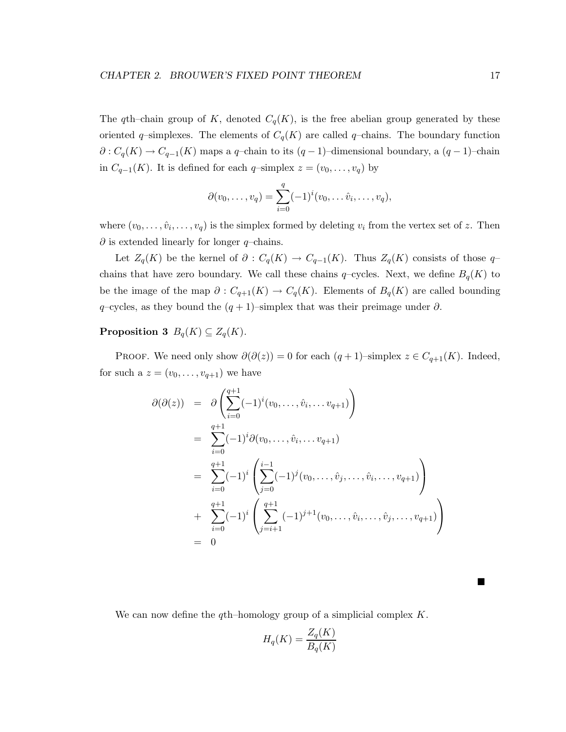The $q$th–chain group of $K$, denoted $C_q(K)$, is the free abelian group generated by these oriented $q$–simplexes. The elements of $C_q(K)$ are called $q$–chains. The boundary function $\partial : C_q(K) \to C_{q-1}(K)$ maps a $q$–chain to its $(q-1)$–dimensional boundary, a $(q-1)$–chain in $C_{q-1}(K)$. It is defined for each $q$–simplex $z = (v_0, \ldots, v_q)$ by

$$\partial(v_0, \ldots, v_q) = \sum_{i=0}^{q} (-1)^i (v_0, \ldots \hat{v}_i, \ldots, v_q),$$

where $(v_0, \ldots, \hat{v}_i, \ldots, v_q)$ is the simplex formed by deleting $v_i$ from the vertex set of $z$. Then $\partial$ is extended linearly for longer $q$–chains.

Let $Z_q(K)$ be the kernel of $\partial : C_q(K) \to C_{q-1}(K)$. Thus $Z_q(K)$ consists of those $q$–chains that have zero boundary. We call these chains $q$–cycles. Next, we define $B_q(K)$ to be the image of the map $\partial : C_{q+1}(K) \to C_q(K)$. Elements of $B_q(K)$ are called bounding $q$–cycles, as they bound the $(q+1)$–simplex that was their preimage under $\partial$.

**Proposition 3** $B_q(K) \subseteq Z_q(K)$.

PROOF. We need only show $\partial(\partial(z)) = 0$ for each $(q+1)$–simplex $z \in C_{q+1}(K)$. Indeed, for such a $z = (v_0, \ldots, v_{q+1})$ we have

$$\begin{aligned}
\partial(\partial(z)) &= \partial\left(\sum_{i=0}^{q+1} (-1)^i (v_0, \ldots, \hat{v}_i, \ldots v_{q+1})\right) \\
&= \sum_{i=0}^{q+1} (-1)^i \partial(v_0, \ldots, \hat{v}_i, \ldots v_{q+1}) \\
&= \sum_{i=0}^{q+1} (-1)^i \left(\sum_{j=0}^{i-1} (-1)^j (v_0, \ldots, \hat{v}_j, \ldots, \hat{v}_i, \ldots, v_{q+1})\right) \\
&+ \sum_{i=0}^{q+1} (-1)^i \left(\sum_{j=i+1}^{q+1} (-1)^{j+1} (v_0, \ldots, \hat{v}_i, \ldots, \hat{v}_j, \ldots, v_{q+1})\right) \\
&= 0
\end{aligned}$$

■

We can now define the $q$th–homology group of a simplicial complex $K$.

$$H_q(K) = \frac{Z_q(K)}{B_q(K)}$$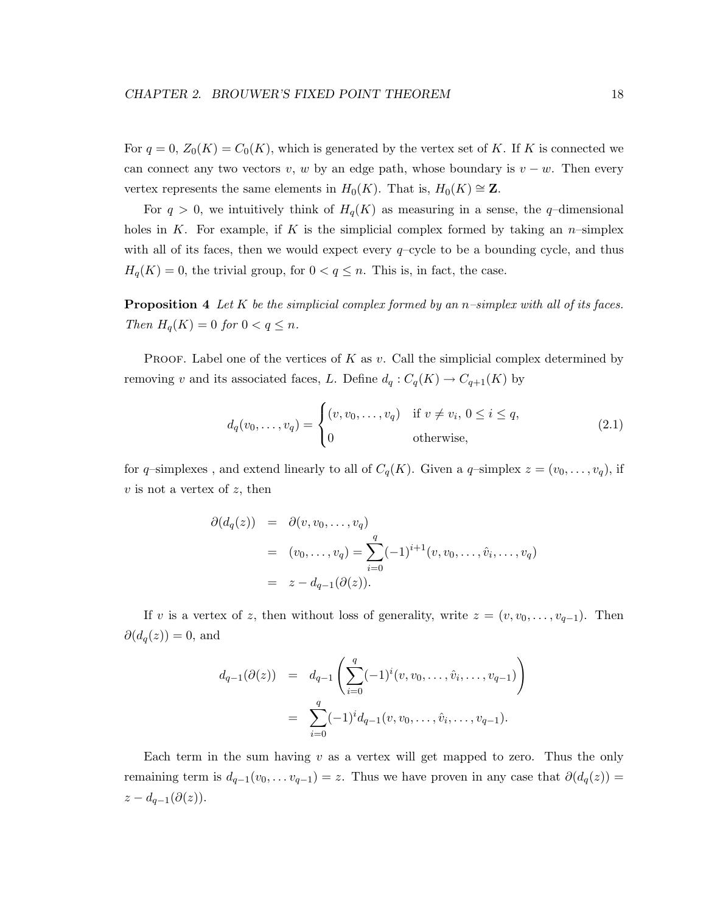For $q = 0$, $Z_0(K) = C_0(K)$, which is generated by the vertex set of $K$. If $K$ is connected we can connect any two vectors $v$, $w$ by an edge path, whose boundary is $v - w$. Then every vertex represents the same elements in $H_0(K)$. That is, $H_0(K) \cong \mathbf{Z}$.

For $q > 0$, we intuitively think of $H_q(K)$ as measuring in a sense, the $q$–dimensional holes in $K$. For example, if $K$ is the simplicial complex formed by taking an $n$–simplex with all of its faces, then we would expect every $q$–cycle to be a bounding cycle, and thus $H_q(K) = 0$, the trivial group, for $0 < q \leq n$. This is, in fact, the case.

**Proposition 4** *Let $K$ be the simplicial complex formed by an $n$–simplex with all of its faces. Then $H_q(K) = 0$ for $0 < q \leq n$.*

Proof. Label one of the vertices of $K$ as $v$. Call the simplicial complex determined by removing $v$ and its associated faces, $L$. Define $d_q : C_q(K) \to C_{q+1}(K)$ by

$$d_q(v_0, \ldots, v_q) = \begin{cases} (v, v_0, \ldots, v_q) & \text{if } v \neq v_i,\ 0 \leq i \leq q, \\ 0 & \text{otherwise,} \end{cases} \tag{2.1}$$

for $q$–simplexes , and extend linearly to all of $C_q(K)$. Given a $q$–simplex $z = (v_0, \ldots, v_q)$, if $v$ is not a vertex of $z$, then

$$\begin{aligned} \partial(d_q(z)) &= \partial(v, v_0, \ldots, v_q) \\ &= (v_0, \ldots, v_q) = \sum_{i=0}^{q} (-1)^{i+1} (v, v_0, \ldots, \hat{v}_i, \ldots, v_q) \\ &= z - d_{q-1}(\partial(z)). \end{aligned}$$

If $v$ is a vertex of $z$, then without loss of generality, write $z = (v, v_0, \ldots, v_{q-1})$. Then $\partial(d_q(z)) = 0$, and

$$\begin{aligned} d_{q-1}(\partial(z)) &= d_{q-1}\left( \sum_{i=0}^{q} (-1)^i (v, v_0, \ldots, \hat{v}_i, \ldots, v_{q-1}) \right) \\ &= \sum_{i=0}^{q} (-1)^i d_{q-1}(v, v_0, \ldots, \hat{v}_i, \ldots, v_{q-1}). \end{aligned}$$

Each term in the sum having $v$ as a vertex will get mapped to zero. Thus the only remaining term is $d_{q-1}(v_0, \ldots v_{q-1}) = z$. Thus we have proven in any case that $\partial(d_q(z)) = z - d_{q-1}(\partial(z))$.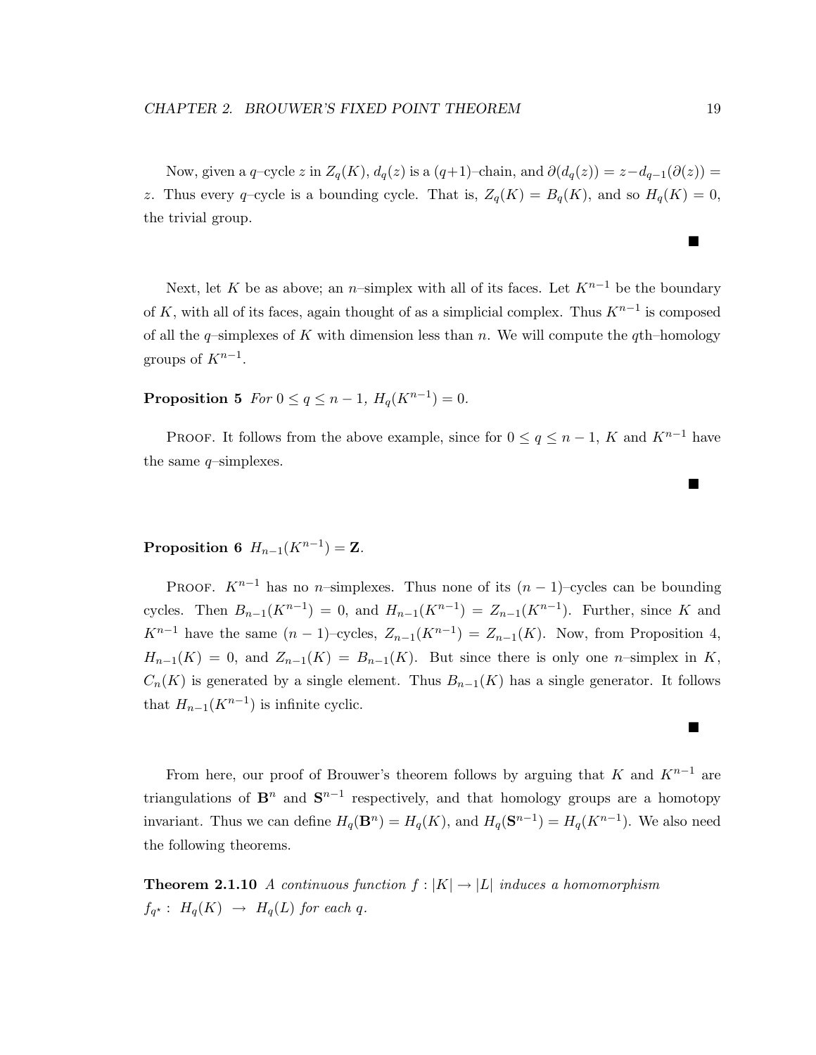Now, given a $q$–cycle $z$ in $Z_q(K)$, $d_q(z)$ is a $(q+1)$–chain, and $\partial(d_q(z)) = z - d_{q-1}(\partial(z)) = z$. Thus every $q$–cycle is a bounding cycle. That is, $Z_q(K) = B_q(K)$, and so $H_q(K) = 0$, the trivial group.

■

Next, let $K$ be as above; an $n$–simplex with all of its faces. Let $K^{n-1}$ be the boundary of $K$, with all of its faces, again thought of as a simplicial complex. Thus $K^{n-1}$ is composed of all the $q$–simplexes of $K$ with dimension less than $n$. We will compute the $q$th–homology groups of $K^{n-1}$.

**Proposition 5** *For $0 \leq q \leq n-1$, $H_q(K^{n-1}) = 0$.*

Proof. It follows from the above example, since for $0 \leq q \leq n-1$, $K$ and $K^{n-1}$ have the same $q$–simplexes.

■

**Proposition 6** $H_{n-1}(K^{n-1}) = \mathbf{Z}$.

Proof. $K^{n-1}$ has no $n$–simplexes. Thus none of its $(n-1)$–cycles can be bounding cycles. Then $B_{n-1}(K^{n-1}) = 0$, and $H_{n-1}(K^{n-1}) = Z_{n-1}(K^{n-1})$. Further, since $K$ and $K^{n-1}$ have the same $(n-1)$–cycles, $Z_{n-1}(K^{n-1}) = Z_{n-1}(K)$. Now, from Proposition 4, $H_{n-1}(K) = 0$, and $Z_{n-1}(K) = B_{n-1}(K)$. But since there is only one $n$–simplex in $K$, $C_n(K)$ is generated by a single element. Thus $B_{n-1}(K)$ has a single generator. It follows that $H_{n-1}(K^{n-1})$ is infinite cyclic.

■

From here, our proof of Brouwer's theorem follows by arguing that $K$ and $K^{n-1}$ are triangulations of $\mathbf{B}^n$ and $\mathbf{S}^{n-1}$ respectively, and that homology groups are a homotopy invariant. Thus we can define $H_q(\mathbf{B}^n) = H_q(K)$, and $H_q(\mathbf{S}^{n-1}) = H_q(K^{n-1})$. We also need the following theorems.

**Theorem 2.1.10** *A continuous function $f : |K| \to |L|$ induces a homomorphism $f_{q^\star} : H_q(K) \to H_q(L)$ for each $q$.*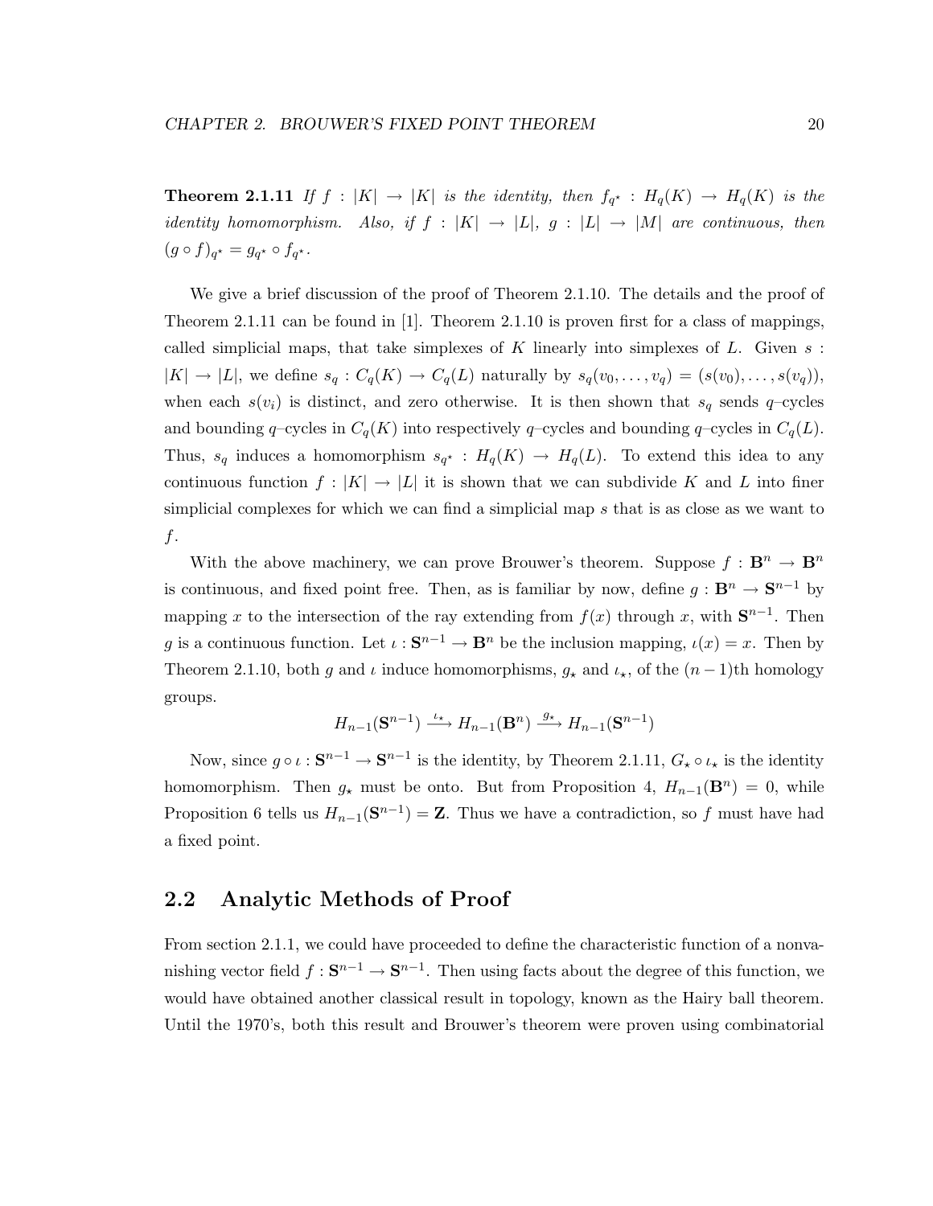**Theorem 2.1.11** *If $f : |K| \to |K|$ is the identity, then $f_{q^\star} : H_q(K) \to H_q(K)$ is the identity homomorphism. Also, if $f : |K| \to |L|$, $g : |L| \to |M|$ are continuous, then $(g \circ f)_{q^\star} = g_{q^\star} \circ f_{q^\star}$.*

We give a brief discussion of the proof of Theorem 2.1.10. The details and the proof of Theorem 2.1.11 can be found in [1]. Theorem 2.1.10 is proven first for a class of mappings, called simplicial maps, that take simplexes of $K$ linearly into simplexes of $L$. Given $s : |K| \to |L|$, we define $s_q : C_q(K) \to C_q(L)$ naturally by $s_q(v_0, \ldots, v_q) = (s(v_0), \ldots, s(v_q))$, when each $s(v_i)$ is distinct, and zero otherwise. It is then shown that $s_q$ sends $q$–cycles and bounding $q$–cycles in $C_q(K)$ into respectively $q$–cycles and bounding $q$–cycles in $C_q(L)$. Thus, $s_q$ induces a homomorphism $s_{q^\star} : H_q(K) \to H_q(L)$. To extend this idea to any continuous function $f : |K| \to |L|$ it is shown that we can subdivide $K$ and $L$ into finer simplicial complexes for which we can find a simplicial map $s$ that is as close as we want to $f$.

With the above machinery, we can prove Brouwer's theorem. Suppose $f : \mathbf{B}^n \to \mathbf{B}^n$ is continuous, and fixed point free. Then, as is familiar by now, define $g : \mathbf{B}^n \to \mathbf{S}^{n-1}$ by mapping $x$ to the intersection of the ray extending from $f(x)$ through $x$, with $\mathbf{S}^{n-1}$. Then $g$ is a continuous function. Let $\iota : \mathbf{S}^{n-1} \to \mathbf{B}^n$ be the inclusion mapping, $\iota(x) = x$. Then by Theorem 2.1.10, both $g$ and $\iota$ induce homomorphisms, $g_\star$ and $\iota_\star$, of the $(n-1)$th homology groups.

$$H_{n-1}(\mathbf{S}^{n-1}) \xrightarrow{\iota_\star} H_{n-1}(\mathbf{B}^n) \xrightarrow{g_\star} H_{n-1}(\mathbf{S}^{n-1})$$

Now, since $g \circ \iota : \mathbf{S}^{n-1} \to \mathbf{S}^{n-1}$ is the identity, by Theorem 2.1.11, $G_\star \circ \iota_\star$ is the identity homomorphism. Then $g_\star$ must be onto. But from Proposition 4, $H_{n-1}(\mathbf{B}^n) = 0$, while Proposition 6 tells us $H_{n-1}(\mathbf{S}^{n-1}) = \mathbf{Z}$. Thus we have a contradiction, so $f$ must have had a fixed point.

## 2.2 Analytic Methods of Proof

From section 2.1.1, we could have proceeded to define the characteristic function of a nonvanishing vector field $f : \mathbf{S}^{n-1} \to \mathbf{S}^{n-1}$. Then using facts about the degree of this function, we would have obtained another classical result in topology, known as the Hairy ball theorem. Until the 1970's, both this result and Brouwer's theorem were proven using combinatorial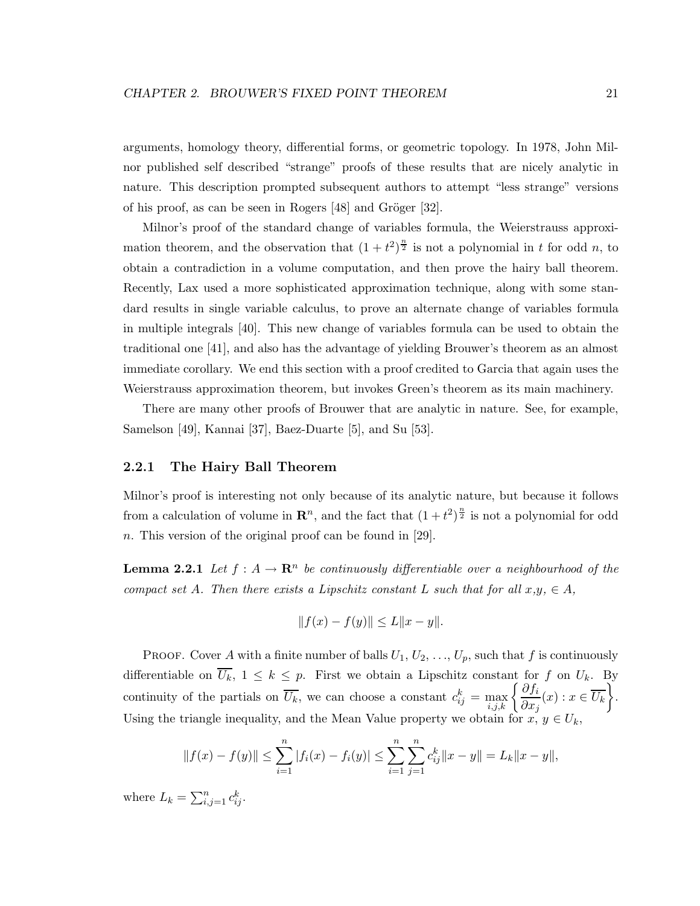arguments, homology theory, differential forms, or geometric topology. In 1978, John Milnor published self described "strange" proofs of these results that are nicely analytic in nature. This description prompted subsequent authors to attempt "less strange" versions of his proof, as can be seen in Rogers [48] and Gröger [32].

Milnor's proof of the standard change of variables formula, the Weierstrauss approximation theorem, and the observation that $(1+t^2)^{\frac{n}{2}}$ is not a polynomial in $t$ for odd $n$, to obtain a contradiction in a volume computation, and then prove the hairy ball theorem. Recently, Lax used a more sophisticated approximation technique, along with some standard results in single variable calculus, to prove an alternate change of variables formula in multiple integrals [40]. This new change of variables formula can be used to obtain the traditional one [41], and also has the advantage of yielding Brouwer's theorem as an almost immediate corollary. We end this section with a proof credited to Garcia that again uses the Weierstrauss approximation theorem, but invokes Green's theorem as its main machinery.

There are many other proofs of Brouwer that are analytic in nature. See, for example, Samelson [49], Kannai [37], Baez-Duarte [5], and Su [53].

### 2.2.1 The Hairy Ball Theorem

Milnor's proof is interesting not only because of its analytic nature, but because it follows from a calculation of volume in $\mathbf{R}^n$, and the fact that $(1+t^2)^{\frac{n}{2}}$ is not a polynomial for odd $n$. This version of the original proof can be found in [29].

**Lemma 2.2.1** *Let $f : A \to \mathbf{R}^n$ be continuously differentiable over a neighbourhood of the compact set $A$. Then there exists a Lipschitz constant $L$ such that for all $x$,$y$, $\in A$,*

$$\|f(x) - f(y)\| \leq L\|x - y\|.$$

Proof. Cover $A$ with a finite number of balls $U_1, U_2, \ldots, U_p$, such that $f$ is continuously differentiable on $\overline{U_k}$, $1 \leq k \leq p$. First we obtain a Lipschitz constant for $f$ on $U_k$. By continuity of the partials on $\overline{U_k}$, we can choose a constant $c_{ij}^k = \max_{i,j,k} \left\{ \dfrac{\partial f_i}{\partial x_j}(x) : x \in \overline{U_k} \right\}$. Using the triangle inequality, and the Mean Value property we obtain for $x$, $y \in U_k$,

$$\|f(x) - f(y)\| \leq \sum_{i=1}^{n} |f_i(x) - f_i(y)| \leq \sum_{i=1}^{n} \sum_{j=1}^{n} c_{ij}^k \|x - y\| = L_k \|x - y\|,$$

where $L_k = \sum_{i,j=1}^{n} c_{ij}^k$.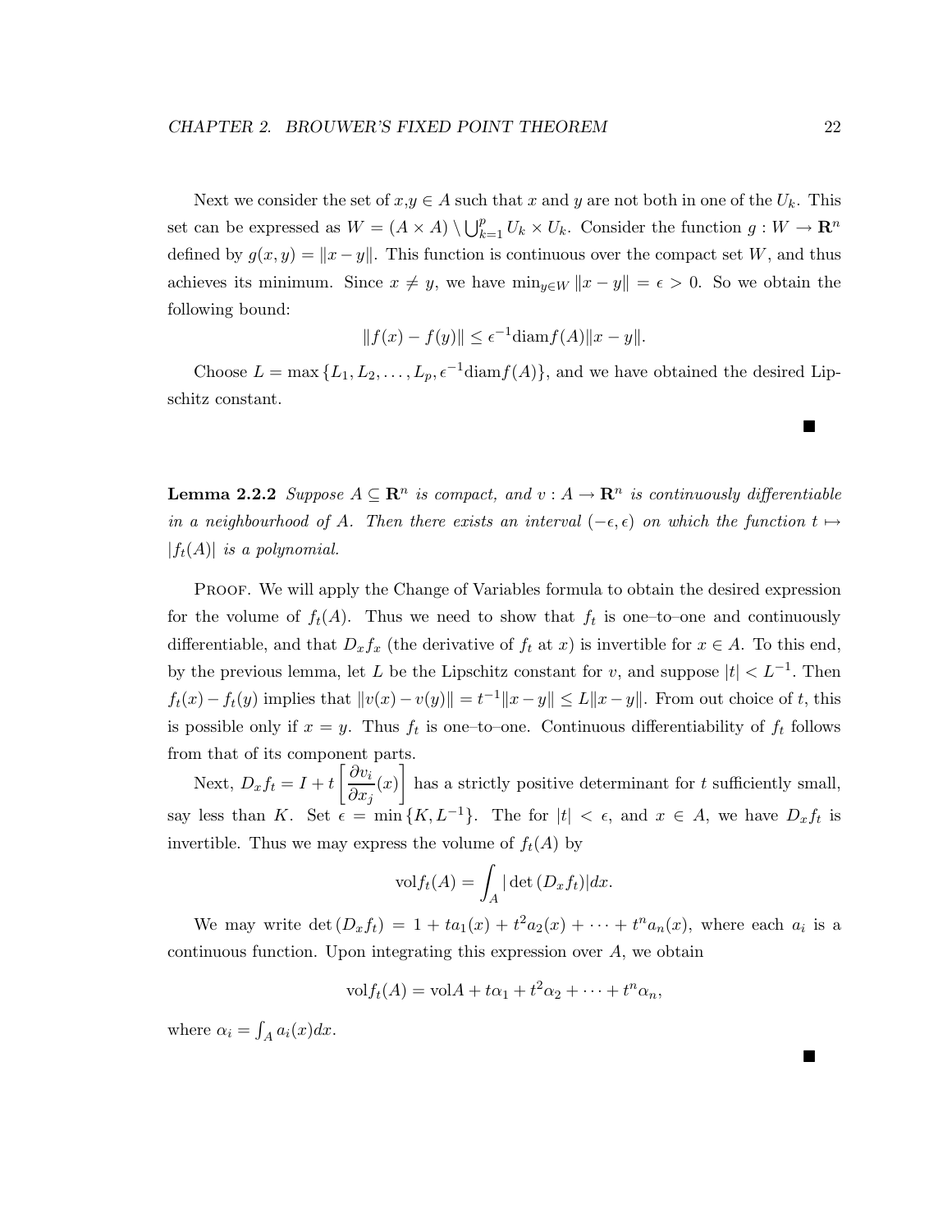Next we consider the set of $x$,$y \in A$ such that $x$ and $y$ are not both in one of the $U_k$. This set can be expressed as $W = (A \times A) \setminus \bigcup_{k=1}^{p} U_k \times U_k$. Consider the function $g : W \to \mathbf{R}^n$ defined by $g(x, y) = \|x - y\|$. This function is continuous over the compact set $W$, and thus achieves its minimum. Since $x \neq y$, we have $\min_{y \in W} \|x - y\| = \epsilon > 0$. So we obtain the following bound:

$$\|f(x) - f(y)\| \leq \epsilon^{-1} \mathrm{diam} f(A) \|x - y\|.$$

Choose $L = \max\{L_1, L_2, \ldots, L_p, \epsilon^{-1} \mathrm{diam} f(A)\}$, and we have obtained the desired Lipschitz constant.

■

**Lemma 2.2.2** *Suppose $A \subseteq \mathbf{R}^n$ is compact, and $v : A \to \mathbf{R}^n$ is continuously differentiable in a neighbourhood of $A$. Then there exists an interval $(-\epsilon, \epsilon)$ on which the function $t \mapsto |f_t(A)|$ is a polynomial.*

Proof. We will apply the Change of Variables formula to obtain the desired expression for the volume of $f_t(A)$. Thus we need to show that $f_t$ is one–to–one and continuously differentiable, and that $D_x f_x$ (the derivative of $f_t$ at $x$) is invertible for $x \in A$. To this end, by the previous lemma, let $L$ be the Lipschitz constant for $v$, and suppose $|t| < L^{-1}$. Then $f_t(x) - f_t(y)$ implies that $\|v(x) - v(y)\| = t^{-1}\|x - y\| \leq L\|x - y\|$. From out choice of $t$, this is possible only if $x = y$. Thus $f_t$ is one–to–one. Continuous differentiability of $f_t$ follows from that of its component parts.

Next, $D_x f_t = I + t \left[\dfrac{\partial v_i}{\partial x_j}(x)\right]$ has a strictly positive determinant for $t$ sufficiently small, say less than $K$. Set $\epsilon = \min\{K, L^{-1}\}$. The for $|t| < \epsilon$, and $x \in A$, we have $D_x f_t$ is invertible. Thus we may express the volume of $f_t(A)$ by

$$\mathrm{vol} f_t(A) = \int_A |\det(D_x f_t)| dx.$$

We may write $\det(D_x f_t) = 1 + t a_1(x) + t^2 a_2(x) + \cdots + t^n a_n(x)$, where each $a_i$ is a continuous function. Upon integrating this expression over $A$, we obtain

$$\mathrm{vol} f_t(A) = \mathrm{vol} A + t\alpha_1 + t^2 \alpha_2 + \cdots + t^n \alpha_n,$$

where $\alpha_i = \int_A a_i(x) dx$.

■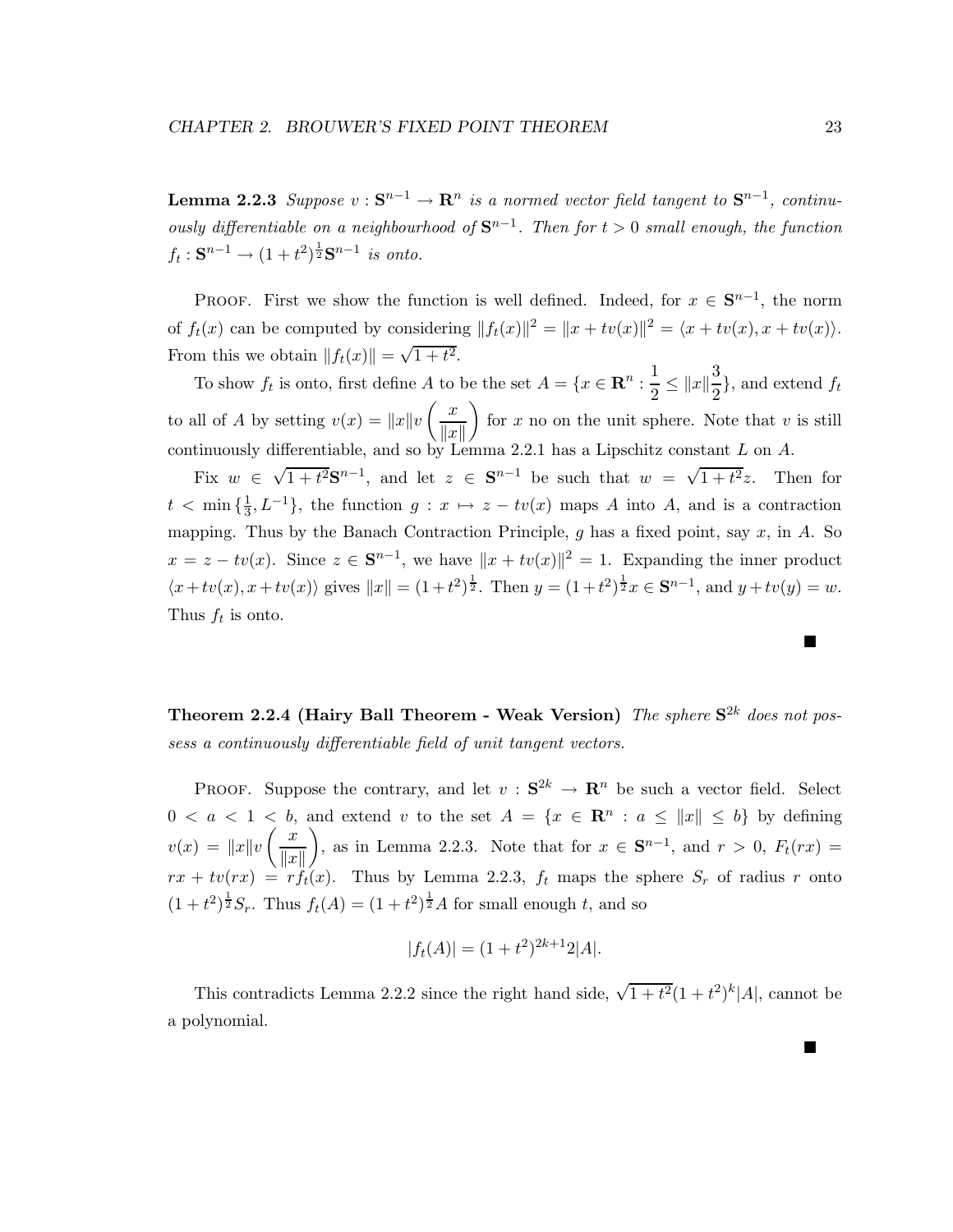**Lemma 2.2.3** *Suppose $v : \mathbf{S}^{n-1} \to \mathbf{R}^n$ is a normed vector field tangent to $\mathbf{S}^{n-1}$, continuously differentiable on a neighbourhood of $\mathbf{S}^{n-1}$. Then for $t > 0$ small enough, the function $f_t : \mathbf{S}^{n-1} \to (1+t^2)^{\frac{1}{2}}\mathbf{S}^{n-1}$ is onto.*

Proof. First we show the function is well defined. Indeed, for $x \in \mathbf{S}^{n-1}$, the norm of $f_t(x)$ can be computed by considering $\|f_t(x)\|^2 = \|x + tv(x)\|^2 = \langle x + tv(x), x + tv(x)\rangle$. From this we obtain $\|f_t(x)\| = \sqrt{1+t^2}$.

To show $f_t$ is onto, first define $A$ to be the set $A = \{x \in \mathbf{R}^n : \dfrac{1}{2} \leq \|x\|\dfrac{3}{2}\}$, and extend $f_t$ to all of $A$ by setting $v(x) = \|x\| v\left(\dfrac{x}{\|x\|}\right)$ for $x$ no on the unit sphere. Note that $v$ is still continuously differentiable, and so by Lemma 2.2.1 has a Lipschitz constant $L$ on $A$.

Fix $w \in \sqrt{1+t^2}\mathbf{S}^{n-1}$, and let $z \in \mathbf{S}^{n-1}$ be such that $w = \sqrt{1+t^2}z$. Then for $t < \min\{\frac{1}{3}, L^{-1}\}$, the function $g : x \mapsto z - tv(x)$ maps $A$ into $A$, and is a contraction mapping. Thus by the Banach Contraction Principle, $g$ has a fixed point, say $x$, in $A$. So $x = z - tv(x)$. Since $z \in \mathbf{S}^{n-1}$, we have $\|x + tv(x)\|^2 = 1$. Expanding the inner product $\langle x + tv(x), x + tv(x)\rangle$ gives $\|x\| = (1+t^2)^{\frac{1}{2}}$. Then $y = (1+t^2)^{\frac{1}{2}}x \in \mathbf{S}^{n-1}$, and $y + tv(y) = w$. Thus $f_t$ is onto.

■

**Theorem 2.2.4 (Hairy Ball Theorem - Weak Version)** *The sphere $\mathbf{S}^{2k}$ does not possess a continuously differentiable field of unit tangent vectors.*

Proof. Suppose the contrary, and let $v : \mathbf{S}^{2k} \to \mathbf{R}^n$ be such a vector field. Select $0 < a < 1 < b$, and extend $v$ to the set $A = \{x \in \mathbf{R}^n : a \leq \|x\| \leq b\}$ by defining $v(x) = \|x\| v\left(\dfrac{x}{\|x\|}\right)$, as in Lemma 2.2.3. Note that for $x \in \mathbf{S}^{n-1}$, and $r > 0$, $F_t(rx) = rx + tv(rx) = rf_t(x)$. Thus by Lemma 2.2.3, $f_t$ maps the sphere $S_r$ of radius $r$ onto $(1+t^2)^{\frac{1}{2}}S_r$. Thus $f_t(A) = (1+t^2)^{\frac{1}{2}}A$ for small enough $t$, and so

$$|f_t(A)| = (1+t^2)^{2k+1}2|A|.$$

This contradicts Lemma 2.2.2 since the right hand side, $\sqrt{1+t^2}(1+t^2)^k|A|$, cannot be a polynomial.

■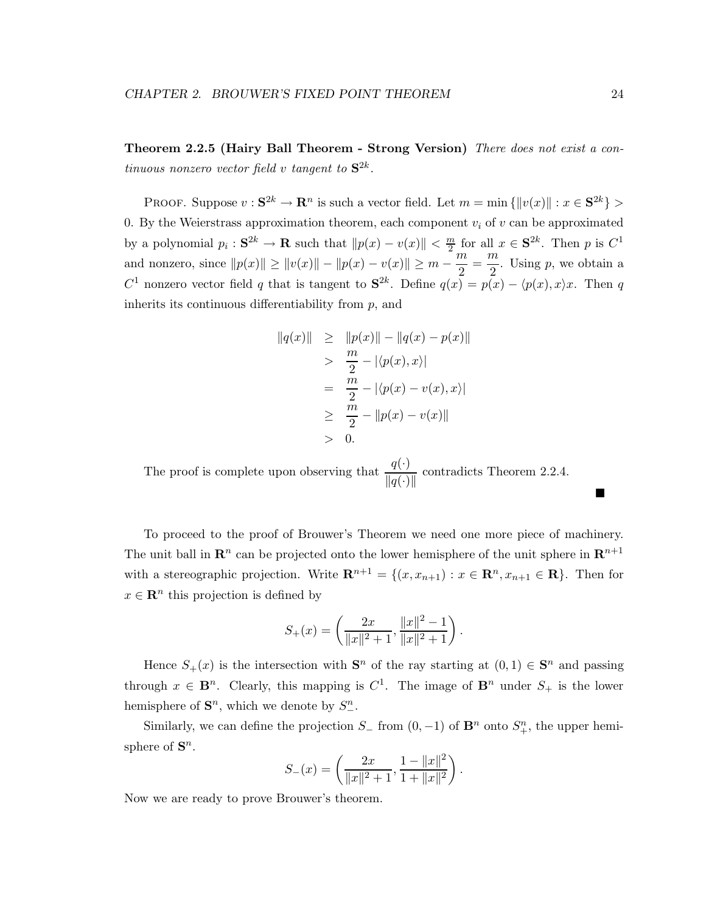**Theorem 2.2.5 (Hairy Ball Theorem - Strong Version)** *There does not exist a continuous nonzero vector field $v$ tangent to $\mathbf{S}^{2k}$.*

Proof. Suppose $v : \mathbf{S}^{2k} \to \mathbf{R}^n$ is such a vector field. Let $m = \min \{\|v(x)\| : x \in \mathbf{S}^{2k}\} > 0$. By the Weierstrass approximation theorem, each component $v_i$ of $v$ can be approximated by a polynomial $p_i : \mathbf{S}^{2k} \to \mathbf{R}$ such that $\|p(x) - v(x)\| < \frac{m}{2}$ for all $x \in \mathbf{S}^{2k}$. Then $p$ is $C^1$ and nonzero, since $\|p(x)\| \geq \|v(x)\| - \|p(x) - v(x)\| \geq m - \dfrac{m}{2} = \dfrac{m}{2}$. Using $p$, we obtain a $C^1$ nonzero vector field $q$ that is tangent to $\mathbf{S}^{2k}$. Define $q(x) = p(x) - \langle p(x), x\rangle x$. Then $q$ inherits its continuous differentiability from $p$, and

$$
\begin{aligned}
\|q(x)\| &\geq \|p(x)\| - \|q(x) - p(x)\| \\
&> \frac{m}{2} - |\langle p(x), x\rangle| \\
&= \frac{m}{2} - |\langle p(x) - v(x), x\rangle| \\
&\geq \frac{m}{2} - \|p(x) - v(x)\| \\
&> 0.
\end{aligned}
$$

The proof is complete upon observing that $\dfrac{q(\cdot)}{\|q(\cdot)\|}$ contradicts Theorem 2.2.4. ∎

To proceed to the proof of Brouwer's Theorem we need one more piece of machinery. The unit ball in $\mathbf{R}^n$ can be projected onto the lower hemisphere of the unit sphere in $\mathbf{R}^{n+1}$ with a stereographic projection. Write $\mathbf{R}^{n+1} = \{(x, x_{n+1}) : x \in \mathbf{R}^n, x_{n+1} \in \mathbf{R}\}$. Then for $x \in \mathbf{R}^n$ this projection is defined by

$$
S_+(x) = \left( \frac{2x}{\|x\|^2 + 1}, \frac{\|x\|^2 - 1}{\|x\|^2 + 1} \right).
$$

Hence $S_+(x)$ is the intersection with $\mathbf{S}^n$ of the ray starting at $(0, 1) \in \mathbf{S}^n$ and passing through $x \in \mathbf{B}^n$. Clearly, this mapping is $C^1$. The image of $\mathbf{B}^n$ under $S_+$ is the lower hemisphere of $\mathbf{S}^n$, which we denote by $S_-^n$.

Similarly, we can define the projection $S_-$ from $(0, -1)$ of $\mathbf{B}^n$ onto $S_+^n$, the upper hemisphere of $\mathbf{S}^n$.

$$
S_-(x) = \left( \frac{2x}{\|x\|^2 + 1}, \frac{1 - \|x\|^2}{1 + \|x\|^2} \right).
$$

Now we are ready to prove Brouwer's theorem.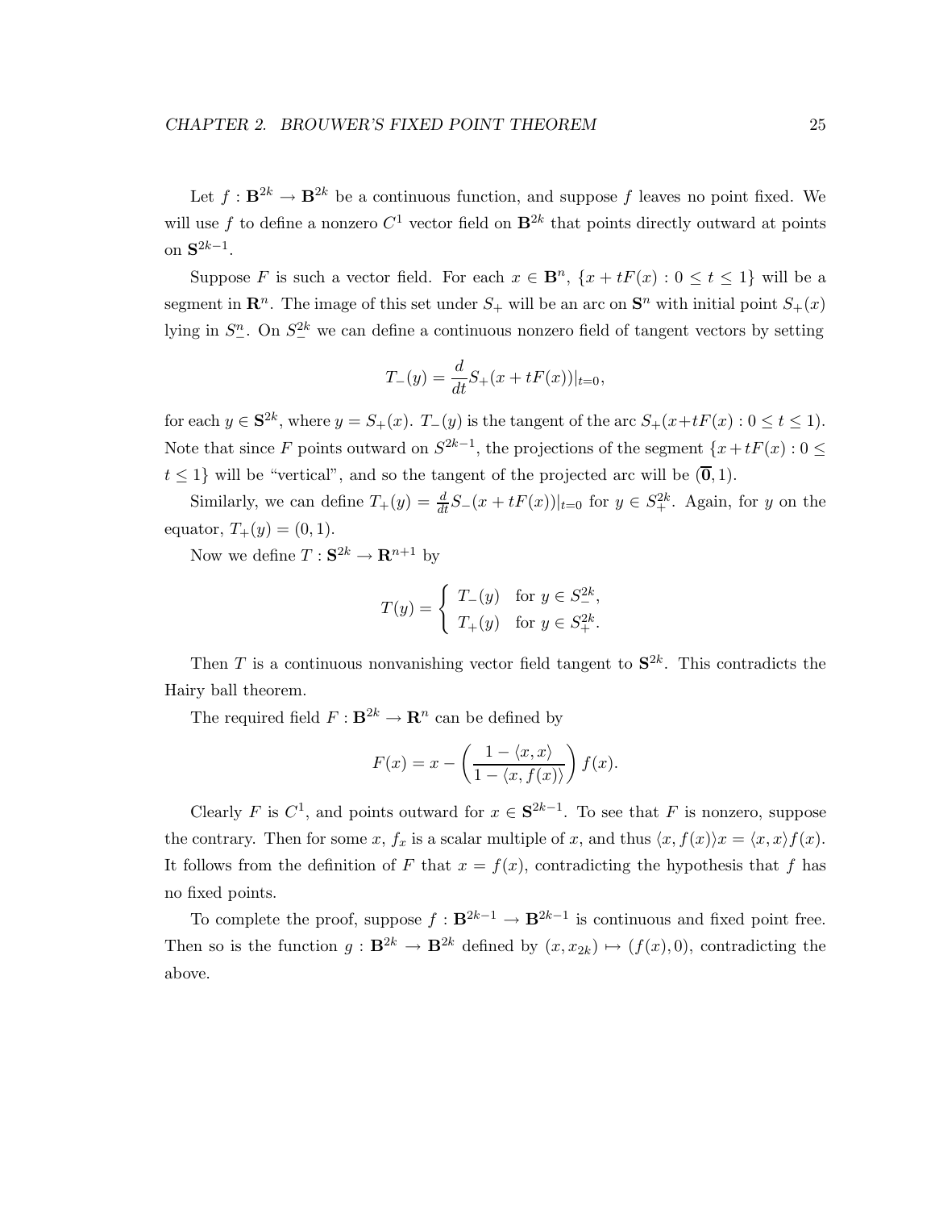Let $f : \mathbf{B}^{2k} \to \mathbf{B}^{2k}$ be a continuous function, and suppose $f$ leaves no point fixed. We will use $f$ to define a nonzero $C^1$ vector field on $\mathbf{B}^{2k}$ that points directly outward at points on $\mathbf{S}^{2k-1}$.

Suppose $F$ is such a vector field. For each $x \in \mathbf{B}^n$, $\{x + tF(x) : 0 \leq t \leq 1\}$ will be a segment in $\mathbf{R}^n$. The image of this set under $S_+$ will be an arc on $\mathbf{S}^n$ with initial point $S_+(x)$ lying in $S^n_-$. On $S^{2k}_-$ we can define a continuous nonzero field of tangent vectors by setting

$$T_-(y) = \frac{d}{dt} S_+(x + tF(x))|_{t=0},$$

for each $y \in \mathbf{S}^{2k}$, where $y = S_+(x)$. $T_-(y)$ is the tangent of the arc $S_+(x+tF(x) : 0 \leq t \leq 1)$. Note that since $F$ points outward on $S^{2k-1}$, the projections of the segment $\{x + tF(x) : 0 \leq t \leq 1\}$ will be "vertical", and so the tangent of the projected arc will be $(\overline{\mathbf{0}}, 1)$.

Similarly, we can define $T_+(y) = \frac{d}{dt} S_-(x + tF(x))|_{t=0}$ for $y \in S^{2k}_+$. Again, for $y$ on the equator, $T_+(y) = (0, 1)$.

Now we define $T : \mathbf{S}^{2k} \to \mathbf{R}^{n+1}$ by

$$T(y) = \begin{cases} T_-(y) & \text{for } y \in S^{2k}_-, \\ T_+(y) & \text{for } y \in S^{2k}_+. \end{cases}$$

Then $T$ is a continuous nonvanishing vector field tangent to $\mathbf{S}^{2k}$. This contradicts the Hairy ball theorem.

The required field $F : \mathbf{B}^{2k} \to \mathbf{R}^n$ can be defined by

$$F(x) = x - \left( \frac{1 - \langle x, x \rangle}{1 - \langle x, f(x) \rangle} \right) f(x).$$

Clearly $F$ is $C^1$, and points outward for $x \in \mathbf{S}^{2k-1}$. To see that $F$ is nonzero, suppose the contrary. Then for some $x$, $f_x$ is a scalar multiple of $x$, and thus $\langle x, f(x) \rangle x = \langle x, x \rangle f(x)$. It follows from the definition of $F$ that $x = f(x)$, contradicting the hypothesis that $f$ has no fixed points.

To complete the proof, suppose $f : \mathbf{B}^{2k-1} \to \mathbf{B}^{2k-1}$ is continuous and fixed point free. Then so is the function $g : \mathbf{B}^{2k} \to \mathbf{B}^{2k}$ defined by $(x, x_{2k}) \mapsto (f(x), 0)$, contradicting the above.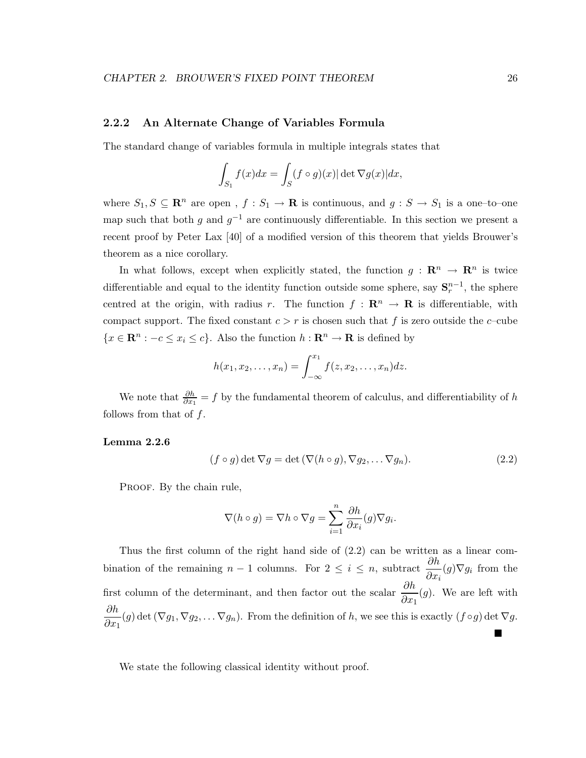### 2.2.2 An Alternate Change of Variables Formula

The standard change of variables formula in multiple integrals states that

$$\int_{S_1} f(x)dx = \int_S (f \circ g)(x)|\det \nabla g(x)|dx,$$

where $S_1, S \subseteq \mathbf{R}^n$ are open , $f : S_1 \to \mathbf{R}$ is continuous, and $g : S \to S_1$ is a one–to–one map such that both $g$ and $g^{-1}$ are continuously differentiable. In this section we present a recent proof by Peter Lax [40] of a modified version of this theorem that yields Brouwer's theorem as a nice corollary.

In what follows, except when explicitly stated, the function $g : \mathbf{R}^n \to \mathbf{R}^n$ is twice differentiable and equal to the identity function outside some sphere, say $\mathbf{S}_r^{n-1}$, the sphere centred at the origin, with radius $r$. The function $f : \mathbf{R}^n \to \mathbf{R}$ is differentiable, with compact support. The fixed constant $c > r$ is chosen such that $f$ is zero outside the $c$–cube $\{x \in \mathbf{R}^n : -c \leq x_i \leq c\}$. Also the function $h : \mathbf{R}^n \to \mathbf{R}$ is defined by

$$h(x_1, x_2, \ldots, x_n) = \int_{-\infty}^{x_1} f(z, x_2, \ldots, x_n)dz.$$

We note that $\frac{\partial h}{\partial x_1} = f$ by the fundamental theorem of calculus, and differentiability of $h$ follows from that of $f$.

**Lemma 2.2.6**

$$(f \circ g) \det \nabla g = \det (\nabla(h \circ g), \nabla g_2, \ldots \nabla g_n). \tag{2.2}$$

PROOF. By the chain rule,

$$\nabla(h \circ g) = \nabla h \circ \nabla g = \sum_{i=1}^{n} \frac{\partial h}{\partial x_i}(g)\nabla g_i.$$

Thus the first column of the right hand side of (2.2) can be written as a linear combination of the remaining $n-1$ columns. For $2 \leq i \leq n$, subtract $\dfrac{\partial h}{\partial x_i}(g)\nabla g_i$ from the first column of the determinant, and then factor out the scalar $\dfrac{\partial h}{\partial x_1}(g)$. We are left with $\dfrac{\partial h}{\partial x_1}(g) \det (\nabla g_1, \nabla g_2, \ldots \nabla g_n)$. From the definition of $h$, we see this is exactly $(f \circ g) \det \nabla g$. ■

We state the following classical identity without proof.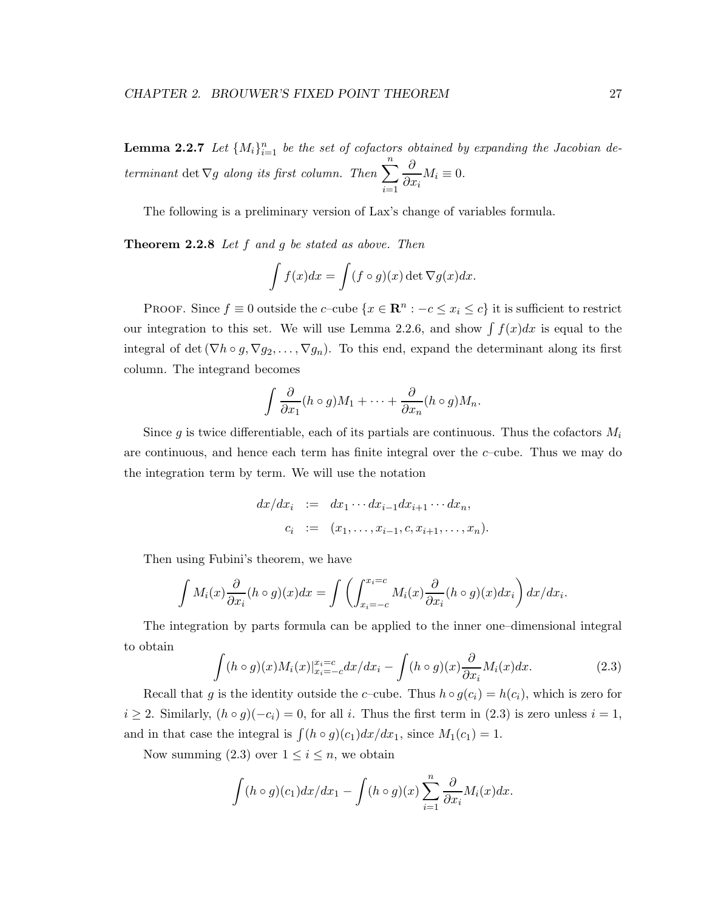**Lemma 2.2.7** *Let $\{M_i\}_{i=1}^n$ be the set of cofactors obtained by expanding the Jacobian determinant $\det \nabla g$ along its first column. Then $\displaystyle\sum_{i=1}^{n} \frac{\partial}{\partial x_i} M_i \equiv 0$.*

The following is a preliminary version of Lax's change of variables formula.

**Theorem 2.2.8** *Let $f$ and $g$ be stated as above. Then*

$$\int f(x)dx = \int (f \circ g)(x) \det \nabla g(x) dx.$$

PROOF. Since $f \equiv 0$ outside the $c$–cube $\{x \in \mathbf{R}^n : -c \leq x_i \leq c\}$ it is sufficient to restrict our integration to this set. We will use Lemma 2.2.6, and show $\int f(x)dx$ is equal to the integral of $\det(\nabla h \circ g, \nabla g_2, \ldots, \nabla g_n)$. To this end, expand the determinant along its first column. The integrand becomes

$$\int \frac{\partial}{\partial x_1}(h \circ g)M_1 + \cdots + \frac{\partial}{\partial x_n}(h \circ g)M_n.$$

Since $g$ is twice differentiable, each of its partials are continuous. Thus the cofactors $M_i$ are continuous, and hence each term has finite integral over the $c$–cube. Thus we may do the integration term by term. We will use the notation

$$\begin{aligned} dx/dx_i &:= dx_1 \cdots dx_{i-1}dx_{i+1} \cdots dx_n, \\ c_i &:= (x_1, \ldots, x_{i-1}, c, x_{i+1}, \ldots, x_n). \end{aligned}$$

Then using Fubini's theorem, we have

$$\int M_i(x)\frac{\partial}{\partial x_i}(h \circ g)(x)dx = \int \left( \int_{x_i=-c}^{x_i=c} M_i(x)\frac{\partial}{\partial x_i}(h \circ g)(x)dx_i \right) dx/dx_i.$$

The integration by parts formula can be applied to the inner one–dimensional integral to obtain

$$\int (h \circ g)(x)M_i(x)|_{x_i=-c}^{x_i=c} dx/dx_i - \int (h \circ g)(x)\frac{\partial}{\partial x_i}M_i(x)dx. \tag{2.3}$$

Recall that $g$ is the identity outside the $c$–cube. Thus $h \circ g(c_i) = h(c_i)$, which is zero for $i \geq 2$. Similarly, $(h \circ g)(-c_i) = 0$, for all $i$. Thus the first term in (2.3) is zero unless $i = 1$, and in that case the integral is $\int (h \circ g)(c_1)dx/dx_1$, since $M_1(c_1) = 1$.

Now summing (2.3) over $1 \leq i \leq n$, we obtain

$$\int (h \circ g)(c_1)dx/dx_1 - \int (h \circ g)(x) \sum_{i=1}^{n} \frac{\partial}{\partial x_i}M_i(x)dx.$$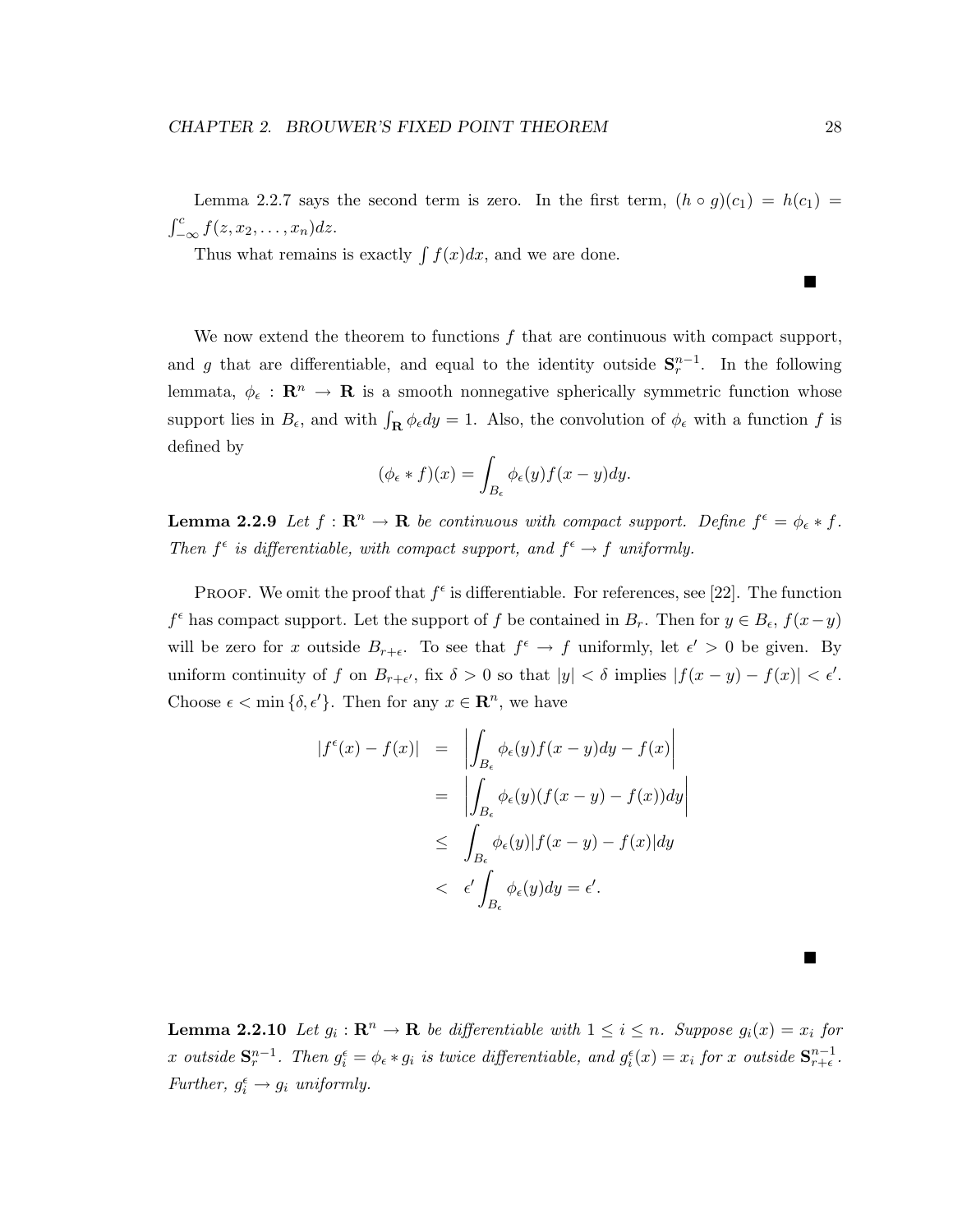Lemma 2.2.7 says the second term is zero. In the first term, $(h \circ g)(c_1) = h(c_1) = \int_{-\infty}^{c} f(z, x_2, \ldots, x_n)dz$.

Thus what remains is exactly $\int f(x)dx$, and we are done.

■

We now extend the theorem to functions $f$ that are continuous with compact support, and $g$ that are differentiable, and equal to the identity outside $\mathbf{S}_r^{n-1}$. In the following lemmata, $\phi_\epsilon : \mathbf{R}^n \to \mathbf{R}$ is a smooth nonnegative spherically symmetric function whose support lies in $B_\epsilon$, and with $\int_{\mathbf{R}} \phi_\epsilon dy = 1$. Also, the convolution of $\phi_\epsilon$ with a function $f$ is defined by

$$(\phi_\epsilon * f)(x) = \int_{B_\epsilon} \phi_\epsilon(y) f(x-y)dy.$$

**Lemma 2.2.9** *Let $f : \mathbf{R}^n \to \mathbf{R}$ be continuous with compact support. Define $f^\epsilon = \phi_\epsilon * f$. Then $f^\epsilon$ is differentiable, with compact support, and $f^\epsilon \to f$ uniformly.*

PROOF. We omit the proof that $f^\epsilon$ is differentiable. For references, see [22]. The function $f^\epsilon$ has compact support. Let the support of $f$ be contained in $B_r$. Then for $y \in B_\epsilon$, $f(x-y)$ will be zero for $x$ outside $B_{r+\epsilon}$. To see that $f^\epsilon \to f$ uniformly, let $\epsilon' > 0$ be given. By uniform continuity of $f$ on $B_{r+\epsilon'}$, fix $\delta > 0$ so that $|y| < \delta$ implies $|f(x-y) - f(x)| < \epsilon'$. Choose $\epsilon < \min\{\delta, \epsilon'\}$. Then for any $x \in \mathbf{R}^n$, we have

$$\begin{aligned}
|f^\epsilon(x) - f(x)| &= \left| \int_{B_\epsilon} \phi_\epsilon(y) f(x-y)dy - f(x) \right| \\
&= \left| \int_{B_\epsilon} \phi_\epsilon(y)(f(x-y) - f(x))dy \right| \\
&\leq \int_{B_\epsilon} \phi_\epsilon(y)|f(x-y) - f(x)|dy \\
&< \epsilon' \int_{B_\epsilon} \phi_\epsilon(y)dy = \epsilon'.
\end{aligned}$$

■

**Lemma 2.2.10** *Let $g_i : \mathbf{R}^n \to \mathbf{R}$ be differentiable with $1 \leq i \leq n$. Suppose $g_i(x) = x_i$ for $x$ outside $\mathbf{S}_r^{n-1}$. Then $g_i^\epsilon = \phi_\epsilon * g_i$ is twice differentiable, and $g_i^\epsilon(x) = x_i$ for $x$ outside $\mathbf{S}_{r+\epsilon}^{n-1}$. Further, $g_i^\epsilon \to g_i$ uniformly.*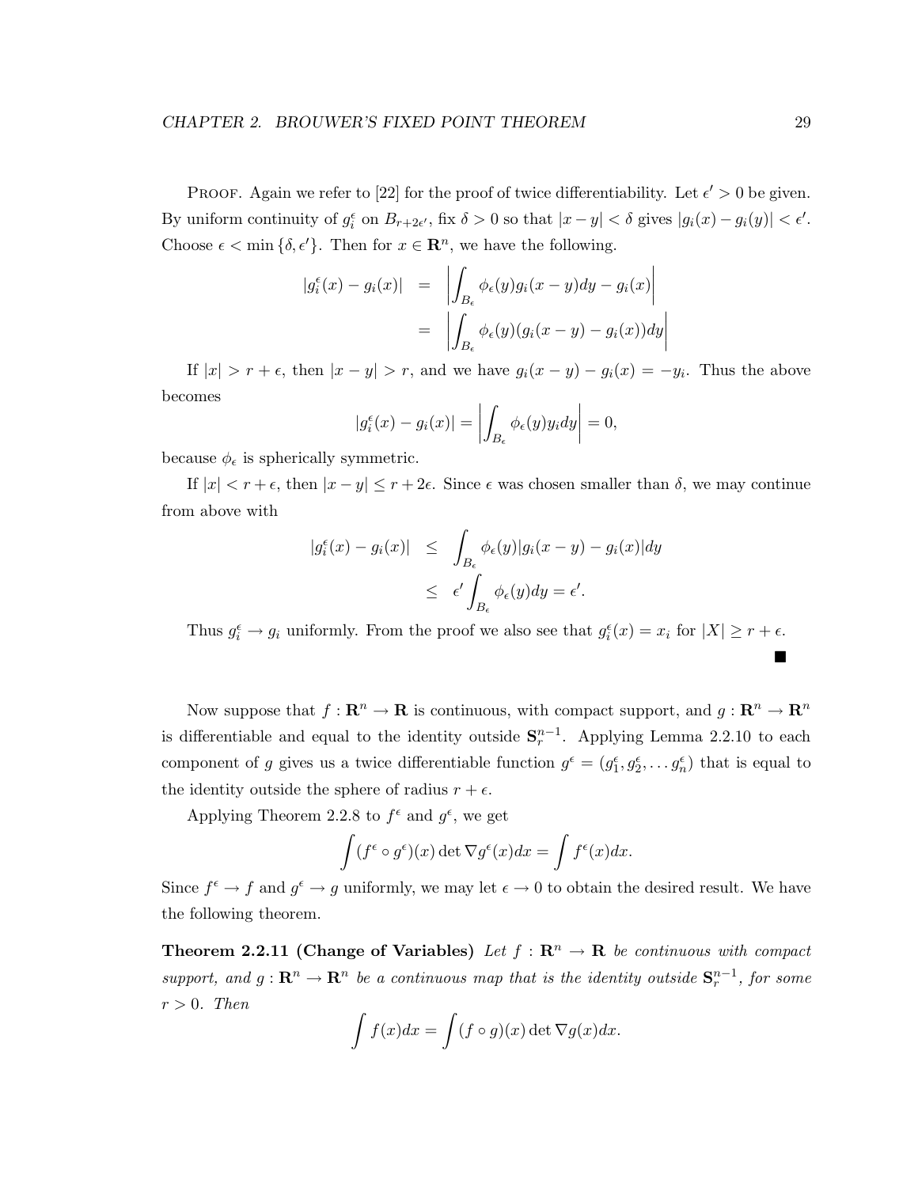PROOF. Again we refer to [22] for the proof of twice differentiability. Let $\epsilon' > 0$ be given. By uniform continuity of $g_i^\epsilon$ on $B_{r+2\epsilon'}$, fix $\delta > 0$ so that $|x - y| < \delta$ gives $|g_i(x) - g_i(y)| < \epsilon'$. Choose $\epsilon < \min\{\delta, \epsilon'\}$. Then for $x \in \mathbf{R}^n$, we have the following.

$$
\begin{aligned}
|g_i^\epsilon(x) - g_i(x)| &= \left| \int_{B_\epsilon} \phi_\epsilon(y) g_i(x-y) dy - g_i(x) \right| \\
&= \left| \int_{B_\epsilon} \phi_\epsilon(y) (g_i(x-y) - g_i(x)) dy \right|
\end{aligned}
$$

If $|x| > r + \epsilon$, then $|x - y| > r$, and we have $g_i(x-y) - g_i(x) = -y_i$. Thus the above becomes

$$
|g_i^\epsilon(x) - g_i(x)| = \left| \int_{B_\epsilon} \phi_\epsilon(y) y_i dy \right| = 0,
$$

because $\phi_\epsilon$ is spherically symmetric.

If $|x| < r + \epsilon$, then $|x - y| \leq r + 2\epsilon$. Since $\epsilon$ was chosen smaller than $\delta$, we may continue from above with

$$
\begin{aligned}
|g_i^\epsilon(x) - g_i(x)| &\leq \int_{B_\epsilon} \phi_\epsilon(y) |g_i(x-y) - g_i(x)| dy \\
&\leq \epsilon' \int_{B_\epsilon} \phi_\epsilon(y) dy = \epsilon'.
\end{aligned}
$$

Thus $g_i^\epsilon \to g_i$ uniformly. From the proof we also see that $g_i^\epsilon(x) = x_i$ for $|X| \geq r + \epsilon$. ∎

Now suppose that $f : \mathbf{R}^n \to \mathbf{R}$ is continuous, with compact support, and $g : \mathbf{R}^n \to \mathbf{R}^n$ is differentiable and equal to the identity outside $\mathbf{S}_r^{n-1}$. Applying Lemma 2.2.10 to each component of $g$ gives us a twice differentiable function $g^\epsilon = (g_1^\epsilon, g_2^\epsilon, \ldots g_n^\epsilon)$ that is equal to the identity outside the sphere of radius $r + \epsilon$.

Applying Theorem 2.2.8 to $f^\epsilon$ and $g^\epsilon$, we get

$$
\int (f^\epsilon \circ g^\epsilon)(x) \det \nabla g^\epsilon(x) dx = \int f^\epsilon(x) dx.
$$

Since $f^\epsilon \to f$ and $g^\epsilon \to g$ uniformly, we may let $\epsilon \to 0$ to obtain the desired result. We have the following theorem.

**Theorem 2.2.11 (Change of Variables)** *Let $f : \mathbf{R}^n \to \mathbf{R}$ be continuous with compact support, and $g : \mathbf{R}^n \to \mathbf{R}^n$ be a continuous map that is the identity outside $\mathbf{S}_r^{n-1}$, for some $r > 0$. Then*

$$
\int f(x) dx = \int (f \circ g)(x) \det \nabla g(x) dx.
$$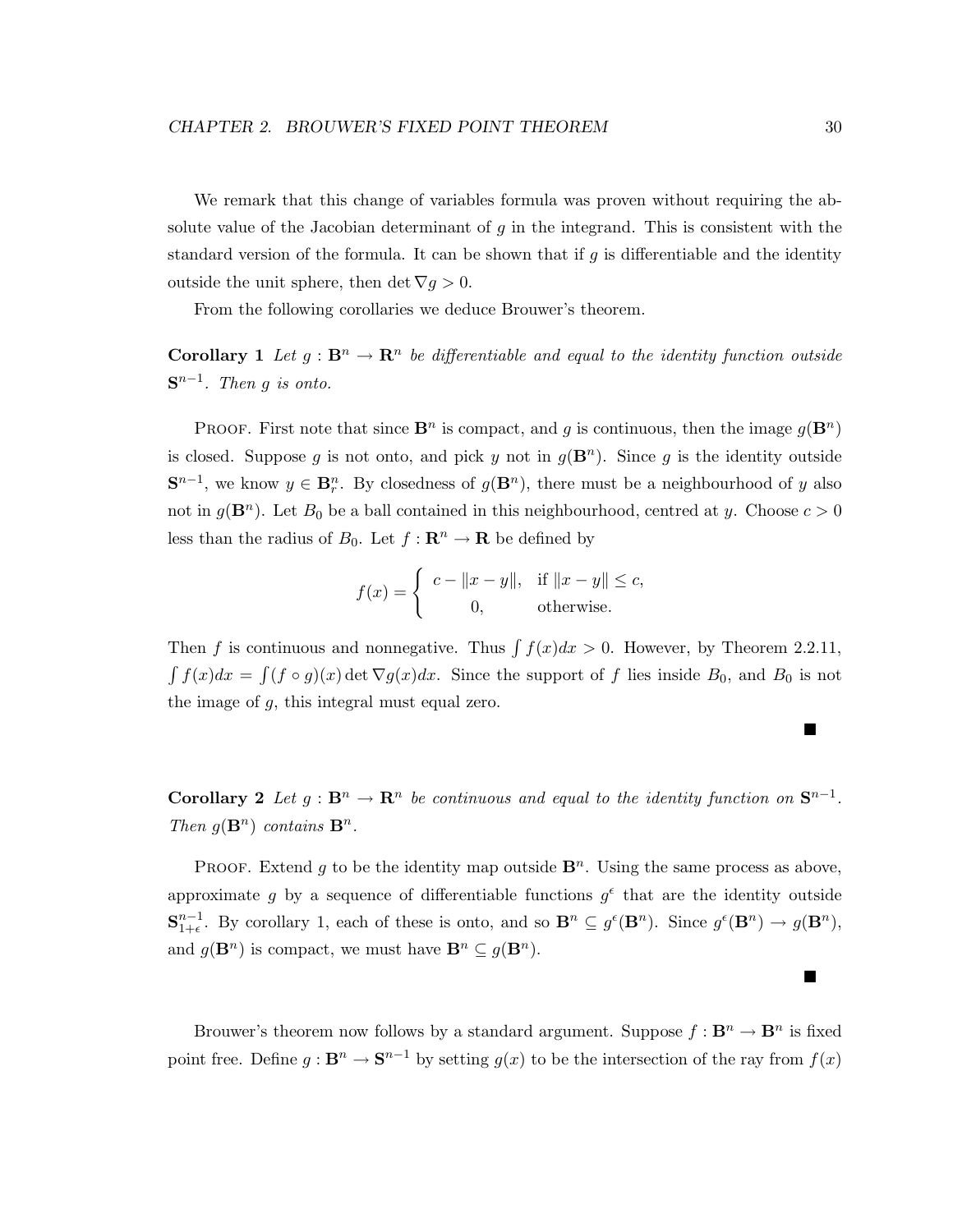We remark that this change of variables formula was proven without requiring the absolute value of the Jacobian determinant of $g$ in the integrand. This is consistent with the standard version of the formula. It can be shown that if $g$ is differentiable and the identity outside the unit sphere, then $\det \nabla g > 0$.

From the following corollaries we deduce Brouwer's theorem.

**Corollary 1** *Let $g : \mathbf{B}^n \to \mathbf{R}^n$ be differentiable and equal to the identity function outside $\mathbf{S}^{n-1}$. Then $g$ is onto.*

Proof. First note that since $\mathbf{B}^n$ is compact, and $g$ is continuous, then the image $g(\mathbf{B}^n)$ is closed. Suppose $g$ is not onto, and pick $y$ not in $g(\mathbf{B}^n)$. Since $g$ is the identity outside $\mathbf{S}^{n-1}$, we know $y \in \mathbf{B}^n_r$. By closedness of $g(\mathbf{B}^n)$, there must be a neighbourhood of $y$ also not in $g(\mathbf{B}^n)$. Let $B_0$ be a ball contained in this neighbourhood, centred at $y$. Choose $c > 0$ less than the radius of $B_0$. Let $f : \mathbf{R}^n \to \mathbf{R}$ be defined by

$$f(x) = \begin{cases} c - \|x - y\|, & \text{if } \|x - y\| \leq c, \\ 0, & \text{otherwise.} \end{cases}$$

Then $f$ is continuous and nonnegative. Thus $\int f(x)dx > 0$. However, by Theorem 2.2.11, $\int f(x)dx = \int (f \circ g)(x) \det \nabla g(x) dx$. Since the support of $f$ lies inside $B_0$, and $B_0$ is not the image of $g$, this integral must equal zero.

■

**Corollary 2** *Let $g : \mathbf{B}^n \to \mathbf{R}^n$ be continuous and equal to the identity function on $\mathbf{S}^{n-1}$. Then $g(\mathbf{B}^n)$ contains $\mathbf{B}^n$.*

Proof. Extend $g$ to be the identity map outside $\mathbf{B}^n$. Using the same process as above, approximate $g$ by a sequence of differentiable functions $g^\epsilon$ that are the identity outside $\mathbf{S}^{n-1}_{1+\epsilon}$. By corollary 1, each of these is onto, and so $\mathbf{B}^n \subseteq g^\epsilon(\mathbf{B}^n)$. Since $g^\epsilon(\mathbf{B}^n) \to g(\mathbf{B}^n)$, and $g(\mathbf{B}^n)$ is compact, we must have $\mathbf{B}^n \subseteq g(\mathbf{B}^n)$.

■

Brouwer's theorem now follows by a standard argument. Suppose $f : \mathbf{B}^n \to \mathbf{B}^n$ is fixed point free. Define $g : \mathbf{B}^n \to \mathbf{S}^{n-1}$ by setting $g(x)$ to be the intersection of the ray from $f(x)$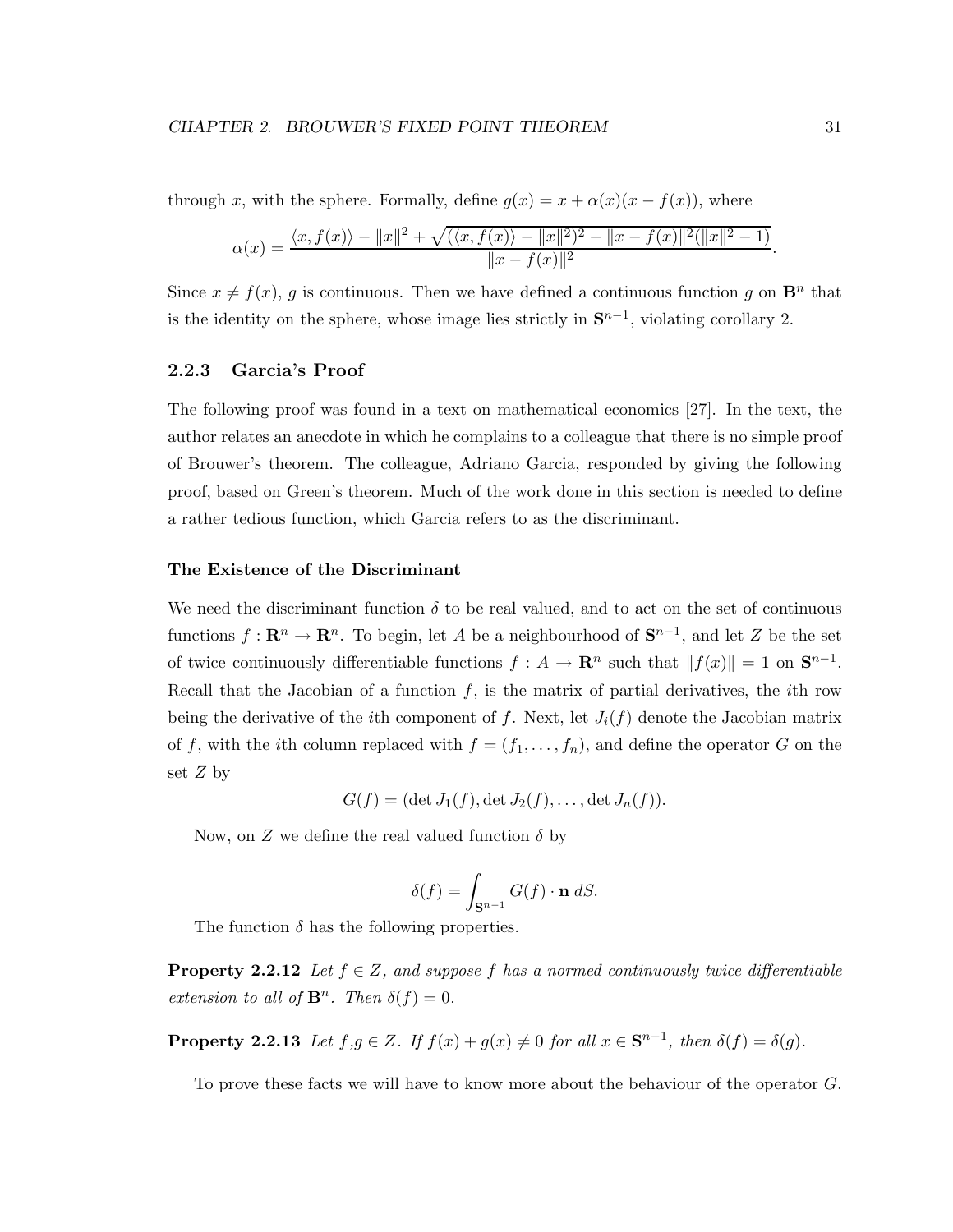through $x$, with the sphere. Formally, define $g(x) = x + \alpha(x)(x - f(x))$, where

$$\alpha(x) = \frac{\langle x, f(x)\rangle - \|x\|^2 + \sqrt{(\langle x, f(x)\rangle - \|x\|^2)^2 - \|x - f(x)\|^2(\|x\|^2 - 1)}}{\|x - f(x)\|^2}.$$

Since $x \neq f(x)$, $g$ is continuous. Then we have defined a continuous function $g$ on $\mathbf{B}^n$ that is the identity on the sphere, whose image lies strictly in $\mathbf{S}^{n-1}$, violating corollary 2.

### 2.2.3 Garcia's Proof

The following proof was found in a text on mathematical economics [27]. In the text, the author relates an anecdote in which he complains to a colleague that there is no simple proof of Brouwer's theorem. The colleague, Adriano Garcia, responded by giving the following proof, based on Green's theorem. Much of the work done in this section is needed to define a rather tedious function, which Garcia refers to as the discriminant.

#### The Existence of the Discriminant

We need the discriminant function $\delta$ to be real valued, and to act on the set of continuous functions $f : \mathbf{R}^n \to \mathbf{R}^n$. To begin, let $A$ be a neighbourhood of $\mathbf{S}^{n-1}$, and let $Z$ be the set of twice continuously differentiable functions $f : A \to \mathbf{R}^n$ such that $\|f(x)\| = 1$ on $\mathbf{S}^{n-1}$. Recall that the Jacobian of a function $f$, is the matrix of partial derivatives, the $i$th row being the derivative of the $i$th component of $f$. Next, let $J_i(f)$ denote the Jacobian matrix of $f$, with the $i$th column replaced with $f = (f_1, \ldots, f_n)$, and define the operator $G$ on the set $Z$ by

$$G(f) = (\det J_1(f), \det J_2(f), \ldots, \det J_n(f)).$$

Now, on $Z$ we define the real valued function $\delta$ by

$$\delta(f) = \int_{\mathbf{S}^{n-1}} G(f) \cdot \mathbf{n}\, dS.$$

The function $\delta$ has the following properties.

**Property 2.2.12** *Let $f \in Z$, and suppose $f$ has a normed continuously twice differentiable extension to all of $\mathbf{B}^n$. Then $\delta(f) = 0$.*

**Property 2.2.13** *Let $f$,$g \in Z$. If $f(x) + g(x) \neq 0$ for all $x \in \mathbf{S}^{n-1}$, then $\delta(f) = \delta(g)$.*

To prove these facts we will have to know more about the behaviour of the operator $G$.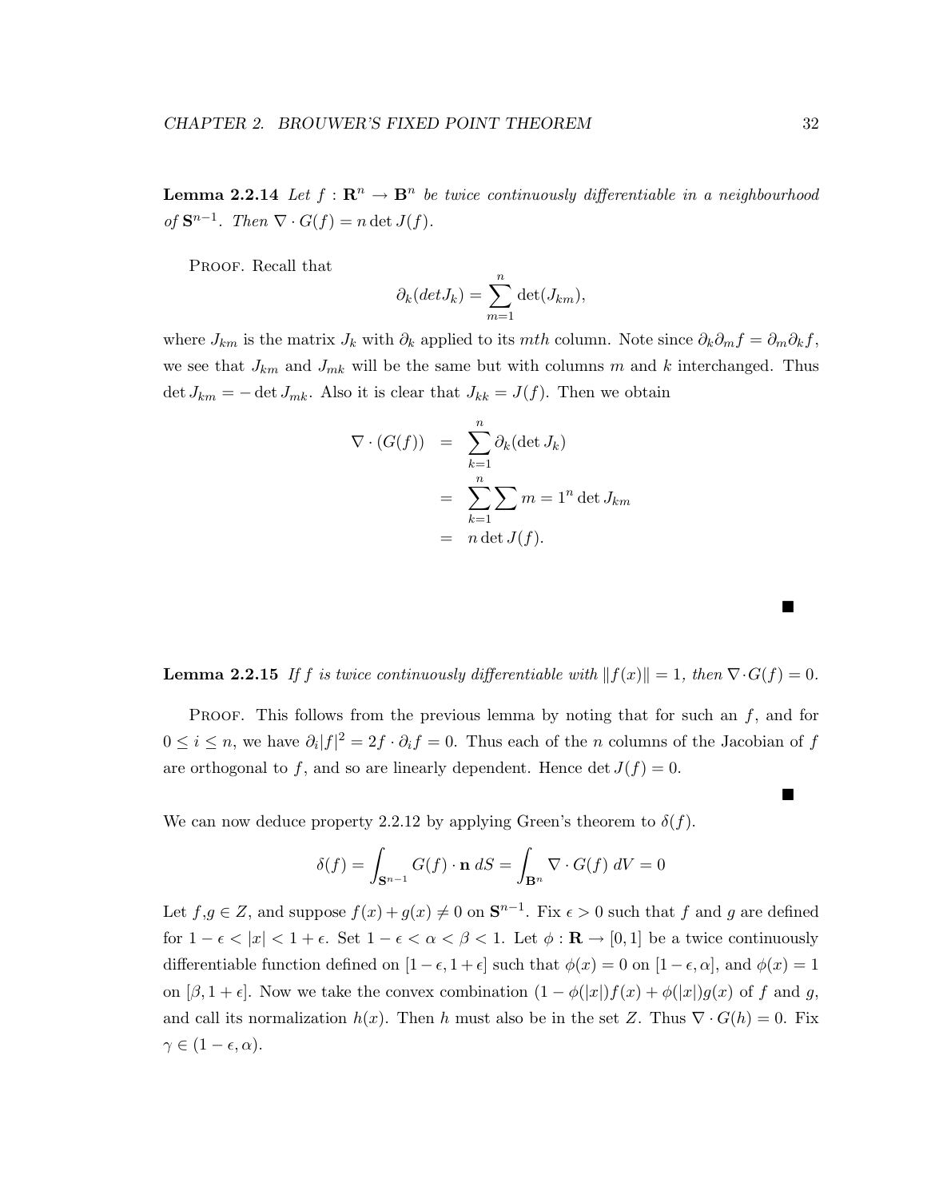**Lemma 2.2.14** *Let $f : \mathbf{R}^n \to \mathbf{B}^n$ be twice continuously differentiable in a neighbourhood of $\mathbf{S}^{n-1}$. Then $\nabla \cdot G(f) = n \det J(f)$.*

PROOF. Recall that

$$\partial_k(det J_k) = \sum_{m=1}^{n} \det(J_{km}),$$

where $J_{km}$ is the matrix $J_k$ with $\partial_k$ applied to its $mth$ column. Note since $\partial_k \partial_m f = \partial_m \partial_k f$, we see that $J_{km}$ and $J_{mk}$ will be the same but with columns $m$ and $k$ interchanged. Thus $\det J_{km} = -\det J_{mk}$. Also it is clear that $J_{kk} = J(f)$. Then we obtain

$$\begin{aligned}
\nabla \cdot (G(f)) &= \sum_{k=1}^{n} \partial_k(\det J_k) \\
&= \sum_{k=1}^{n} \sum m = 1^n \det J_{km} \\
&= n \det J(f).
\end{aligned}$$

■

**Lemma 2.2.15** *If $f$ is twice continuously differentiable with $\|f(x)\| = 1$, then $\nabla \cdot G(f) = 0$.*

PROOF. This follows from the previous lemma by noting that for such an $f$, and for $0 \leq i \leq n$, we have $\partial_i |f|^2 = 2f \cdot \partial_i f = 0$. Thus each of the $n$ columns of the Jacobian of $f$ are orthogonal to $f$, and so are linearly dependent. Hence $\det J(f) = 0$.

■

We can now deduce property 2.2.12 by applying Green's theorem to $\delta(f)$.

$$\delta(f) = \int_{\mathbf{S}^{n-1}} G(f) \cdot \mathbf{n} \, dS = \int_{\mathbf{B}^n} \nabla \cdot G(f) \, dV = 0$$

Let $f$,$g \in Z$, and suppose $f(x) + g(x) \neq 0$ on $\mathbf{S}^{n-1}$. Fix $\epsilon > 0$ such that $f$ and $g$ are defined for $1 - \epsilon < |x| < 1 + \epsilon$. Set $1 - \epsilon < \alpha < \beta < 1$. Let $\phi : \mathbf{R} \to [0, 1]$ be a twice continuously differentiable function defined on $[1 - \epsilon, 1 + \epsilon]$ such that $\phi(x) = 0$ on $[1 - \epsilon, \alpha]$, and $\phi(x) = 1$ on $[\beta, 1 + \epsilon]$. Now we take the convex combination $(1 - \phi(|x|)f(x) + \phi(|x|)g(x)$ of $f$ and $g$, and call its normalization $h(x)$. Then $h$ must also be in the set $Z$. Thus $\nabla \cdot G(h) = 0$. Fix $\gamma \in (1 - \epsilon, \alpha)$.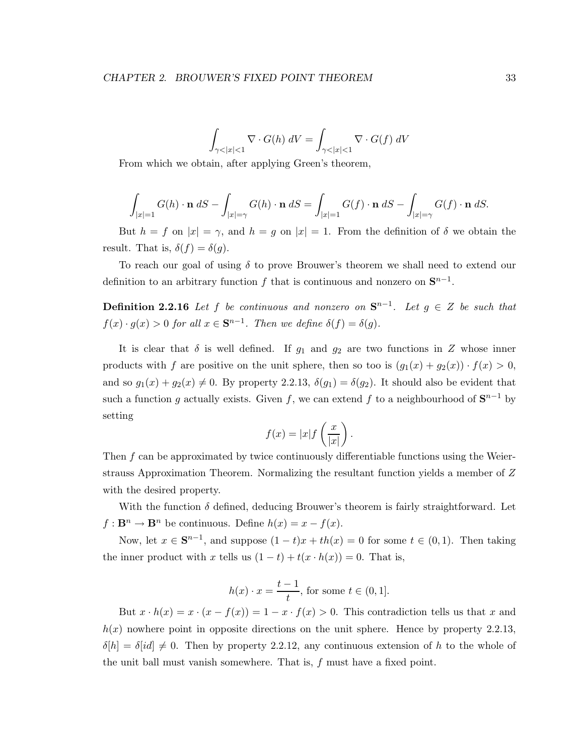$$\int_{\gamma<|x|<1} \nabla \cdot G(h)\, dV = \int_{\gamma<|x|<1} \nabla \cdot G(f)\, dV$$

From which we obtain, after applying Green's theorem,

$$\int_{|x|=1} G(h)\cdot \mathbf{n}\, dS - \int_{|x|=\gamma} G(h)\cdot \mathbf{n}\, dS = \int_{|x|=1} G(f)\cdot \mathbf{n}\, dS - \int_{|x|=\gamma} G(f)\cdot \mathbf{n}\, dS.$$

But $h = f$ on $|x| = \gamma$, and $h = g$ on $|x| = 1$. From the definition of $\delta$ we obtain the result. That is, $\delta(f) = \delta(g)$.

To reach our goal of using $\delta$ to prove Brouwer's theorem we shall need to extend our definition to an arbitrary function $f$ that is continuous and nonzero on $\mathbf{S}^{n-1}$.

**Definition 2.2.16** *Let $f$ be continuous and nonzero on $\mathbf{S}^{n-1}$. Let $g \in Z$ be such that $f(x)\cdot g(x) > 0$ for all $x \in \mathbf{S}^{n-1}$. Then we define $\delta(f) = \delta(g)$.*

It is clear that $\delta$ is well defined. If $g_1$ and $g_2$ are two functions in $Z$ whose inner products with $f$ are positive on the unit sphere, then so too is $(g_1(x) + g_2(x))\cdot f(x) > 0$, and so $g_1(x) + g_2(x) \neq 0$. By property 2.2.13, $\delta(g_1) = \delta(g_2)$. It should also be evident that such a function $g$ actually exists. Given $f$, we can extend $f$ to a neighbourhood of $\mathbf{S}^{n-1}$ by setting

$$f(x) = |x| f\left(\frac{x}{|x|}\right).$$

Then $f$ can be approximated by twice continuously differentiable functions using the Weierstrauss Approximation Theorem. Normalizing the resultant function yields a member of $Z$ with the desired property.

With the function $\delta$ defined, deducing Brouwer's theorem is fairly straightforward. Let $f : \mathbf{B}^n \to \mathbf{B}^n$ be continuous. Define $h(x) = x - f(x)$.

Now, let $x \in \mathbf{S}^{n-1}$, and suppose $(1-t)x + th(x) = 0$ for some $t \in (0,1)$. Then taking the inner product with $x$ tells us $(1-t) + t(x \cdot h(x)) = 0$. That is,

$$h(x)\cdot x = \frac{t-1}{t}, \text{ for some } t \in (0,1].$$

But $x \cdot h(x) = x \cdot (x - f(x)) = 1 - x \cdot f(x) > 0$. This contradiction tells us that $x$ and $h(x)$ nowhere point in opposite directions on the unit sphere. Hence by property 2.2.13, $\delta[h] = \delta[id] \neq 0$. Then by property 2.2.12, any continuous extension of $h$ to the whole of the unit ball must vanish somewhere. That is, $f$ must have a fixed point.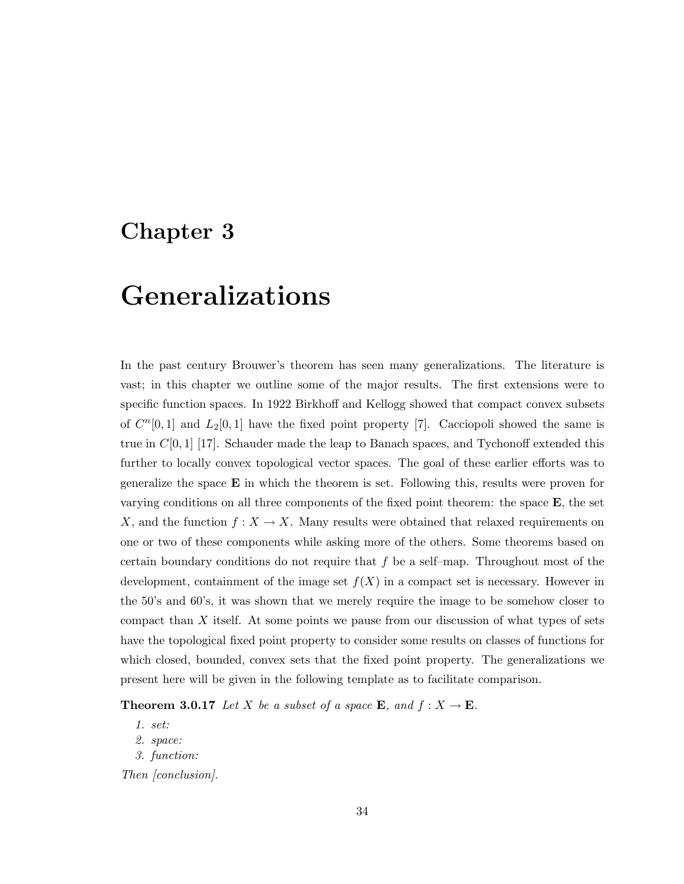# Chapter 3

# Generalizations

In the past century Brouwer's theorem has seen many generalizations. The literature is vast; in this chapter we outline some of the major results. The first extensions were to specific function spaces. In 1922 Birkhoff and Kellogg showed that compact convex subsets of $C^n[0,1]$ and $L_2[0,1]$ have the fixed point property [7]. Cacciopoli showed the same is true in $C[0,1]$ [17]. Schauder made the leap to Banach spaces, and Tychonoff extended this further to locally convex topological vector spaces. The goal of these earlier efforts was to generalize the space $\mathbf{E}$ in which the theorem is set. Following this, results were proven for varying conditions on all three components of the fixed point theorem: the space $\mathbf{E}$, the set $X$, and the function $f : X \to X$. Many results were obtained that relaxed requirements on one or two of these components while asking more of the others. Some theorems based on certain boundary conditions do not require that $f$ be a self–map. Throughout most of the development, containment of the image set $f(X)$ in a compact set is necessary. However in the 50's and 60's, it was shown that we merely require the image to be somehow closer to compact than $X$ itself. At some points we pause from our discussion of what types of sets have the topological fixed point property to consider some results on classes of functions for which closed, bounded, convex sets that the fixed point property. The generalizations we present here will be given in the following template as to facilitate comparison.

**Theorem 3.0.17** *Let $X$ be a subset of a space $\mathbf{E}$, and $f : X \to \mathbf{E}$.*

1. *set:*
2. *space:*
3. *function:*

*Then [conclusion].*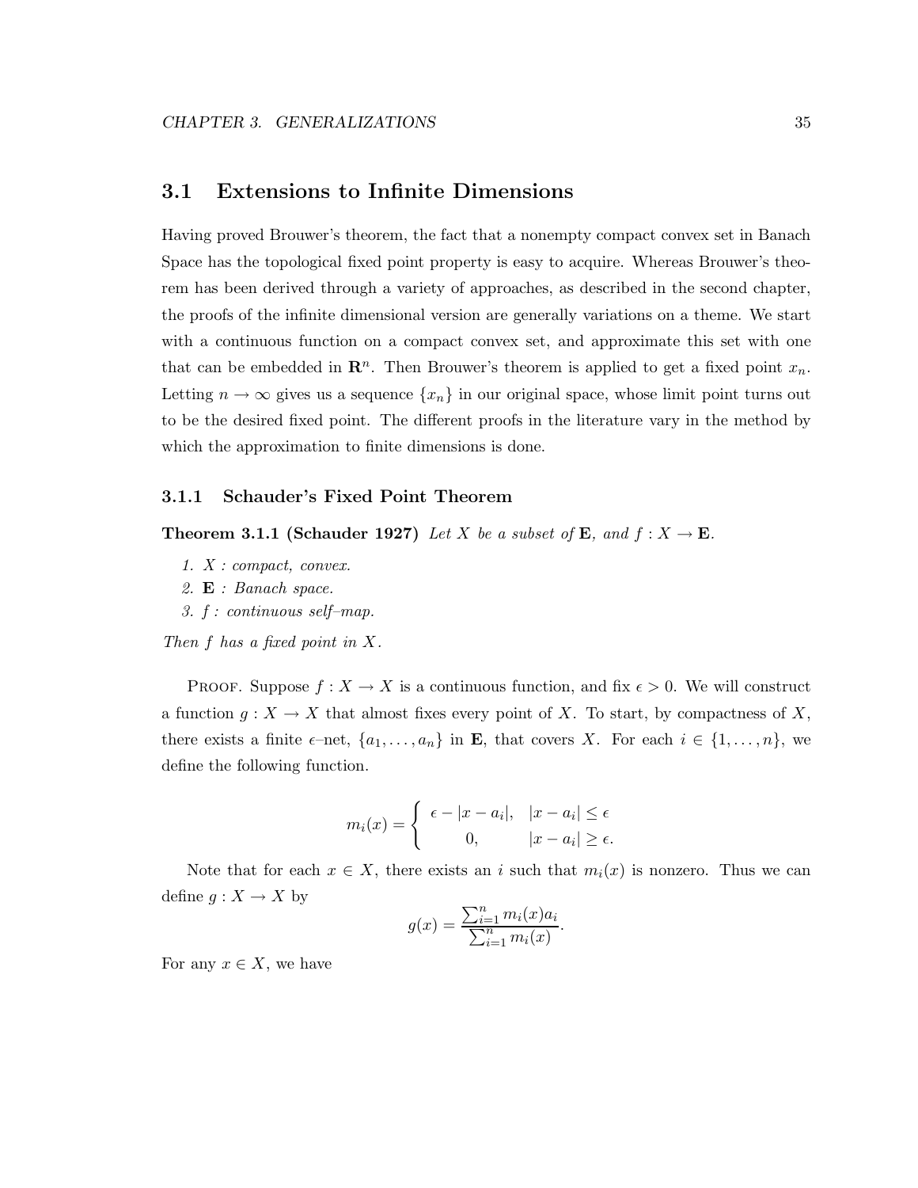## 3.1 Extensions to Infinite Dimensions

Having proved Brouwer's theorem, the fact that a nonempty compact convex set in Banach Space has the topological fixed point property is easy to acquire. Whereas Brouwer's theorem has been derived through a variety of approaches, as described in the second chapter, the proofs of the infinite dimensional version are generally variations on a theme. We start with a continuous function on a compact convex set, and approximate this set with one that can be embedded in $\mathbf{R}^n$. Then Brouwer's theorem is applied to get a fixed point $x_n$. Letting $n \to \infty$ gives us a sequence $\{x_n\}$ in our original space, whose limit point turns out to be the desired fixed point. The different proofs in the literature vary in the method by which the approximation to finite dimensions is done.

### 3.1.1 Schauder's Fixed Point Theorem

**Theorem 3.1.1 (Schauder 1927)** *Let $X$ be a subset of $\mathbf{E}$, and $f : X \to \mathbf{E}$.*

1. *$X$ : compact, convex.*
2. *$\mathbf{E}$ : Banach space.*
3. *$f$ : continuous self–map.*

*Then $f$ has a fixed point in $X$.*

Proof. Suppose $f : X \to X$ is a continuous function, and fix $\epsilon > 0$. We will construct a function $g : X \to X$ that almost fixes every point of $X$. To start, by compactness of $X$, there exists a finite $\epsilon$–net, $\{a_1, \ldots, a_n\}$ in $\mathbf{E}$, that covers $X$. For each $i \in \{1, \ldots, n\}$, we define the following function.

$$m_i(x) = \begin{cases} \epsilon - |x - a_i|, & |x - a_i| \leq \epsilon \\ 0, & |x - a_i| \geq \epsilon. \end{cases}$$

Note that for each $x \in X$, there exists an $i$ such that $m_i(x)$ is nonzero. Thus we can define $g : X \to X$ by

$$g(x) = \frac{\sum_{i=1}^{n} m_i(x) a_i}{\sum_{i=1}^{n} m_i(x)}.$$

For any $x \in X$, we have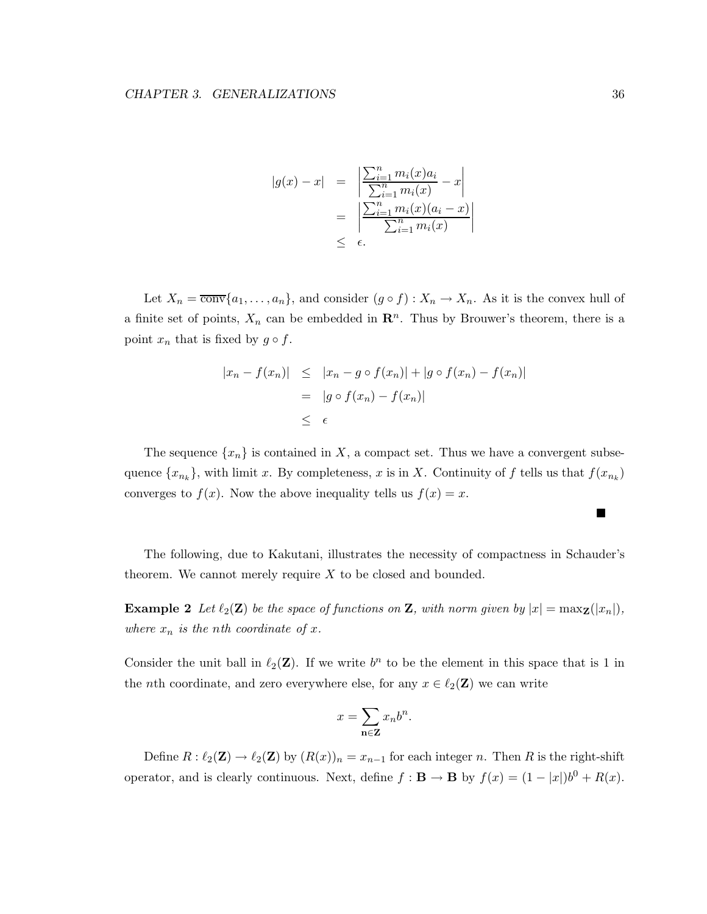$$
\begin{aligned}
|g(x) - x| &= \left| \frac{\sum_{i=1}^{n} m_i(x) a_i}{\sum_{i=1}^{n} m_i(x)} - x \right| \\
&= \left| \frac{\sum_{i=1}^{n} m_i(x)(a_i - x)}{\sum_{i=1}^{n} m_i(x)} \right| \\
&\leq \epsilon.
\end{aligned}
$$

Let $X_n = \overline{\text{conv}}\{a_1, \ldots, a_n\}$, and consider $(g \circ f) : X_n \to X_n$. As it is the convex hull of a finite set of points, $X_n$ can be embedded in $\mathbf{R}^n$. Thus by Brouwer's theorem, there is a point $x_n$ that is fixed by $g \circ f$.

$$
\begin{aligned}
|x_n - f(x_n)| &\leq |x_n - g \circ f(x_n)| + |g \circ f(x_n) - f(x_n)| \\
&= |g \circ f(x_n) - f(x_n)| \\
&\leq \epsilon
\end{aligned}
$$

The sequence $\{x_n\}$ is contained in $X$, a compact set. Thus we have a convergent subsequence $\{x_{n_k}\}$, with limit $x$. By completeness, $x$ is in $X$. Continuity of $f$ tells us that $f(x_{n_k})$ converges to $f(x)$. Now the above inequality tells us $f(x) = x$.

■

The following, due to Kakutani, illustrates the necessity of compactness in Schauder's theorem. We cannot merely require $X$ to be closed and bounded.

**Example 2** *Let $\ell_2(\mathbf{Z})$ be the space of functions on $\mathbf{Z}$, with norm given by $|x| = \max_{\mathbf{Z}}(|x_n|)$, where $x_n$ is the nth coordinate of $x$.*

Consider the unit ball in $\ell_2(\mathbf{Z})$. If we write $b^n$ to be the element in this space that is 1 in the $n$th coordinate, and zero everywhere else, for any $x \in \ell_2(\mathbf{Z})$ we can write

$$
x = \sum_{\mathbf{n} \in \mathbf{Z}} x_n b^n.
$$

Define $R : \ell_2(\mathbf{Z}) \to \ell_2(\mathbf{Z})$ by $(R(x))_n = x_{n-1}$ for each integer $n$. Then $R$ is the right-shift operator, and is clearly continuous. Next, define $f : \mathbf{B} \to \mathbf{B}$ by $f(x) = (1 - |x|)b^0 + R(x)$.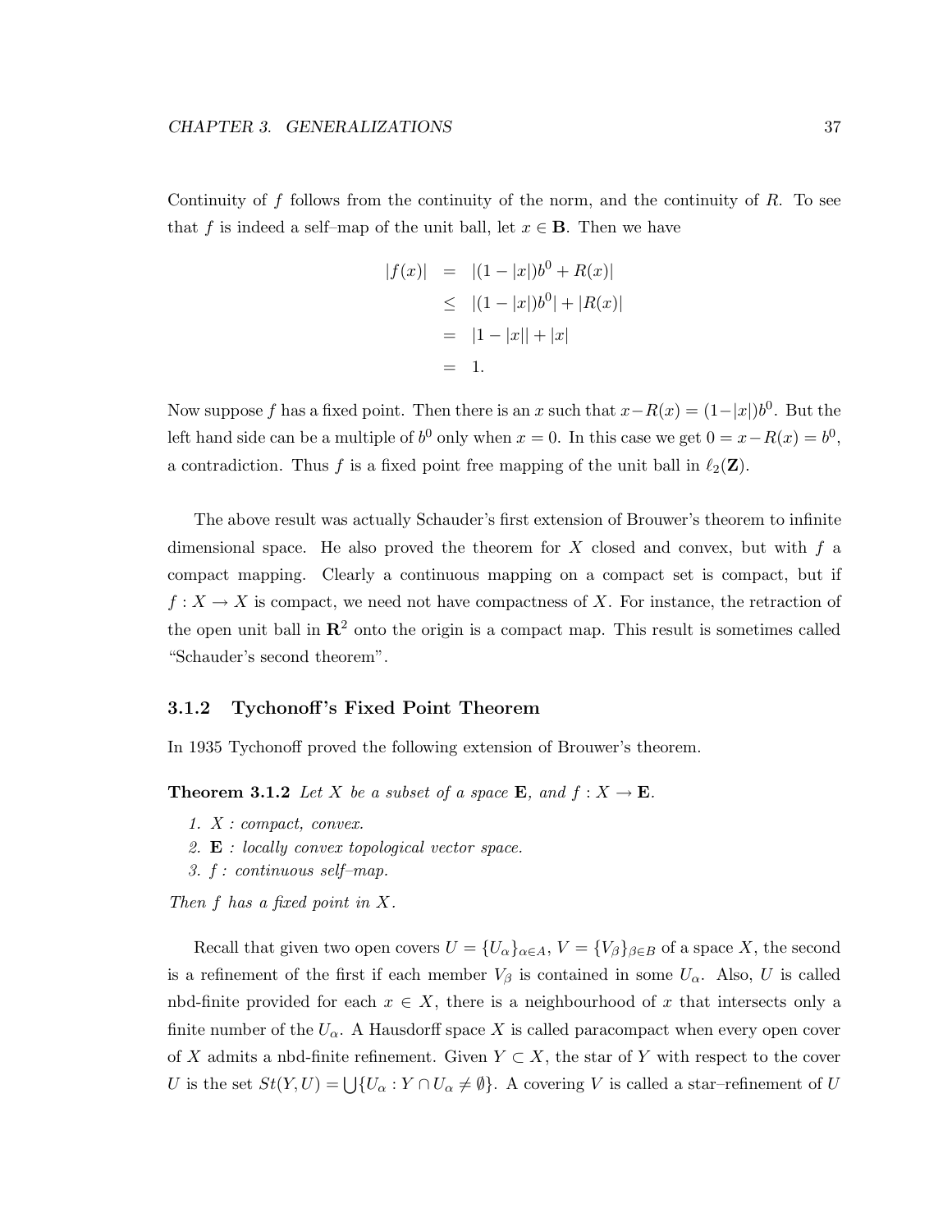Continuity of $f$ follows from the continuity of the norm, and the continuity of $R$. To see that $f$ is indeed a self–map of the unit ball, let $x \in \mathbf{B}$. Then we have

$$
\begin{aligned}
|f(x)| &= |(1-|x|)b^0 + R(x)| \\
&\leq |(1-|x|)b^0| + |R(x)| \\
&= |1-|x|| + |x| \\
&= 1.
\end{aligned}
$$

Now suppose $f$ has a fixed point. Then there is an $x$ such that $x - R(x) = (1-|x|)b^0$. But the left hand side can be a multiple of $b^0$ only when $x = 0$. In this case we get $0 = x - R(x) = b^0$, a contradiction. Thus $f$ is a fixed point free mapping of the unit ball in $\ell_2(\mathbf{Z})$.

The above result was actually Schauder's first extension of Brouwer's theorem to infinite dimensional space. He also proved the theorem for $X$ closed and convex, but with $f$ a compact mapping. Clearly a continuous mapping on a compact set is compact, but if $f : X \to X$ is compact, we need not have compactness of $X$. For instance, the retraction of the open unit ball in $\mathbf{R}^2$ onto the origin is a compact map. This result is sometimes called "Schauder's second theorem".

### 3.1.2 Tychonoff's Fixed Point Theorem

In 1935 Tychonoff proved the following extension of Brouwer's theorem.

**Theorem 3.1.2** *Let $X$ be a subset of a space $\mathbf{E}$, and $f : X \to \mathbf{E}$.*

1. *$X$ : compact, convex.*
2. *$\mathbf{E}$ : locally convex topological vector space.*
3. *$f$ : continuous self–map.*

*Then $f$ has a fixed point in $X$.*

Recall that given two open covers $U = \{U_\alpha\}_{\alpha \in A}$, $V = \{V_\beta\}_{\beta \in B}$ of a space $X$, the second is a refinement of the first if each member $V_\beta$ is contained in some $U_\alpha$. Also, $U$ is called nbd-finite provided for each $x \in X$, there is a neighbourhood of $x$ that intersects only a finite number of the $U_\alpha$. A Hausdorff space $X$ is called paracompact when every open cover of $X$ admits a nbd-finite refinement. Given $Y \subset X$, the star of $Y$ with respect to the cover $U$ is the set $St(Y, U) = \bigcup\{U_\alpha : Y \cap U_\alpha \neq \emptyset\}$. A covering $V$ is called a star–refinement of $U$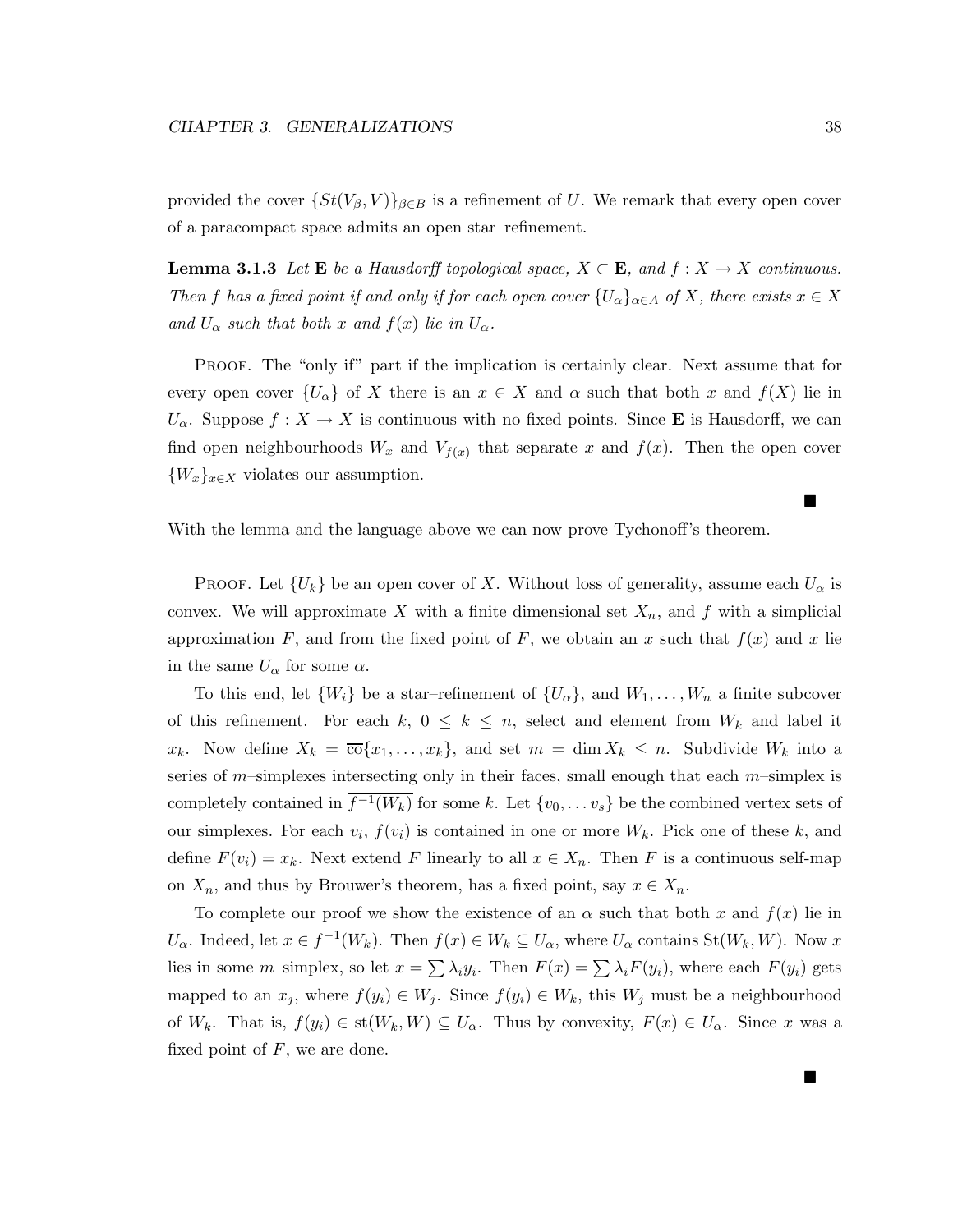provided the cover $\{St(V_\beta, V)\}_{\beta \in B}$ is a refinement of $U$. We remark that every open cover of a paracompact space admits an open star–refinement.

**Lemma 3.1.3** *Let* $\mathbf{E}$ *be a Hausdorff topological space,* $X \subset \mathbf{E}$*, and* $f : X \to X$ *continuous. Then* $f$ *has a fixed point if and only if for each open cover* $\{U_\alpha\}_{\alpha \in A}$ *of* $X$*, there exists* $x \in X$ *and* $U_\alpha$ *such that both* $x$ *and* $f(x)$ *lie in* $U_\alpha$*.*

Proof. The "only if" part if the implication is certainly clear. Next assume that for every open cover $\{U_\alpha\}$ of $X$ there is an $x \in X$ and $\alpha$ such that both $x$ and $f(X)$ lie in $U_\alpha$. Suppose $f : X \to X$ is continuous with no fixed points. Since $\mathbf{E}$ is Hausdorff, we can find open neighbourhoods $W_x$ and $V_{f(x)}$ that separate $x$ and $f(x)$. Then the open cover $\{W_x\}_{x \in X}$ violates our assumption.

■

With the lemma and the language above we can now prove Tychonoff's theorem.

Proof. Let $\{U_k\}$ be an open cover of $X$. Without loss of generality, assume each $U_\alpha$ is convex. We will approximate $X$ with a finite dimensional set $X_n$, and $f$ with a simplicial approximation $F$, and from the fixed point of $F$, we obtain an $x$ such that $f(x)$ and $x$ lie in the same $U_\alpha$ for some $\alpha$.

To this end, let $\{W_i\}$ be a star–refinement of $\{U_\alpha\}$, and $W_1, \ldots, W_n$ a finite subcover of this refinement. For each $k$, $0 \leq k \leq n$, select and element from $W_k$ and label it $x_k$. Now define $X_k = \overline{\text{co}}\{x_1, \ldots, x_k\}$, and set $m = \dim X_k \leq n$. Subdivide $W_k$ into a series of $m$–simplexes intersecting only in their faces, small enough that each $m$–simplex is completely contained in $\overline{f^{-1}(W_k)}$ for some $k$. Let $\{v_0, \ldots v_s\}$ be the combined vertex sets of our simplexes. For each $v_i$, $f(v_i)$ is contained in one or more $W_k$. Pick one of these $k$, and define $F(v_i) = x_k$. Next extend $F$ linearly to all $x \in X_n$. Then $F$ is a continuous self-map on $X_n$, and thus by Brouwer's theorem, has a fixed point, say $x \in X_n$.

To complete our proof we show the existence of an $\alpha$ such that both $x$ and $f(x)$ lie in $U_\alpha$. Indeed, let $x \in f^{-1}(W_k)$. Then $f(x) \in W_k \subseteq U_\alpha$, where $U_\alpha$ contains $\text{St}(W_k, W)$. Now $x$ lies in some $m$–simplex, so let $x = \sum \lambda_i y_i$. Then $F(x) = \sum \lambda_i F(y_i)$, where each $F(y_i)$ gets mapped to an $x_j$, where $f(y_i) \in W_j$. Since $f(y_i) \in W_k$, this $W_j$ must be a neighbourhood of $W_k$. That is, $f(y_i) \in \text{st}(W_k, W) \subseteq U_\alpha$. Thus by convexity, $F(x) \in U_\alpha$. Since $x$ was a fixed point of $F$, we are done.

■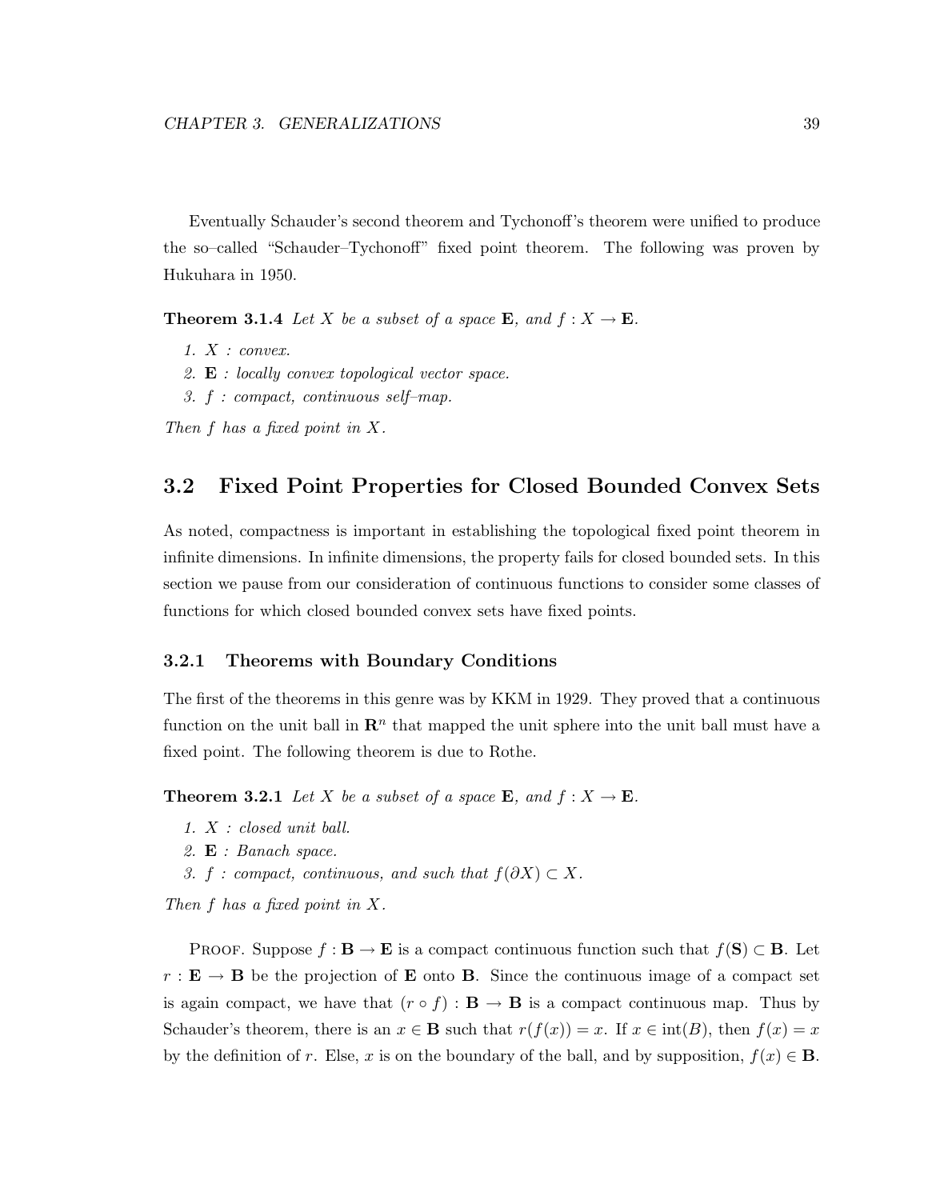Eventually Schauder's second theorem and Tychonoff's theorem were unified to produce the so–called "Schauder–Tychonoff" fixed point theorem. The following was proven by Hukuhara in 1950.

**Theorem 3.1.4** *Let $X$ be a subset of a space $\mathbf{E}$, and $f : X \to \mathbf{E}$.*

1. *$X$ : convex.*
2. *$\mathbf{E}$ : locally convex topological vector space.*
3. *$f$ : compact, continuous self–map.*

*Then $f$ has a fixed point in $X$.*

## 3.2 Fixed Point Properties for Closed Bounded Convex Sets

As noted, compactness is important in establishing the topological fixed point theorem in infinite dimensions. In infinite dimensions, the property fails for closed bounded sets. In this section we pause from our consideration of continuous functions to consider some classes of functions for which closed bounded convex sets have fixed points.

### 3.2.1 Theorems with Boundary Conditions

The first of the theorems in this genre was by KKM in 1929. They proved that a continuous function on the unit ball in $\mathbf{R}^n$ that mapped the unit sphere into the unit ball must have a fixed point. The following theorem is due to Rothe.

**Theorem 3.2.1** *Let $X$ be a subset of a space $\mathbf{E}$, and $f : X \to \mathbf{E}$.*

1. *$X$ : closed unit ball.*
2. *$\mathbf{E}$ : Banach space.*
3. *$f$ : compact, continuous, and such that $f(\partial X) \subset X$.*

*Then $f$ has a fixed point in $X$.*

Proof. Suppose $f : \mathbf{B} \to \mathbf{E}$ is a compact continuous function such that $f(\mathbf{S}) \subset \mathbf{B}$. Let $r : \mathbf{E} \to \mathbf{B}$ be the projection of $\mathbf{E}$ onto $\mathbf{B}$. Since the continuous image of a compact set is again compact, we have that $(r \circ f) : \mathbf{B} \to \mathbf{B}$ is a compact continuous map. Thus by Schauder's theorem, there is an $x \in \mathbf{B}$ such that $r(f(x)) = x$. If $x \in \text{int}(B)$, then $f(x) = x$ by the definition of $r$. Else, $x$ is on the boundary of the ball, and by supposition, $f(x) \in \mathbf{B}$.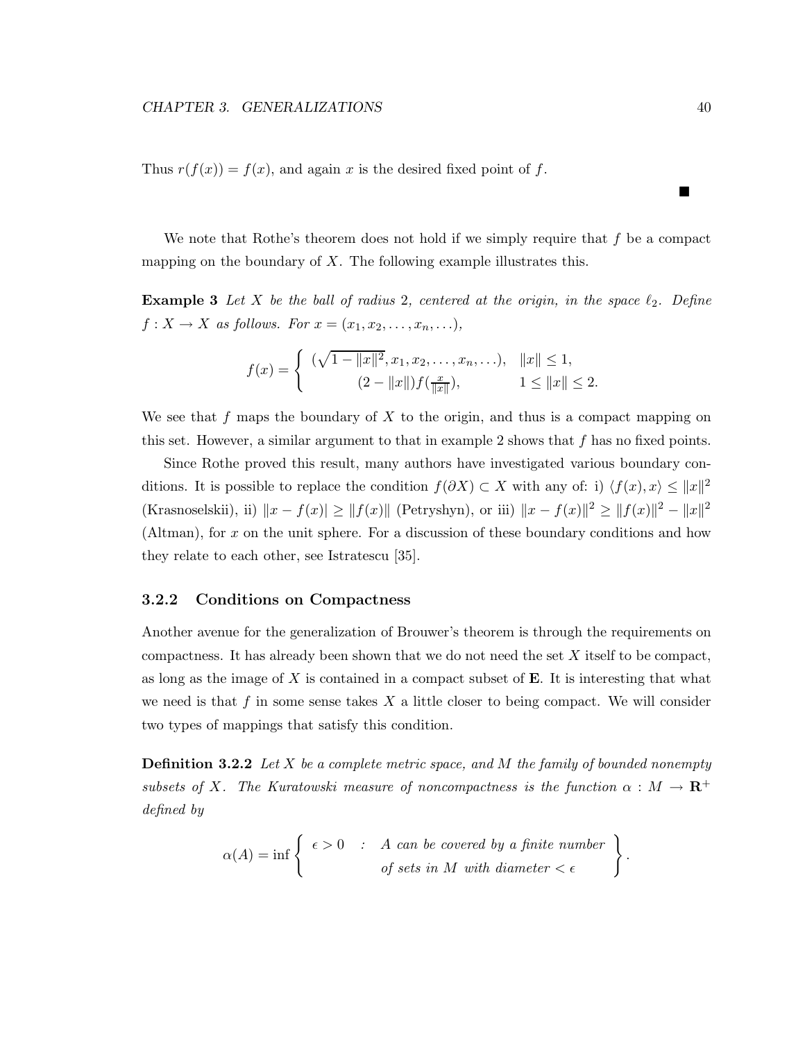Thus $r(f(x)) = f(x)$, and again $x$ is the desired fixed point of $f$.

■

We note that Rothe's theorem does not hold if we simply require that $f$ be a compact mapping on the boundary of $X$. The following example illustrates this.

**Example 3** *Let $X$ be the ball of radius 2, centered at the origin, in the space $\ell_2$. Define $f : X \to X$ as follows. For $x = (x_1, x_2, \ldots, x_n, \ldots)$,*

$$f(x) = \begin{cases} (\sqrt{1 - \|x\|^2}, x_1, x_2, \ldots, x_n, \ldots), & \|x\| \leq 1, \\ (2 - \|x\|) f(\frac{x}{\|x\|}), & 1 \leq \|x\| \leq 2. \end{cases}$$

We see that $f$ maps the boundary of $X$ to the origin, and thus is a compact mapping on this set. However, a similar argument to that in example 2 shows that $f$ has no fixed points.

Since Rothe proved this result, many authors have investigated various boundary conditions. It is possible to replace the condition $f(\partial X) \subset X$ with any of: i) $\langle f(x), x \rangle \leq \|x\|^2$ (Krasnoselskii), ii) $\|x - f(x)| \geq \|f(x)\|$ (Petryshyn), or iii) $\|x - f(x)\|^2 \geq \|f(x)\|^2 - \|x\|^2$ (Altman), for $x$ on the unit sphere. For a discussion of these boundary conditions and how they relate to each other, see Istratescu [35].

### 3.2.2 Conditions on Compactness

Another avenue for the generalization of Brouwer's theorem is through the requirements on compactness. It has already been shown that we do not need the set $X$ itself to be compact, as long as the image of $X$ is contained in a compact subset of $\mathbf{E}$. It is interesting that what we need is that $f$ in some sense takes $X$ a little closer to being compact. We will consider two types of mappings that satisfy this condition.

**Definition 3.2.2** *Let $X$ be a complete metric space, and $M$ the family of bounded nonempty subsets of $X$. The Kuratowski measure of noncompactness is the function $\alpha : M \to \mathbf{R}^+$ defined by*

$$\alpha(A) = \inf \left\{ \begin{array}{ccl} \epsilon > 0 & : & A \text{ can be covered by a finite number} \\ & & \text{of sets in } M \text{ with diameter} < \epsilon \end{array} \right\}.$$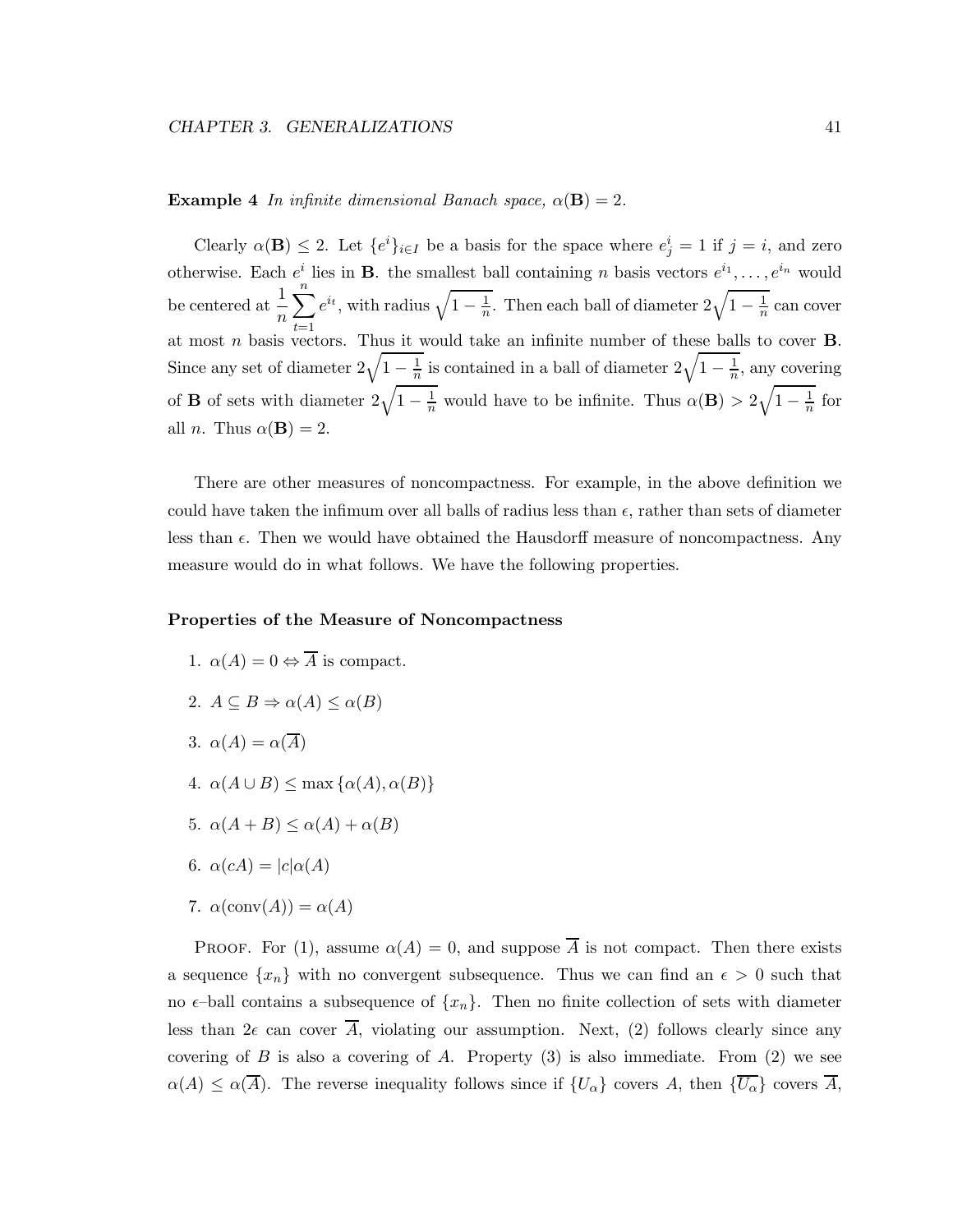**Example 4** *In infinite dimensional Banach space, $\alpha(\mathbf{B}) = 2$.*

Clearly $\alpha(\mathbf{B}) \leq 2$. Let $\{e^i\}_{i \in I}$ be a basis for the space where $e^i_j = 1$ if $j = i$, and zero otherwise. Each $e^i$ lies in $\mathbf{B}$. the smallest ball containing $n$ basis vectors $e^{i_1}, \ldots, e^{i_n}$ would be centered at $\frac{1}{n}\sum_{t=1}^{n} e^{i_t}$, with radius $\sqrt{1 - \frac{1}{n}}$. Then each ball of diameter $2\sqrt{1 - \frac{1}{n}}$ can cover at most $n$ basis vectors. Thus it would take an infinite number of these balls to cover $\mathbf{B}$. Since any set of diameter $2\sqrt{1 - \frac{1}{n}}$ is contained in a ball of diameter $2\sqrt{1 - \frac{1}{n}}$, any covering of $\mathbf{B}$ of sets with diameter $2\sqrt{1 - \frac{1}{n}}$ would have to be infinite. Thus $\alpha(\mathbf{B}) > 2\sqrt{1 - \frac{1}{n}}$ for all $n$. Thus $\alpha(\mathbf{B}) = 2$.

There are other measures of noncompactness. For example, in the above definition we could have taken the infimum over all balls of radius less than $\epsilon$, rather than sets of diameter less than $\epsilon$. Then we would have obtained the Hausdorff measure of noncompactness. Any measure would do in what follows. We have the following properties.

**Properties of the Measure of Noncompactness**

1. $\alpha(A) = 0 \Leftrightarrow \overline{A}$ is compact.
2. $A \subseteq B \Rightarrow \alpha(A) \leq \alpha(B)$
3. $\alpha(A) = \alpha(\overline{A})$
4. $\alpha(A \cup B) \leq \max\{\alpha(A), \alpha(B)\}$
5. $\alpha(A + B) \leq \alpha(A) + \alpha(B)$
6. $\alpha(cA) = |c|\alpha(A)$
7. $\alpha(\text{conv}(A)) = \alpha(A)$

Proof. For (1), assume $\alpha(A) = 0$, and suppose $\overline{A}$ is not compact. Then there exists a sequence $\{x_n\}$ with no convergent subsequence. Thus we can find an $\epsilon > 0$ such that no $\epsilon$–ball contains a subsequence of $\{x_n\}$. Then no finite collection of sets with diameter less than $2\epsilon$ can cover $\overline{A}$, violating our assumption. Next, (2) follows clearly since any covering of $B$ is also a covering of $A$. Property (3) is also immediate. From (2) we see $\alpha(A) \leq \alpha(\overline{A})$. The reverse inequality follows since if $\{U_\alpha\}$ covers $A$, then $\{\overline{U_\alpha}\}$ covers $\overline{A}$,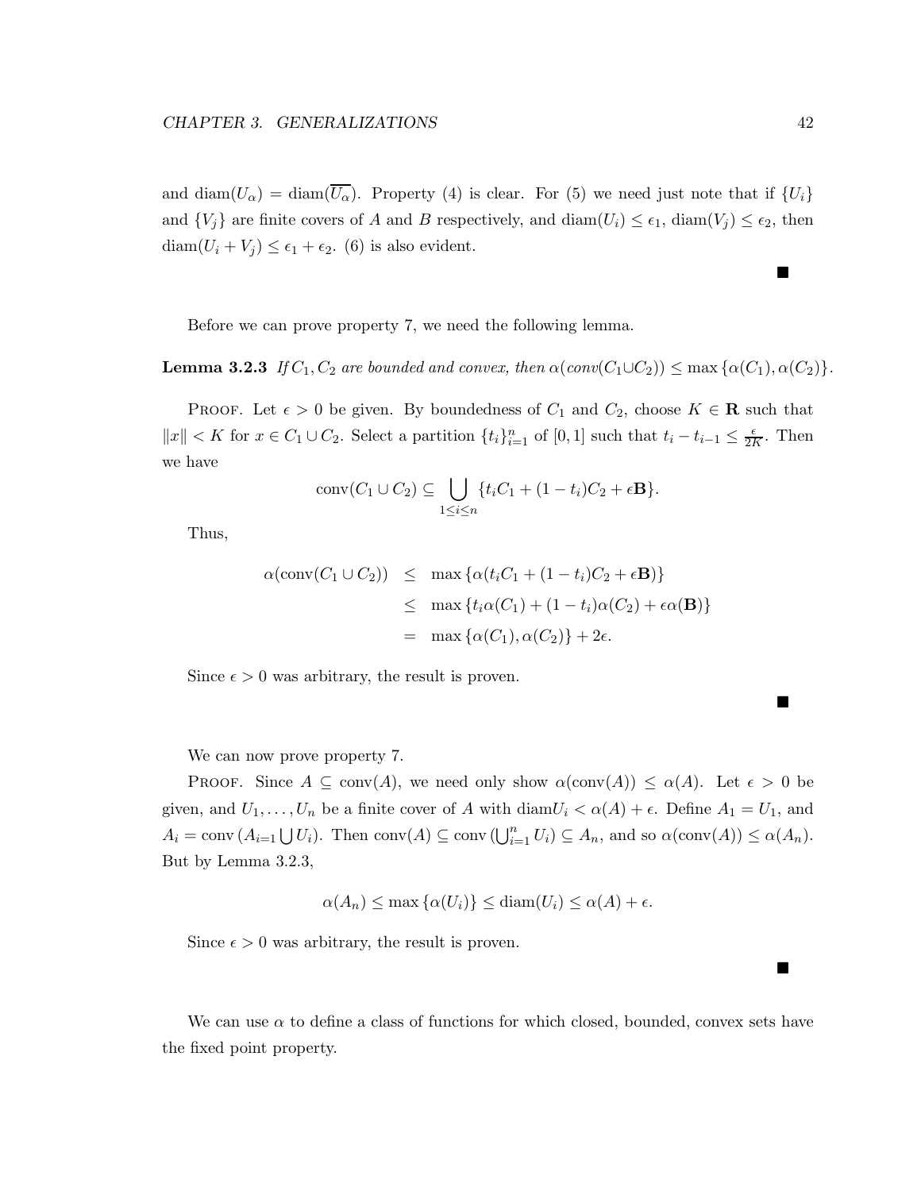and $\text{diam}(U_\alpha) = \text{diam}(\overline{U_\alpha})$. Property (4) is clear. For (5) we need just note that if $\{U_i\}$ and $\{V_j\}$ are finite covers of $A$ and $B$ respectively, and $\text{diam}(U_i) \leq \epsilon_1$, $\text{diam}(V_j) \leq \epsilon_2$, then $\text{diam}(U_i + V_j) \leq \epsilon_1 + \epsilon_2$. (6) is also evident.

■

Before we can prove property 7, we need the following lemma.

**Lemma 3.2.3** *If $C_1, C_2$ are bounded and convex, then $\alpha(conv(C_1 \cup C_2)) \leq \max\{\alpha(C_1), \alpha(C_2)\}$.*

PROOF. Let $\epsilon > 0$ be given. By boundedness of $C_1$ and $C_2$, choose $K \in \mathbf{R}$ such that $\|x\| < K$ for $x \in C_1 \cup C_2$. Select a partition $\{t_i\}_{i=1}^n$ of $[0,1]$ such that $t_i - t_{i-1} \leq \frac{\epsilon}{2K}$. Then we have

$$\text{conv}(C_1 \cup C_2) \subseteq \bigcup_{1 \leq i \leq n} \{t_i C_1 + (1-t_i)C_2 + \epsilon \mathbf{B}\}.$$

Thus,

$$\begin{aligned}
\alpha(\text{conv}(C_1 \cup C_2)) &\leq \max\{\alpha(t_i C_1 + (1-t_i)C_2 + \epsilon \mathbf{B})\} \\
&\leq \max\{t_i \alpha(C_1) + (1-t_i)\alpha(C_2) + \epsilon \alpha(\mathbf{B})\} \\
&= \max\{\alpha(C_1), \alpha(C_2)\} + 2\epsilon.
\end{aligned}$$

Since $\epsilon > 0$ was arbitrary, the result is proven.

■

We can now prove property 7.

PROOF. Since $A \subseteq \text{conv}(A)$, we need only show $\alpha(\text{conv}(A)) \leq \alpha(A)$. Let $\epsilon > 0$ be given, and $U_1, \ldots, U_n$ be a finite cover of $A$ with $\text{diam} U_i < \alpha(A) + \epsilon$. Define $A_1 = U_1$, and $A_i = \text{conv}\,(A_{i=1} \bigcup U_i)$. Then $\text{conv}(A) \subseteq \text{conv}\,(\bigcup_{i=1}^n U_i) \subseteq A_n$, and so $\alpha(\text{conv}(A)) \leq \alpha(A_n)$. But by Lemma 3.2.3,

$$\alpha(A_n) \leq \max\{\alpha(U_i)\} \leq \text{diam}(U_i) \leq \alpha(A) + \epsilon.$$

Since $\epsilon > 0$ was arbitrary, the result is proven.

■

We can use $\alpha$ to define a class of functions for which closed, bounded, convex sets have the fixed point property.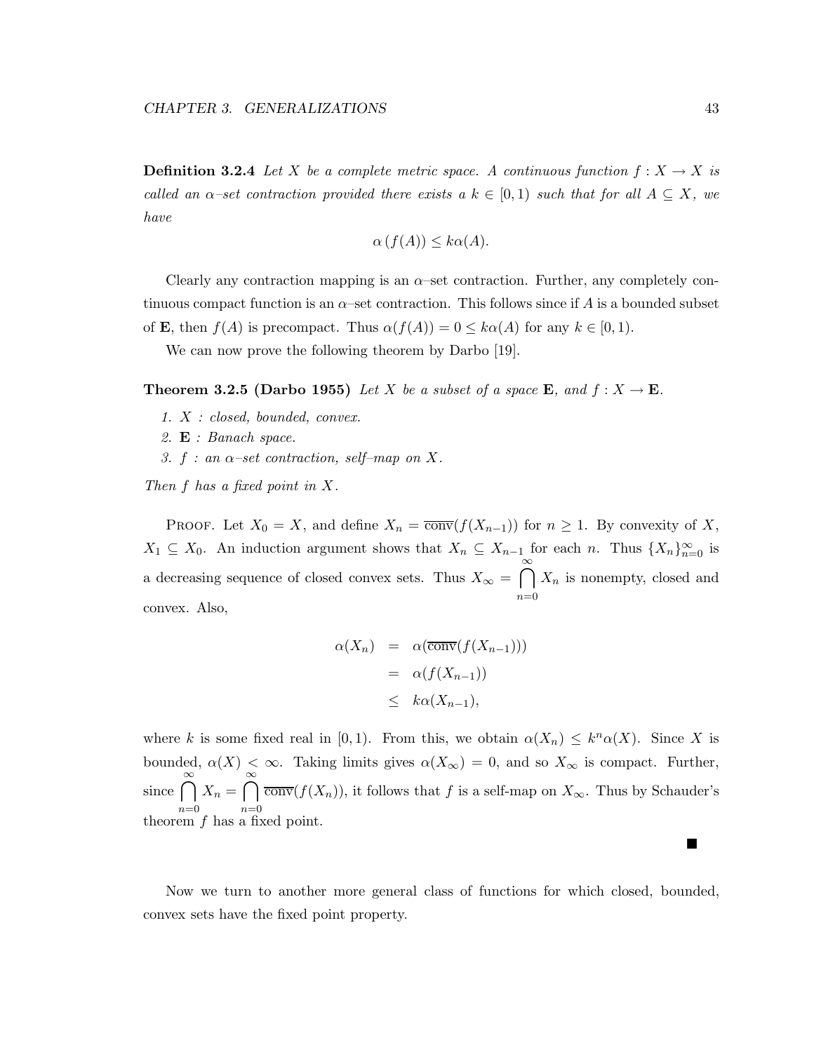**Definition 3.2.4** *Let $X$ be a complete metric space. A continuous function $f : X \to X$ is called an $\alpha$–set contraction provided there exists a $k \in [0, 1)$ such that for all $A \subseteq X$, we have*

$$\alpha\left(f(A)\right) \leq k\alpha(A).$$

Clearly any contraction mapping is an $\alpha$–set contraction. Further, any completely continuous compact function is an $\alpha$–set contraction. This follows since if $A$ is a bounded subset of $\mathbf{E}$, then $f(A)$ is precompact. Thus $\alpha(f(A)) = 0 \leq k\alpha(A)$ for any $k \in [0, 1)$.

We can now prove the following theorem by Darbo [19].

**Theorem 3.2.5 (Darbo 1955)** *Let $X$ be a subset of a space $\mathbf{E}$, and $f : X \to \mathbf{E}$.*

1. *$X$ : closed, bounded, convex.*
2. *$\mathbf{E}$ : Banach space.*
3. *$f$ : an $\alpha$–set contraction, self–map on $X$.*

*Then $f$ has a fixed point in $X$.*

Proof. Let $X_0 = X$, and define $X_n = \overline{\text{conv}}(f(X_{n-1}))$ for $n \geq 1$. By convexity of $X$, $X_1 \subseteq X_0$. An induction argument shows that $X_n \subseteq X_{n-1}$ for each $n$. Thus $\{X_n\}_{n=0}^{\infty}$ is a decreasing sequence of closed convex sets. Thus $X_\infty = \bigcap_{n=0}^{\infty} X_n$ is nonempty, closed and convex. Also,

$$\begin{aligned}
\alpha(X_n) &= \alpha(\overline{\text{conv}}(f(X_{n-1}))) \\
&= \alpha(f(X_{n-1})) \\
&\leq k\alpha(X_{n-1}),
\end{aligned}$$

where $k$ is some fixed real in $[0, 1)$. From this, we obtain $\alpha(X_n) \leq k^n\alpha(X)$. Since $X$ is bounded, $\alpha(X) < \infty$. Taking limits gives $\alpha(X_\infty) = 0$, and so $X_\infty$ is compact. Further, since $\bigcap_{n=0}^{\infty} X_n = \bigcap_{n=0}^{\infty} \overline{\text{conv}}(f(X_n))$, it follows that $f$ is a self-map on $X_\infty$. Thus by Schauder's theorem $f$ has a fixed point.

■

Now we turn to another more general class of functions for which closed, bounded, convex sets have the fixed point property.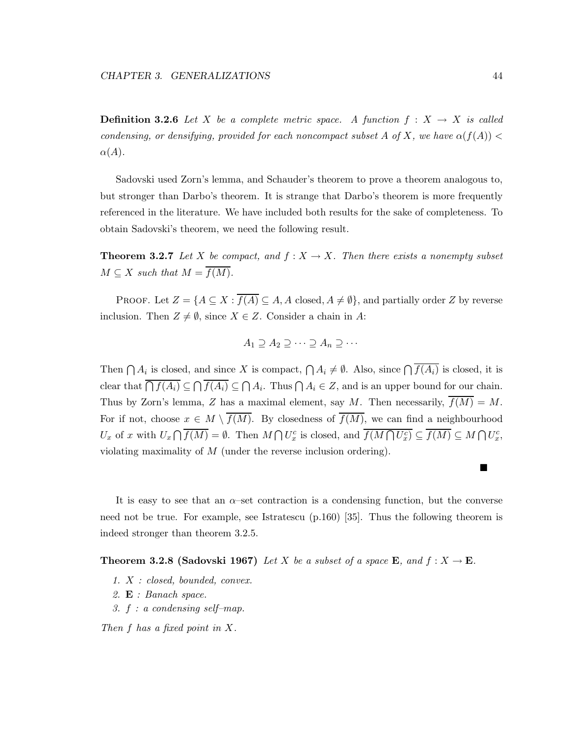**Definition 3.2.6** *Let $X$ be a complete metric space. A function $f : X \to X$ is called condensing, or densifying, provided for each noncompact subset $A$ of $X$, we have $\alpha(f(A)) < \alpha(A)$.*

Sadovski used Zorn's lemma, and Schauder's theorem to prove a theorem analogous to, but stronger than Darbo's theorem. It is strange that Darbo's theorem is more frequently referenced in the literature. We have included both results for the sake of completeness. To obtain Sadovski's theorem, we need the following result.

**Theorem 3.2.7** *Let $X$ be compact, and $f : X \to X$. Then there exists a nonempty subset $M \subseteq X$ such that $M = \overline{f(M)}$.*

Proof. Let $Z = \{A \subseteq X : \overline{f(A)} \subseteq A, A \text{ closed}, A \neq \emptyset\}$, and partially order $Z$ by reverse inclusion. Then $Z \neq \emptyset$, since $X \in Z$. Consider a chain in $A$:

$$A_1 \supseteq A_2 \supseteq \cdots \supseteq A_n \supseteq \cdots$$

Then $\bigcap A_i$ is closed, and since $X$ is compact, $\bigcap A_i \neq \emptyset$. Also, since $\bigcap \overline{f(A_i)}$ is closed, it is clear that $\overline{\bigcap f(A_i)} \subseteq \bigcap \overline{f(A_i)} \subseteq \bigcap A_i$. Thus $\bigcap A_i \in Z$, and is an upper bound for our chain. Thus by Zorn's lemma, $Z$ has a maximal element, say $M$. Then necessarily, $\overline{f(M)} = M$. For if not, choose $x \in M \setminus \overline{f(M)}$. By closedness of $\overline{f(M)}$, we can find a neighbourhood $U_x$ of $x$ with $U_x \bigcap \overline{f(M)} = \emptyset$. Then $M \bigcap U_x^c$ is closed, and $\overline{f(M \bigcap U_x^c)} \subseteq \overline{f(M)} \subseteq M \bigcap U_x^c$, violating maximality of $M$ (under the reverse inclusion ordering).

■

It is easy to see that an $\alpha$–set contraction is a condensing function, but the converse need not be true. For example, see Istratescu (p.160) [35]. Thus the following theorem is indeed stronger than theorem 3.2.5.

**Theorem 3.2.8 (Sadovski 1967)** *Let $X$ be a subset of a space $\mathbf{E}$, and $f : X \to \mathbf{E}$.*

1. *$X$ : closed, bounded, convex.*
2. *$\mathbf{E}$ : Banach space.*
3. *$f$ : a condensing self–map.*

*Then $f$ has a fixed point in $X$.*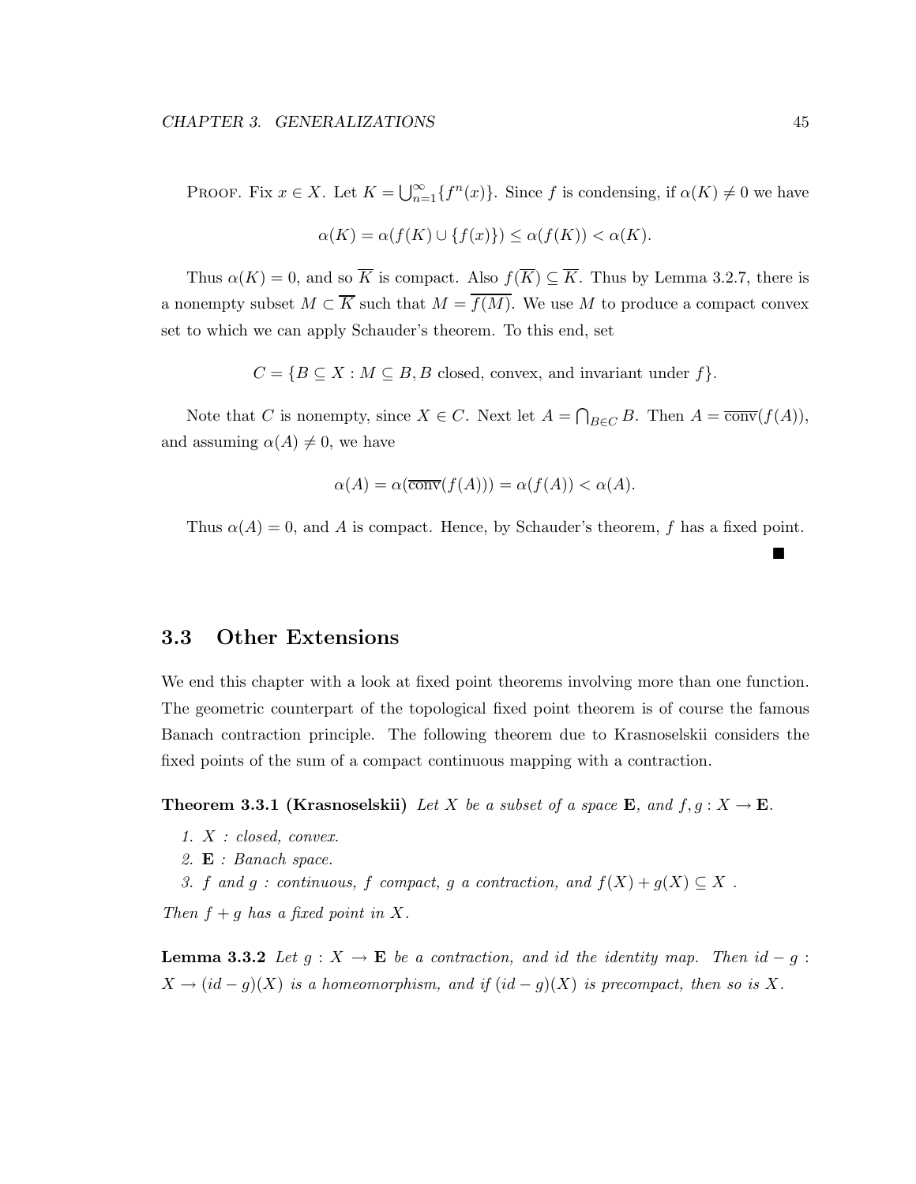PROOF. Fix $x \in X$. Let $K = \bigcup_{n=1}^{\infty}\{f^n(x)\}$. Since $f$ is condensing, if $\alpha(K) \neq 0$ we have

$$\alpha(K) = \alpha(f(K) \cup \{f(x)\}) \leq \alpha(f(K)) < \alpha(K).$$

Thus $\alpha(K) = 0$, and so $\overline{K}$ is compact. Also $f(\overline{K}) \subseteq \overline{K}$. Thus by Lemma 3.2.7, there is a nonempty subset $M \subset \overline{K}$ such that $M = \overline{f(M)}$. We use $M$ to produce a compact convex set to which we can apply Schauder's theorem. To this end, set

$$C = \{B \subseteq X : M \subseteq B, B \text{ closed, convex, and invariant under } f\}.$$

Note that $C$ is nonempty, since $X \in C$. Next let $A = \bigcap_{B \in C} B$. Then $A = \overline{\text{conv}}(f(A))$, and assuming $\alpha(A) \neq 0$, we have

$$\alpha(A) = \alpha(\overline{\text{conv}}(f(A))) = \alpha(f(A)) < \alpha(A).$$

Thus $\alpha(A) = 0$, and $A$ is compact. Hence, by Schauder's theorem, $f$ has a fixed point.

■

## 3.3 Other Extensions

We end this chapter with a look at fixed point theorems involving more than one function. The geometric counterpart of the topological fixed point theorem is of course the famous Banach contraction principle. The following theorem due to Krasnoselskii considers the fixed points of the sum of a compact continuous mapping with a contraction.

**Theorem 3.3.1 (Krasnoselskii)** *Let $X$ be a subset of a space $\mathbf{E}$, and $f, g : X \to \mathbf{E}$.*

1. *$X$ : closed, convex.*
2. *$\mathbf{E}$ : Banach space.*
3. *$f$ and $g$ : continuous, $f$ compact, $g$ a contraction, and $f(X) + g(X) \subseteq X$ .*

*Then $f + g$ has a fixed point in $X$.*

**Lemma 3.3.2** *Let $g : X \to \mathbf{E}$ be a contraction, and id the identity map. Then $id - g : X \to (id - g)(X)$ is a homeomorphism, and if $(id - g)(X)$ is precompact, then so is $X$.*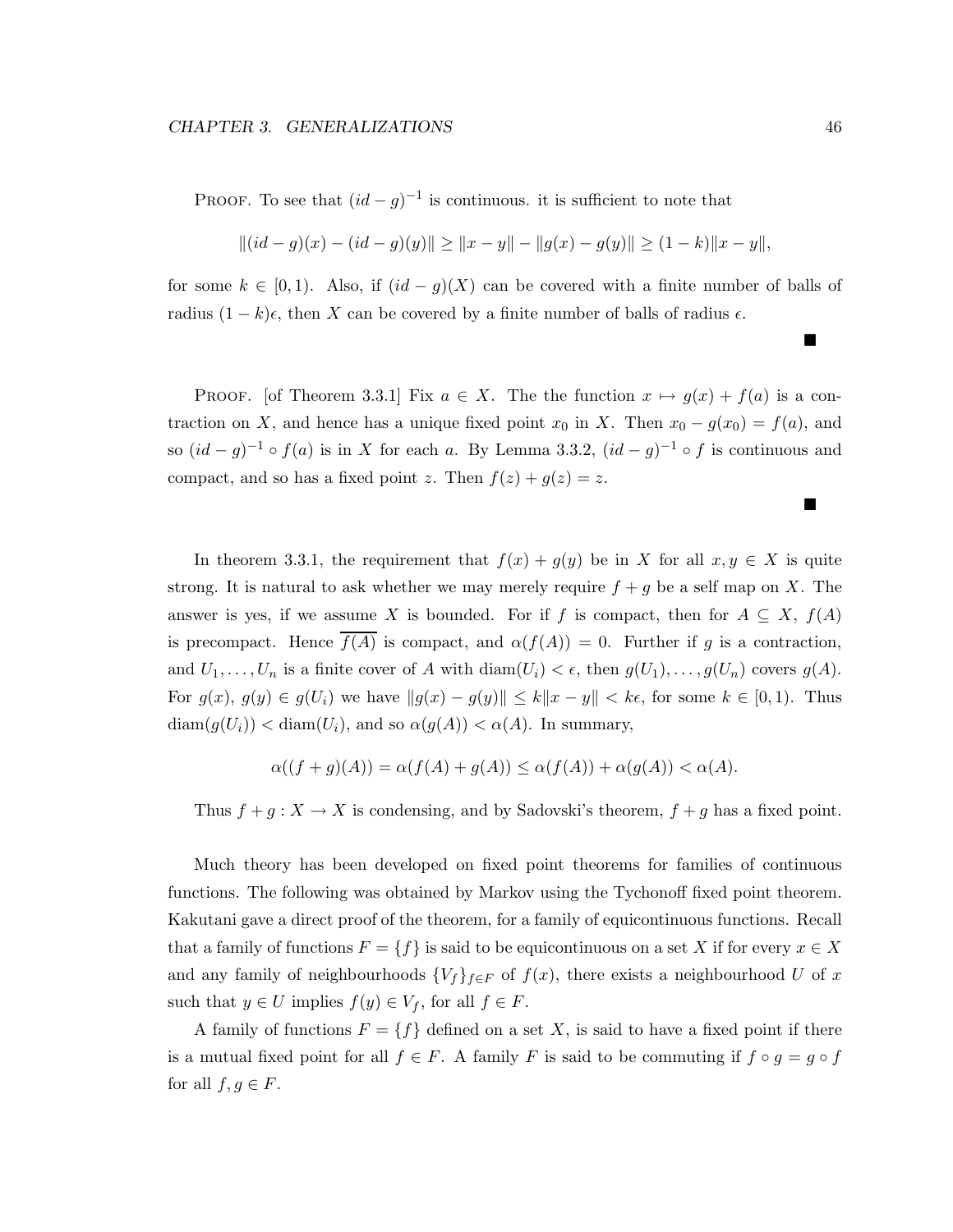Proof. To see that $(id-g)^{-1}$ is continuous. it is sufficient to note that

$$\|(id-g)(x)-(id-g)(y)\| \geq \|x-y\|-\|g(x)-g(y)\| \geq (1-k)\|x-y\|,$$

for some $k \in [0,1)$. Also, if $(id-g)(X)$ can be covered with a finite number of balls of radius $(1-k)\epsilon$, then $X$ can be covered by a finite number of balls of radius $\epsilon$.

■

Proof. [of Theorem 3.3.1] Fix $a \in X$. The the function $x \mapsto g(x)+f(a)$ is a contraction on $X$, and hence has a unique fixed point $x_0$ in $X$. Then $x_0 - g(x_0) = f(a)$, and so $(id-g)^{-1} \circ f(a)$ is in $X$ for each $a$. By Lemma 3.3.2, $(id-g)^{-1} \circ f$ is continuous and compact, and so has a fixed point $z$. Then $f(z)+g(z)=z$.

■

In theorem 3.3.1, the requirement that $f(x)+g(y)$ be in $X$ for all $x, y \in X$ is quite strong. It is natural to ask whether we may merely require $f+g$ be a self map on $X$. The answer is yes, if we assume $X$ is bounded. For if $f$ is compact, then for $A \subseteq X$, $f(A)$ is precompact. Hence $\overline{f(A)}$ is compact, and $\alpha(f(A)) = 0$. Further if $g$ is a contraction, and $U_1, \ldots, U_n$ is a finite cover of $A$ with $\text{diam}(U_i) < \epsilon$, then $g(U_1), \ldots, g(U_n)$ covers $g(A)$. For $g(x)$, $g(y) \in g(U_i)$ we have $\|g(x)-g(y)\| \leq k\|x-y\| < k\epsilon$, for some $k \in [0,1)$. Thus $\text{diam}(g(U_i)) < \text{diam}(U_i)$, and so $\alpha(g(A)) < \alpha(A)$. In summary,

$$\alpha((f+g)(A)) = \alpha(f(A)+g(A)) \leq \alpha(f(A)) + \alpha(g(A)) < \alpha(A).$$

Thus $f+g : X \to X$ is condensing, and by Sadovski's theorem, $f+g$ has a fixed point.

Much theory has been developed on fixed point theorems for families of continuous functions. The following was obtained by Markov using the Tychonoff fixed point theorem. Kakutani gave a direct proof of the theorem, for a family of equicontinuous functions. Recall that a family of functions $F = \{f\}$ is said to be equicontinuous on a set $X$ if for every $x \in X$ and any family of neighbourhoods $\{V_f\}_{f \in F}$ of $f(x)$, there exists a neighbourhood $U$ of $x$ such that $y \in U$ implies $f(y) \in V_f$, for all $f \in F$.

A family of functions $F = \{f\}$ defined on a set $X$, is said to have a fixed point if there is a mutual fixed point for all $f \in F$. A family $F$ is said to be commuting if $f \circ g = g \circ f$ for all $f, g \in F$.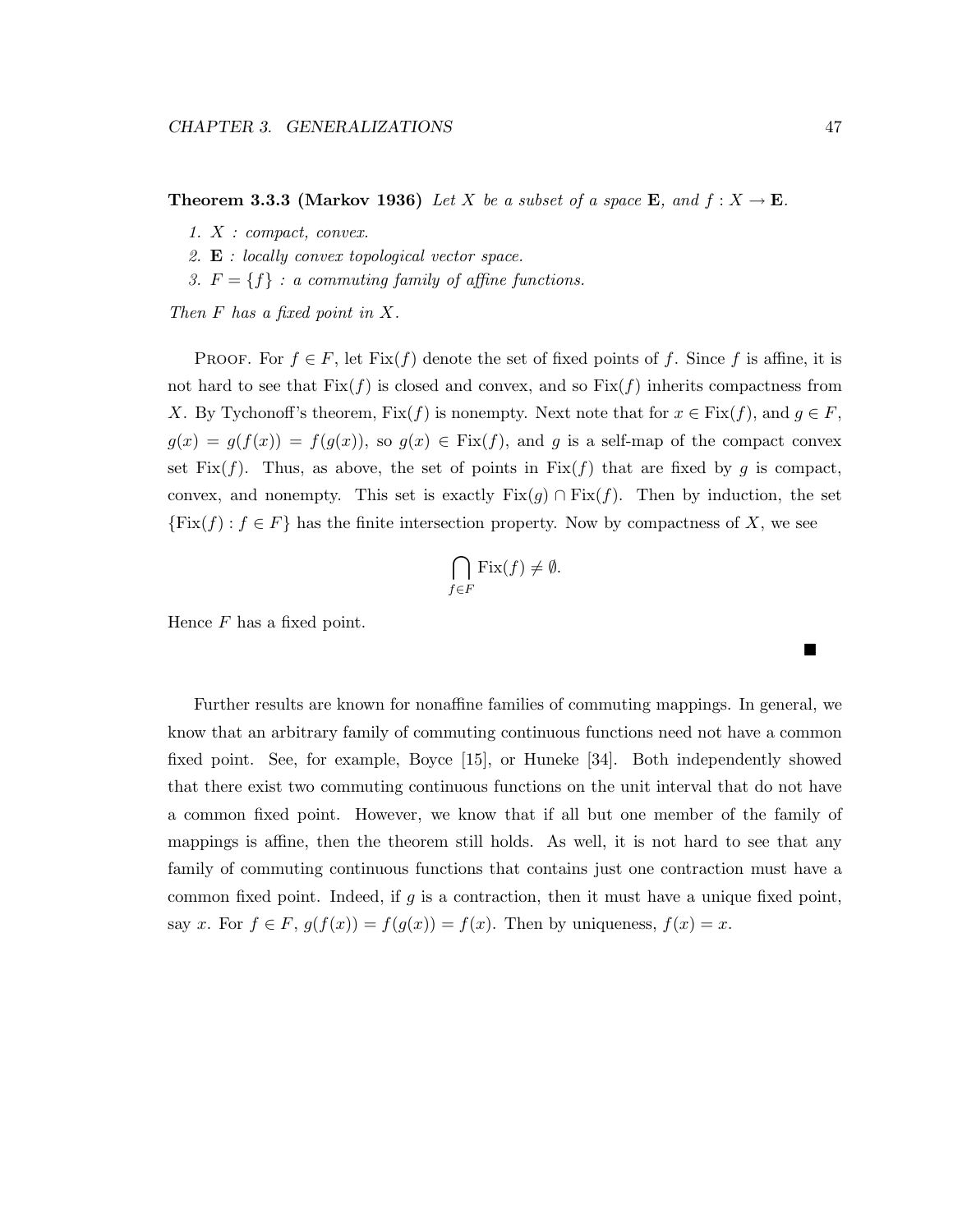**Theorem 3.3.3 (Markov 1936)** *Let $X$ be a subset of a space $\mathbf{E}$, and $f : X \to \mathbf{E}$.*

1. *$X$ : compact, convex.*
2. *$\mathbf{E}$ : locally convex topological vector space.*
3. *$F = \{f\}$ : a commuting family of affine functions.*

*Then $F$ has a fixed point in $X$.*

PROOF. For $f \in F$, let $\mathrm{Fix}(f)$ denote the set of fixed points of $f$. Since $f$ is affine, it is not hard to see that $\mathrm{Fix}(f)$ is closed and convex, and so $\mathrm{Fix}(f)$ inherits compactness from $X$. By Tychonoff's theorem, $\mathrm{Fix}(f)$ is nonempty. Next note that for $x \in \mathrm{Fix}(f)$, and $g \in F$, $g(x) = g(f(x)) = f(g(x))$, so $g(x) \in \mathrm{Fix}(f)$, and $g$ is a self-map of the compact convex set $\mathrm{Fix}(f)$. Thus, as above, the set of points in $\mathrm{Fix}(f)$ that are fixed by $g$ is compact, convex, and nonempty. This set is exactly $\mathrm{Fix}(g) \cap \mathrm{Fix}(f)$. Then by induction, the set $\{\mathrm{Fix}(f) : f \in F\}$ has the finite intersection property. Now by compactness of $X$, we see

$$\bigcap_{f \in F} \mathrm{Fix}(f) \neq \emptyset.$$

Hence $F$ has a fixed point.

■

Further results are known for nonaffine families of commuting mappings. In general, we know that an arbitrary family of commuting continuous functions need not have a common fixed point. See, for example, Boyce [15], or Huneke [34]. Both independently showed that there exist two commuting continuous functions on the unit interval that do not have a common fixed point. However, we know that if all but one member of the family of mappings is affine, then the theorem still holds. As well, it is not hard to see that any family of commuting continuous functions that contains just one contraction must have a common fixed point. Indeed, if $g$ is a contraction, then it must have a unique fixed point, say $x$. For $f \in F$, $g(f(x)) = f(g(x)) = f(x)$. Then by uniqueness, $f(x) = x$.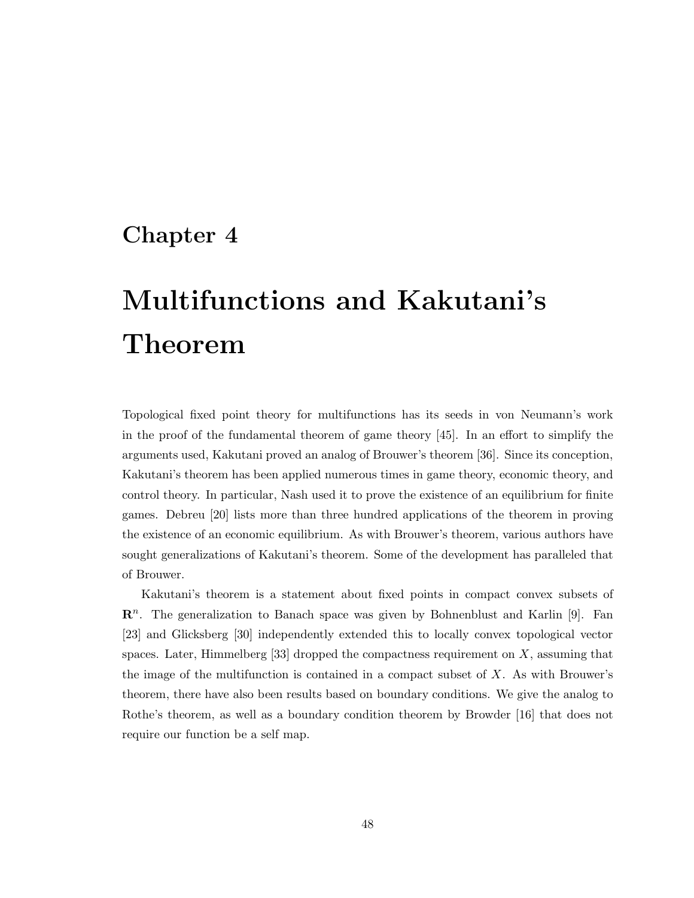# Chapter 4

# Multifunctions and Kakutani's Theorem

Topological fixed point theory for multifunctions has its seeds in von Neumann's work in the proof of the fundamental theorem of game theory [45]. In an effort to simplify the arguments used, Kakutani proved an analog of Brouwer's theorem [36]. Since its conception, Kakutani's theorem has been applied numerous times in game theory, economic theory, and control theory. In particular, Nash used it to prove the existence of an equilibrium for finite games. Debreu [20] lists more than three hundred applications of the theorem in proving the existence of an economic equilibrium. As with Brouwer's theorem, various authors have sought generalizations of Kakutani's theorem. Some of the development has paralleled that of Brouwer.

Kakutani's theorem is a statement about fixed points in compact convex subsets of $\mathbf{R}^n$. The generalization to Banach space was given by Bohnenblust and Karlin [9]. Fan [23] and Glicksberg [30] independently extended this to locally convex topological vector spaces. Later, Himmelberg [33] dropped the compactness requirement on $X$, assuming that the image of the multifunction is contained in a compact subset of $X$. As with Brouwer's theorem, there have also been results based on boundary conditions. We give the analog to Rothe's theorem, as well as a boundary condition theorem by Browder [16] that does not require our function be a self map.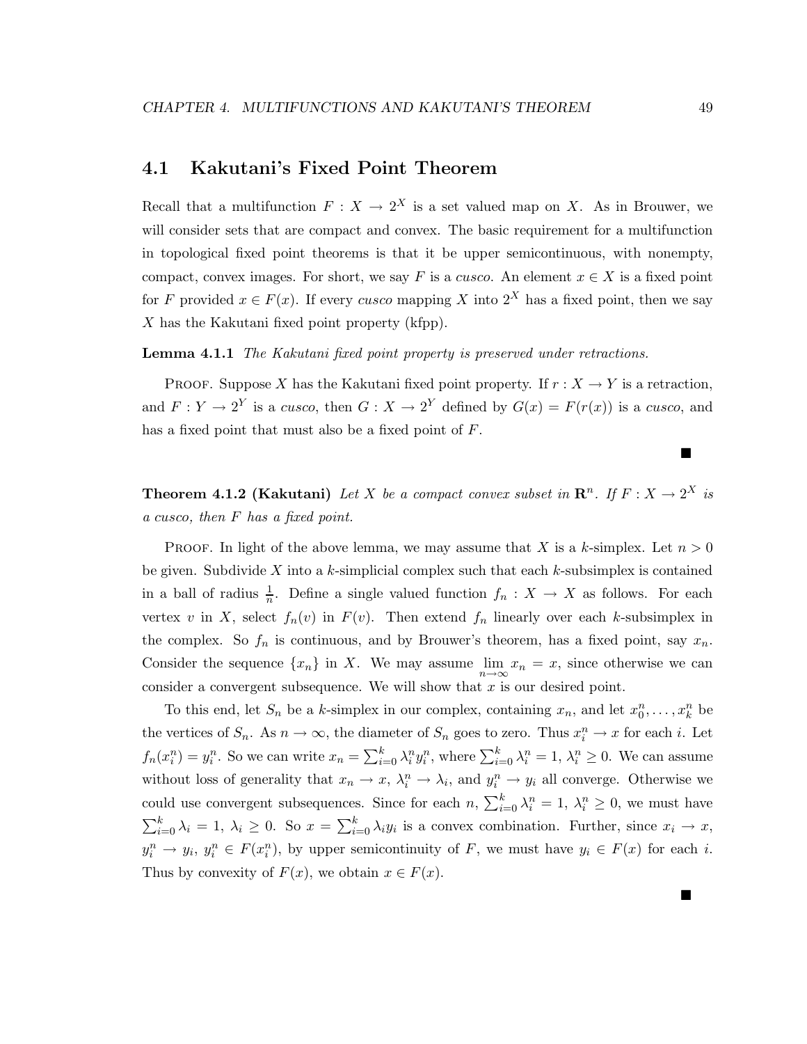## 4.1 Kakutani's Fixed Point Theorem

Recall that a multifunction $F : X \to 2^X$ is a set valued map on $X$. As in Brouwer, we will consider sets that are compact and convex. The basic requirement for a multifunction in topological fixed point theorems is that it be upper semicontinuous, with nonempty, compact, convex images. For short, we say $F$ is a *cusco*. An element $x \in X$ is a fixed point for $F$ provided $x \in F(x)$. If every *cusco* mapping $X$ into $2^X$ has a fixed point, then we say $X$ has the Kakutani fixed point property (kfpp).

**Lemma 4.1.1** *The Kakutani fixed point property is preserved under retractions.*

PROOF. Suppose $X$ has the Kakutani fixed point property. If $r : X \to Y$ is a retraction, and $F : Y \to 2^Y$ is a *cusco*, then $G : X \to 2^Y$ defined by $G(x) = F(r(x))$ is a *cusco*, and has a fixed point that must also be a fixed point of $F$.

■

**Theorem 4.1.2 (Kakutani)** *Let $X$ be a compact convex subset in $\mathbf{R}^n$. If $F : X \to 2^X$ is a cusco, then $F$ has a fixed point.*

PROOF. In light of the above lemma, we may assume that $X$ is a $k$-simplex. Let $n > 0$ be given. Subdivide $X$ into a $k$-simplicial complex such that each $k$-subsimplex is contained in a ball of radius $\frac{1}{n}$. Define a single valued function $f_n : X \to X$ as follows. For each vertex $v$ in $X$, select $f_n(v)$ in $F(v)$. Then extend $f_n$ linearly over each $k$-subsimplex in the complex. So $f_n$ is continuous, and by Brouwer's theorem, has a fixed point, say $x_n$. Consider the sequence $\{x_n\}$ in $X$. We may assume $\lim_{n\to\infty} x_n = x$, since otherwise we can consider a convergent subsequence. We will show that $x$ is our desired point.

To this end, let $S_n$ be a $k$-simplex in our complex, containing $x_n$, and let $x_0^n, \ldots, x_k^n$ be the vertices of $S_n$. As $n \to \infty$, the diameter of $S_n$ goes to zero. Thus $x_i^n \to x$ for each $i$. Let $f_n(x_i^n) = y_i^n$. So we can write $x_n = \sum_{i=0}^k \lambda_i^n y_i^n$, where $\sum_{i=0}^k \lambda_i^n = 1$, $\lambda_i^n \geq 0$. We can assume without loss of generality that $x_n \to x$, $\lambda_i^n \to \lambda_i$, and $y_i^n \to y_i$ all converge. Otherwise we could use convergent subsequences. Since for each $n$, $\sum_{i=0}^k \lambda_i^n = 1$, $\lambda_i^n \geq 0$, we must have $\sum_{i=0}^k \lambda_i = 1$, $\lambda_i \geq 0$. So $x = \sum_{i=0}^k \lambda_i y_i$ is a convex combination. Further, since $x_i \to x$, $y_i^n \to y_i$, $y_i^n \in F(x_i^n)$, by upper semicontinuity of $F$, we must have $y_i \in F(x)$ for each $i$. Thus by convexity of $F(x)$, we obtain $x \in F(x)$.

■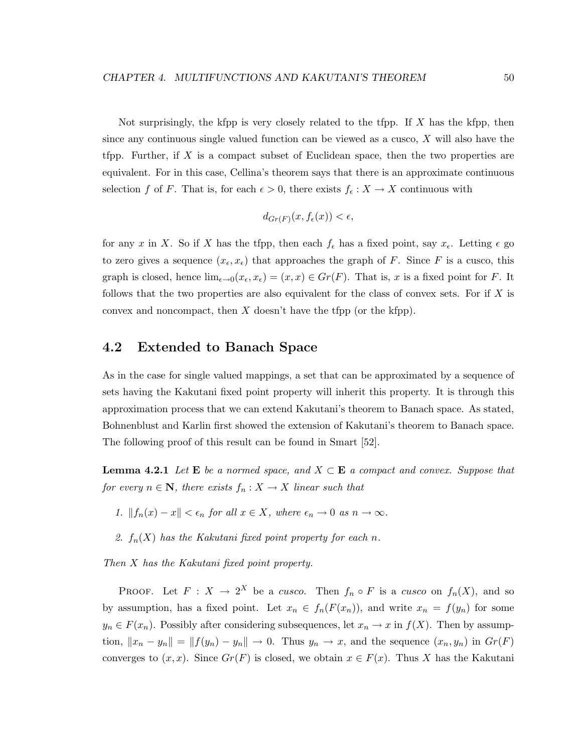Not surprisingly, the kfpp is very closely related to the tfpp. If $X$ has the kfpp, then since any continuous single valued function can be viewed as a cusco, $X$ will also have the tfpp. Further, if $X$ is a compact subset of Euclidean space, then the two properties are equivalent. For in this case, Cellina's theorem says that there is an approximate continuous selection $f$ of $F$. That is, for each $\epsilon > 0$, there exists $f_\epsilon : X \to X$ continuous with

$$d_{Gr(F)}(x, f_\epsilon(x)) < \epsilon,$$

for any $x$ in $X$. So if $X$ has the tfpp, then each $f_\epsilon$ has a fixed point, say $x_\epsilon$. Letting $\epsilon$ go to zero gives a sequence $(x_\epsilon, x_\epsilon)$ that approaches the graph of $F$. Since $F$ is a cusco, this graph is closed, hence $\lim_{\epsilon \to 0}(x_\epsilon, x_\epsilon) = (x, x) \in Gr(F)$. That is, $x$ is a fixed point for $F$. It follows that the two properties are also equivalent for the class of convex sets. For if $X$ is convex and noncompact, then $X$ doesn't have the tfpp (or the kfpp).

## 4.2 Extended to Banach Space

As in the case for single valued mappings, a set that can be approximated by a sequence of sets having the Kakutani fixed point property will inherit this property. It is through this approximation process that we can extend Kakutani's theorem to Banach space. As stated, Bohnenblust and Karlin first showed the extension of Kakutani's theorem to Banach space. The following proof of this result can be found in Smart [52].

**Lemma 4.2.1** *Let* $\mathbf{E}$ *be a normed space, and* $X \subset \mathbf{E}$ *a compact and convex. Suppose that for every* $n \in \mathbf{N}$*, there exists* $f_n : X \to X$ *linear such that*

1. $\|f_n(x) - x\| < \epsilon_n$ *for all* $x \in X$*, where* $\epsilon_n \to 0$ *as* $n \to \infty$*.*
2. $f_n(X)$ *has the Kakutani fixed point property for each* $n$*.*

*Then* $X$ *has the Kakutani fixed point property.*

Proof. Let $F : X \to 2^X$ be a *cusco*. Then $f_n \circ F$ is a *cusco* on $f_n(X)$, and so by assumption, has a fixed point. Let $x_n \in f_n(F(x_n))$, and write $x_n = f(y_n)$ for some $y_n \in F(x_n)$. Possibly after considering subsequences, let $x_n \to x$ in $f(X)$. Then by assumption, $\|x_n - y_n\| = \|f(y_n) - y_n\| \to 0$. Thus $y_n \to x$, and the sequence $(x_n, y_n)$ in $Gr(F)$ converges to $(x, x)$. Since $Gr(F)$ is closed, we obtain $x \in F(x)$. Thus $X$ has the Kakutani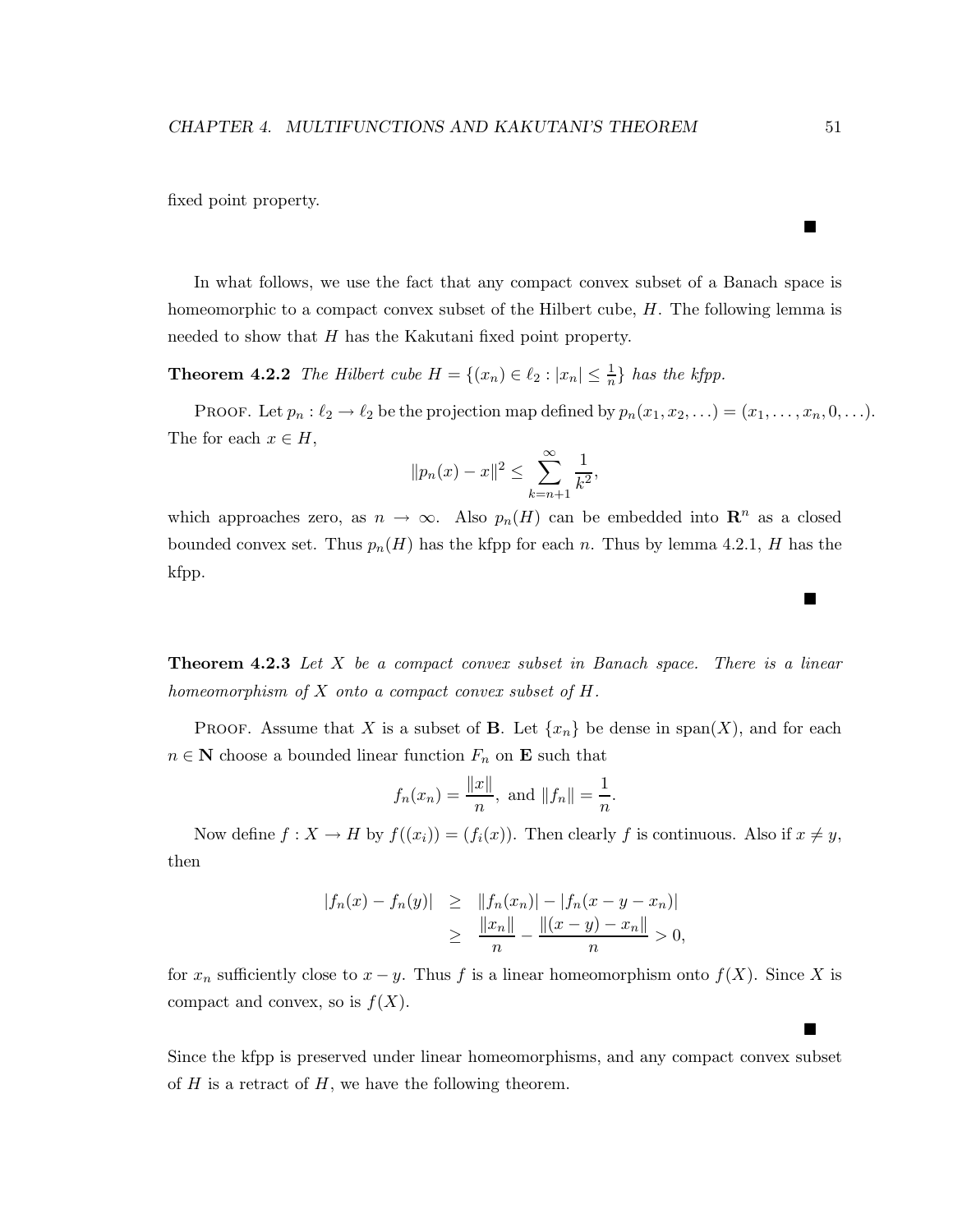fixed point property.

■

In what follows, we use the fact that any compact convex subset of a Banach space is homeomorphic to a compact convex subset of the Hilbert cube, $H$. The following lemma is needed to show that $H$ has the Kakutani fixed point property.

**Theorem 4.2.2** *The Hilbert cube $H = \{(x_n) \in \ell_2 : |x_n| \leq \frac{1}{n}\}$ has the kfpp.*

PROOF. Let $p_n : \ell_2 \to \ell_2$ be the projection map defined by $p_n(x_1, x_2, \ldots) = (x_1, \ldots, x_n, 0, \ldots)$. The for each $x \in H$,

$$\|p_n(x) - x\|^2 \leq \sum_{k=n+1}^{\infty} \frac{1}{k^2},$$

which approaches zero, as $n \to \infty$. Also $p_n(H)$ can be embedded into $\mathbf{R}^n$ as a closed bounded convex set. Thus $p_n(H)$ has the kfpp for each $n$. Thus by lemma 4.2.1, $H$ has the kfpp.

■

**Theorem 4.2.3** *Let $X$ be a compact convex subset in Banach space. There is a linear homeomorphism of $X$ onto a compact convex subset of $H$.*

PROOF. Assume that $X$ is a subset of $\mathbf{B}$. Let $\{x_n\}$ be dense in span$(X)$, and for each $n \in \mathbf{N}$ choose a bounded linear function $F_n$ on $\mathbf{E}$ such that

$$f_n(x_n) = \frac{\|x\|}{n}, \text{ and } \|f_n\| = \frac{1}{n}.$$

Now define $f : X \to H$ by $f((x_i)) = (f_i(x))$. Then clearly $f$ is continuous. Also if $x \neq y$, then

$$\begin{aligned}
|f_n(x) - f_n(y)| &\geq \||f_n(x_n)| - |f_n(x - y - x_n)| \\
&\geq \frac{\|x_n\|}{n} - \frac{\|(x-y) - x_n\|}{n} > 0,
\end{aligned}$$

for $x_n$ sufficiently close to $x - y$. Thus $f$ is a linear homeomorphism onto $f(X)$. Since $X$ is compact and convex, so is $f(X)$.

■

Since the kfpp is preserved under linear homeomorphisms, and any compact convex subset of $H$ is a retract of $H$, we have the following theorem.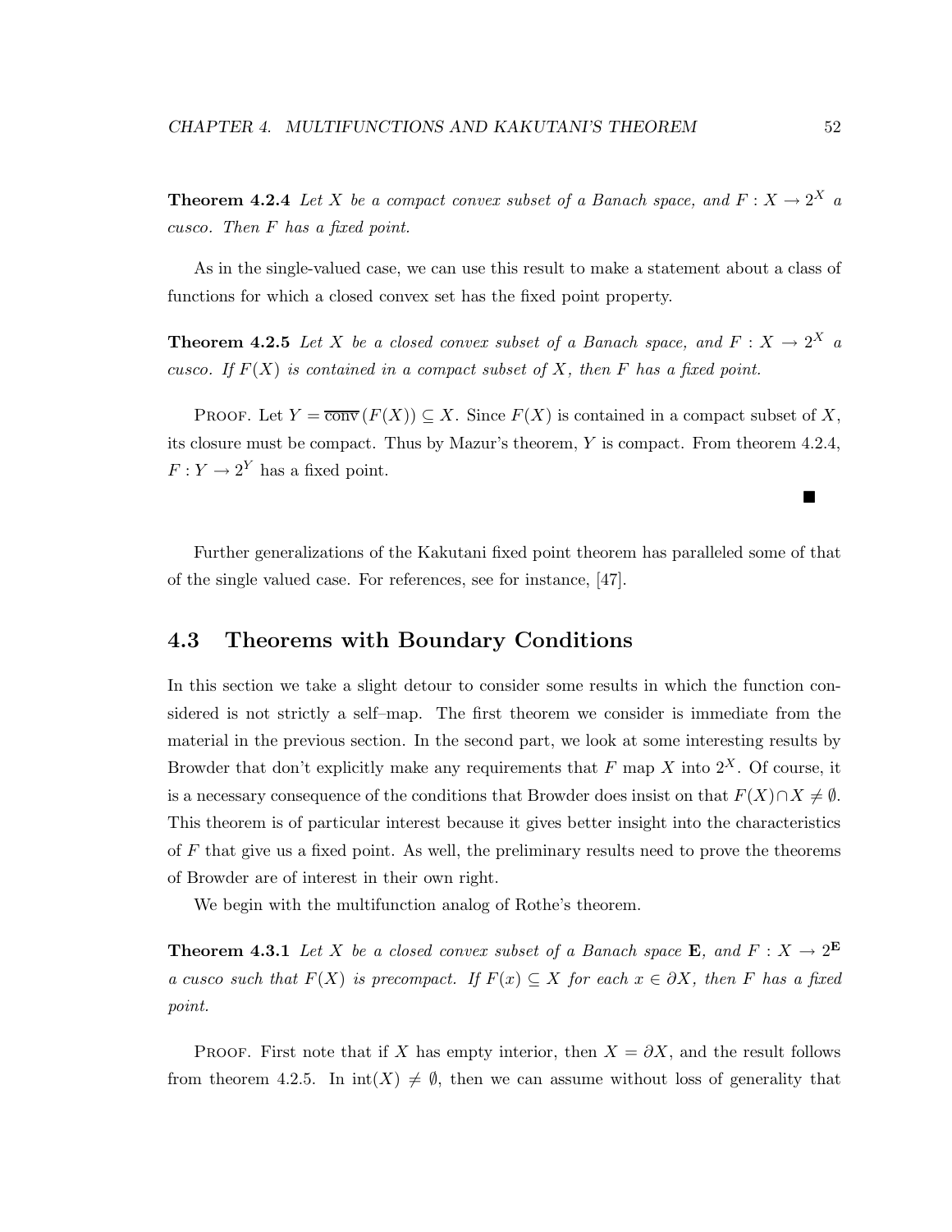**Theorem 4.2.4** *Let $X$ be a compact convex subset of a Banach space, and $F : X \to 2^X$ a cusco. Then $F$ has a fixed point.*

As in the single-valued case, we can use this result to make a statement about a class of functions for which a closed convex set has the fixed point property.

**Theorem 4.2.5** *Let $X$ be a closed convex subset of a Banach space, and $F : X \to 2^X$ a cusco. If $F(X)$ is contained in a compact subset of $X$, then $F$ has a fixed point.*

Proof. Let $Y = \overline{\text{conv}}\,(F(X)) \subseteq X$. Since $F(X)$ is contained in a compact subset of $X$, its closure must be compact. Thus by Mazur's theorem, $Y$ is compact. From theorem 4.2.4, $F : Y \to 2^Y$ has a fixed point.

■

Further generalizations of the Kakutani fixed point theorem has paralleled some of that of the single valued case. For references, see for instance, [47].

## 4.3 Theorems with Boundary Conditions

In this section we take a slight detour to consider some results in which the function considered is not strictly a self–map. The first theorem we consider is immediate from the material in the previous section. In the second part, we look at some interesting results by Browder that don't explicitly make any requirements that $F$ map $X$ into $2^X$. Of course, it is a necessary consequence of the conditions that Browder does insist on that $F(X) \cap X \neq \emptyset$. This theorem is of particular interest because it gives better insight into the characteristics of $F$ that give us a fixed point. As well, the preliminary results need to prove the theorems of Browder are of interest in their own right.

We begin with the multifunction analog of Rothe's theorem.

**Theorem 4.3.1** *Let $X$ be a closed convex subset of a Banach space $\mathbf{E}$, and $F : X \to 2^{\mathbf{E}}$ a cusco such that $F(X)$ is precompact. If $F(x) \subseteq X$ for each $x \in \partial X$, then $F$ has a fixed point.*

Proof. First note that if $X$ has empty interior, then $X = \partial X$, and the result follows from theorem 4.2.5. In $\text{int}(X) \neq \emptyset$, then we can assume without loss of generality that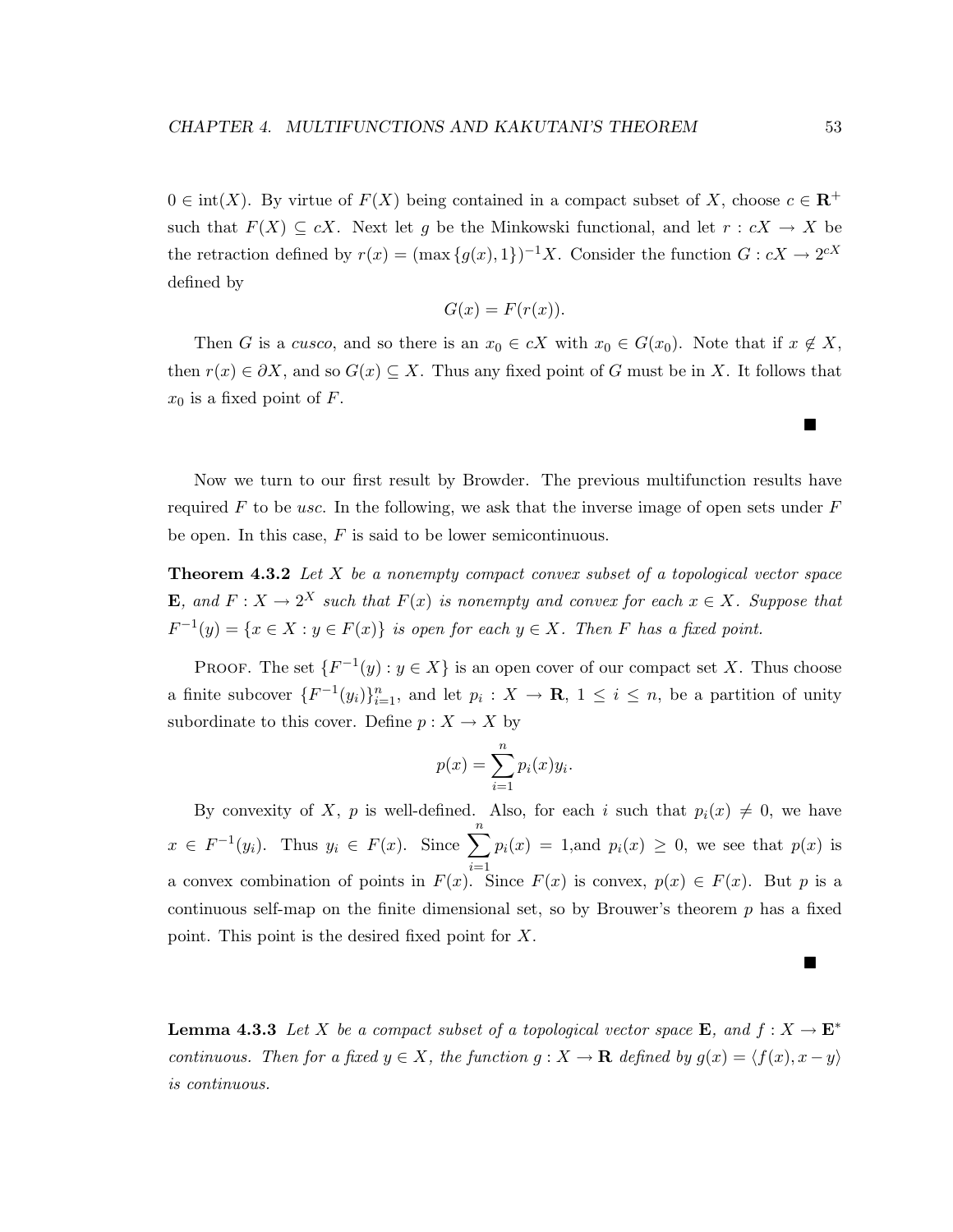$0 \in \text{int}(X)$. By virtue of $F(X)$ being contained in a compact subset of $X$, choose $c \in \mathbf{R}^+$ such that $F(X) \subseteq cX$. Next let $g$ be the Minkowski functional, and let $r : cX \to X$ be the retraction defined by $r(x) = (\max\{g(x), 1\})^{-1}X$. Consider the function $G : cX \to 2^{cX}$ defined by

$$G(x) = F(r(x)).$$

Then $G$ is a *cusco*, and so there is an $x_0 \in cX$ with $x_0 \in G(x_0)$. Note that if $x \notin X$, then $r(x) \in \partial X$, and so $G(x) \subseteq X$. Thus any fixed point of $G$ must be in $X$. It follows that $x_0$ is a fixed point of $F$.

■

Now we turn to our first result by Browder. The previous multifunction results have required $F$ to be *usc*. In the following, we ask that the inverse image of open sets under $F$ be open. In this case, $F$ is said to be lower semicontinuous.

**Theorem 4.3.2** *Let $X$ be a nonempty compact convex subset of a topological vector space $\mathbf{E}$, and $F : X \to 2^X$ such that $F(x)$ is nonempty and convex for each $x \in X$. Suppose that $F^{-1}(y) = \{x \in X : y \in F(x)\}$ is open for each $y \in X$. Then $F$ has a fixed point.*

Proof. The set $\{F^{-1}(y) : y \in X\}$ is an open cover of our compact set $X$. Thus choose a finite subcover $\{F^{-1}(y_i)\}_{i=1}^n$, and let $p_i : X \to \mathbf{R}$, $1 \leq i \leq n$, be a partition of unity subordinate to this cover. Define $p : X \to X$ by

$$p(x) = \sum_{i=1}^{n} p_i(x) y_i.$$

By convexity of $X$, $p$ is well-defined. Also, for each $i$ such that $p_i(x) \neq 0$, we have $x \in F^{-1}(y_i)$. Thus $y_i \in F(x)$. Since $\sum_{i=1}^{n} p_i(x) = 1$,and $p_i(x) \geq 0$, we see that $p(x)$ is a convex combination of points in $F(x)$. Since $F(x)$ is convex, $p(x) \in F(x)$. But $p$ is a continuous self-map on the finite dimensional set, so by Brouwer's theorem $p$ has a fixed point. This point is the desired fixed point for $X$.

■

**Lemma 4.3.3** *Let $X$ be a compact subset of a topological vector space $\mathbf{E}$, and $f : X \to \mathbf{E}^*$ continuous. Then for a fixed $y \in X$, the function $g : X \to \mathbf{R}$ defined by $g(x) = \langle f(x), x - y \rangle$ is continuous.*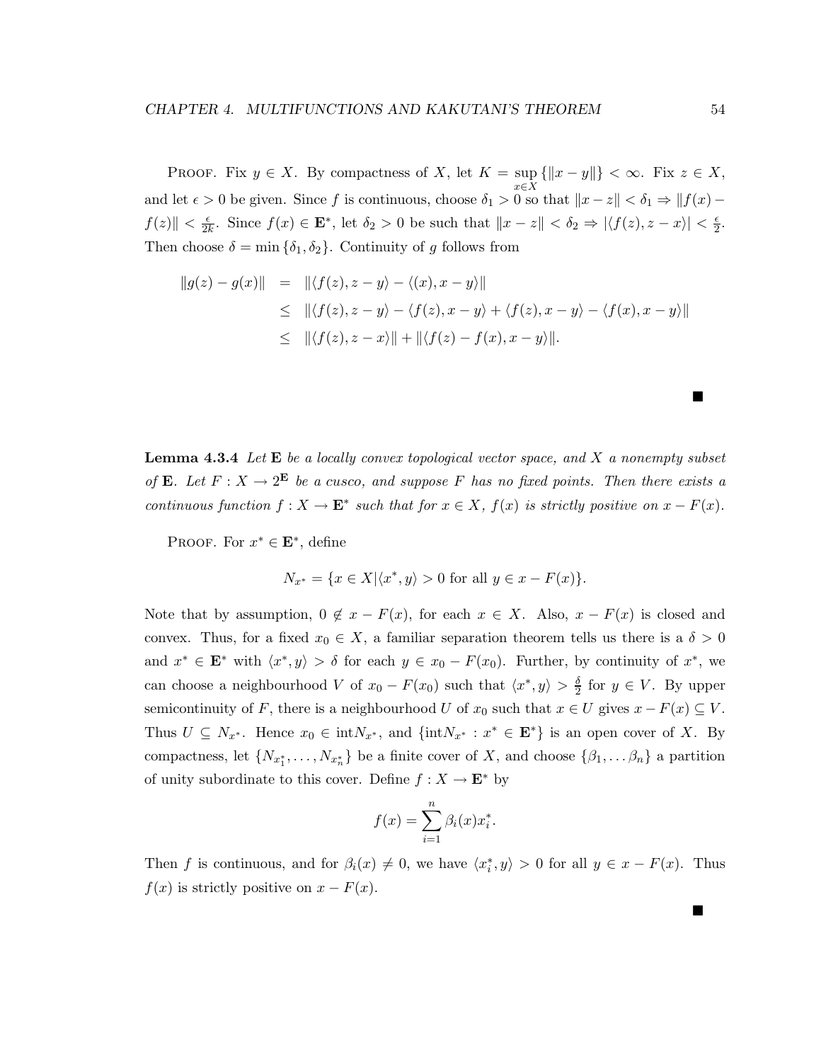PROOF. Fix $y \in X$. By compactness of $X$, let $K = \sup_{x \in X} \{\|x - y\|\} < \infty$. Fix $z \in X$, and let $\epsilon > 0$ be given. Since $f$ is continuous, choose $\delta_1 > 0$ so that $\|x - z\| < \delta_1 \Rightarrow \|f(x) - f(z)\| < \frac{\epsilon}{2k}$. Since $f(x) \in \mathbf{E}^*$, let $\delta_2 > 0$ be such that $\|x - z\| < \delta_2 \Rightarrow |\langle f(z), z - x\rangle| < \frac{\epsilon}{2}$. Then choose $\delta = \min\{\delta_1, \delta_2\}$. Continuity of $g$ follows from

$$
\begin{aligned}
\|g(z) - g(x)\| &= \|\langle f(z), z - y\rangle - \langle (x), x - y\rangle\| \\
&\leq \|\langle f(z), z - y\rangle - \langle f(z), x - y\rangle + \langle f(z), x - y\rangle - \langle f(x), x - y\rangle\| \\
&\leq \|\langle f(z), z - x\rangle\| + \|\langle f(z) - f(x), x - y\rangle\|.
\end{aligned}
$$

■

**Lemma 4.3.4** *Let* $\mathbf{E}$ *be a locally convex topological vector space, and* $X$ *a nonempty subset of* $\mathbf{E}$*. Let* $F : X \to 2^{\mathbf{E}}$ *be a cusco, and suppose* $F$ *has no fixed points. Then there exists a continuous function* $f : X \to \mathbf{E}^*$ *such that for* $x \in X$*,* $f(x)$ *is strictly positive on* $x - F(x)$*.*

PROOF. For $x^* \in \mathbf{E}^*$, define

$$N_{x^*} = \{x \in X | \langle x^*, y\rangle > 0 \text{ for all } y \in x - F(x)\}.$$

Note that by assumption, $0 \notin x - F(x)$, for each $x \in X$. Also, $x - F(x)$ is closed and convex. Thus, for a fixed $x_0 \in X$, a familiar separation theorem tells us there is a $\delta > 0$ and $x^* \in \mathbf{E}^*$ with $\langle x^*, y\rangle > \delta$ for each $y \in x_0 - F(x_0)$. Further, by continuity of $x^*$, we can choose a neighbourhood $V$ of $x_0 - F(x_0)$ such that $\langle x^*, y\rangle > \frac{\delta}{2}$ for $y \in V$. By upper semicontinuity of $F$, there is a neighbourhood $U$ of $x_0$ such that $x \in U$ gives $x - F(x) \subseteq V$. Thus $U \subseteq N_{x^*}$. Hence $x_0 \in \text{int}N_{x^*}$, and $\{\text{int}N_{x^*} : x^* \in \mathbf{E}^*\}$ is an open cover of $X$. By compactness, let $\{N_{x_1^*}, \ldots, N_{x_n^*}\}$ be a finite cover of $X$, and choose $\{\beta_1, \ldots \beta_n\}$ a partition of unity subordinate to this cover. Define $f : X \to \mathbf{E}^*$ by

$$f(x) = \sum_{i=1}^{n} \beta_i(x) x_i^*.$$

Then $f$ is continuous, and for $\beta_i(x) \neq 0$, we have $\langle x_i^*, y\rangle > 0$ for all $y \in x - F(x)$. Thus $f(x)$ is strictly positive on $x - F(x)$.

■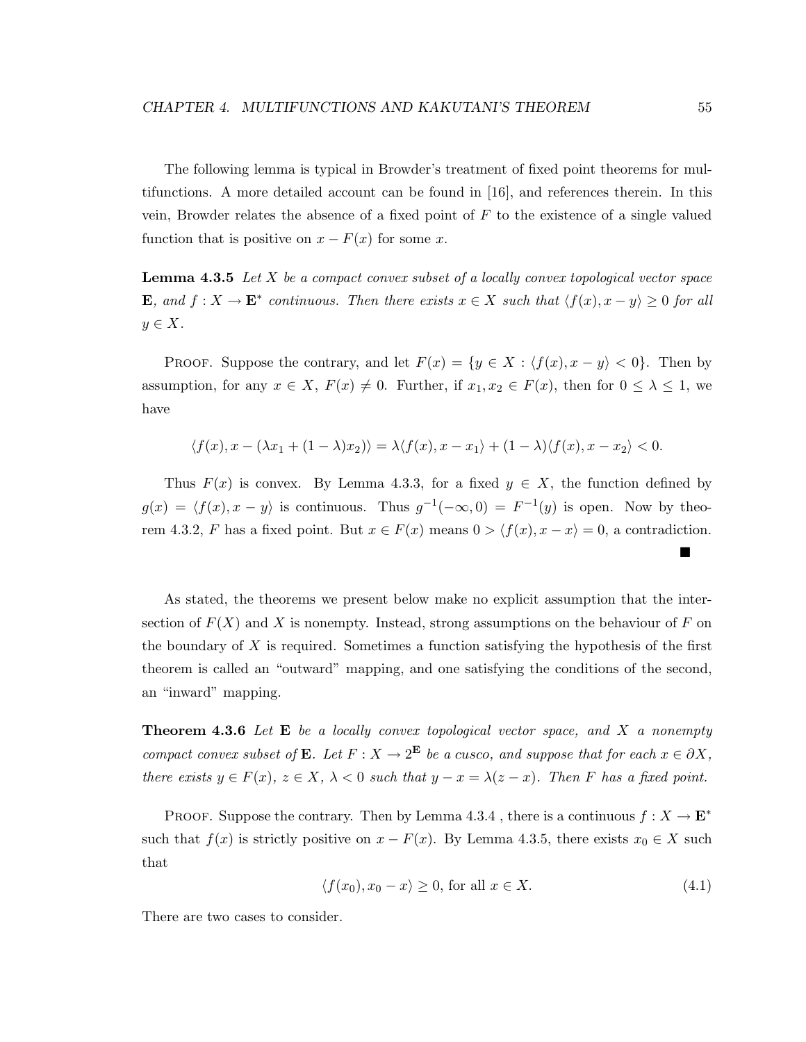The following lemma is typical in Browder's treatment of fixed point theorems for multifunctions. A more detailed account can be found in [16], and references therein. In this vein, Browder relates the absence of a fixed point of $F$ to the existence of a single valued function that is positive on $x - F(x)$ for some $x$.

**Lemma 4.3.5** *Let $X$ be a compact convex subset of a locally convex topological vector space $\mathbf{E}$, and $f : X \to \mathbf{E}^*$ continuous. Then there exists $x \in X$ such that $\langle f(x), x - y \rangle \geq 0$ for all $y \in X$.*

PROOF. Suppose the contrary, and let $F(x) = \{y \in X : \langle f(x), x - y \rangle < 0\}$. Then by assumption, for any $x \in X$, $F(x) \neq 0$. Further, if $x_1, x_2 \in F(x)$, then for $0 \leq \lambda \leq 1$, we have

$$\langle f(x), x - (\lambda x_1 + (1 - \lambda)x_2) \rangle = \lambda \langle f(x), x - x_1 \rangle + (1 - \lambda)\langle f(x), x - x_2 \rangle < 0.$$

Thus $F(x)$ is convex. By Lemma 4.3.3, for a fixed $y \in X$, the function defined by $g(x) = \langle f(x), x - y \rangle$ is continuous. Thus $g^{-1}(-\infty, 0) = F^{-1}(y)$ is open. Now by theorem 4.3.2, $F$ has a fixed point. But $x \in F(x)$ means $0 > \langle f(x), x - x \rangle = 0$, a contradiction. ∎

As stated, the theorems we present below make no explicit assumption that the intersection of $F(X)$ and $X$ is nonempty. Instead, strong assumptions on the behaviour of $F$ on the boundary of $X$ is required. Sometimes a function satisfying the hypothesis of the first theorem is called an "outward" mapping, and one satisfying the conditions of the second, an "inward" mapping.

**Theorem 4.3.6** *Let $\mathbf{E}$ be a locally convex topological vector space, and $X$ a nonempty compact convex subset of $\mathbf{E}$. Let $F : X \to 2^{\mathbf{E}}$ be a cusco, and suppose that for each $x \in \partial X$, there exists $y \in F(x)$, $z \in X$, $\lambda < 0$ such that $y - x = \lambda(z - x)$. Then $F$ has a fixed point.*

PROOF. Suppose the contrary. Then by Lemma 4.3.4 , there is a continuous $f : X \to \mathbf{E}^*$ such that $f(x)$ is strictly positive on $x - F(x)$. By Lemma 4.3.5, there exists $x_0 \in X$ such that

$$\langle f(x_0), x_0 - x \rangle \geq 0, \text{ for all } x \in X. \tag{4.1}$$

There are two cases to consider.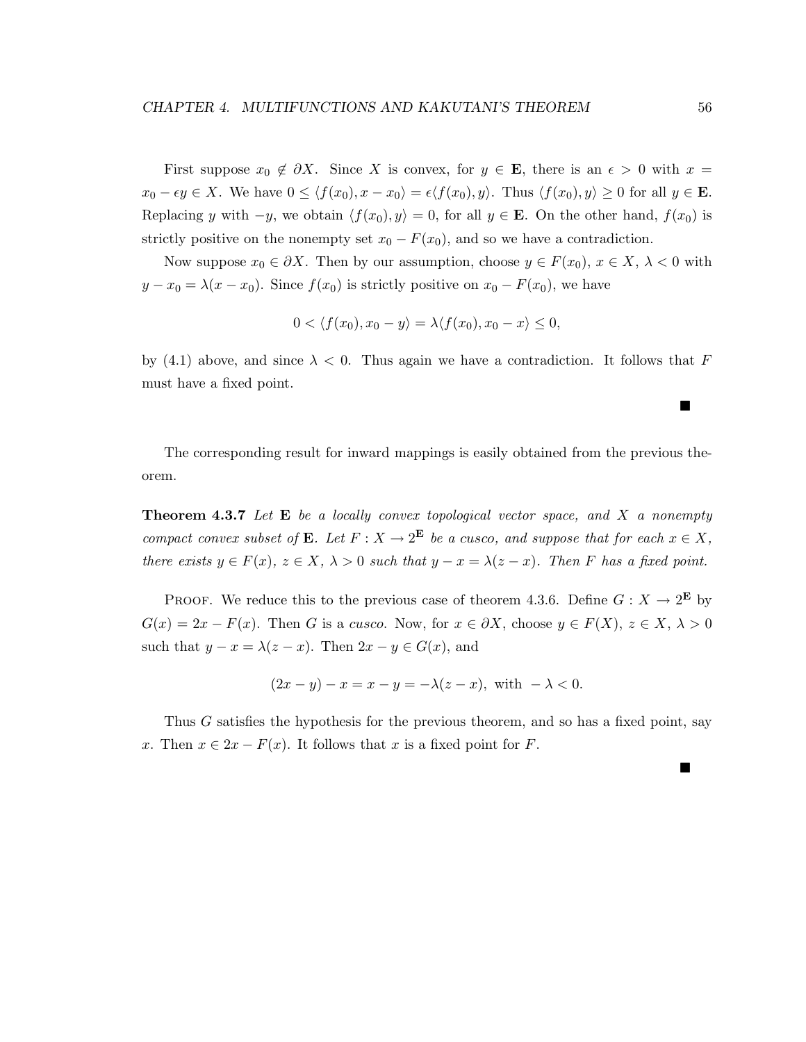First suppose $x_0 \notin \partial X$. Since $X$ is convex, for $y \in \mathbf{E}$, there is an $\epsilon > 0$ with $x = x_0 - \epsilon y \in X$. We have $0 \leq \langle f(x_0), x - x_0 \rangle = \epsilon \langle f(x_0), y \rangle$. Thus $\langle f(x_0), y \rangle \geq 0$ for all $y \in \mathbf{E}$. Replacing $y$ with $-y$, we obtain $\langle f(x_0), y \rangle = 0$, for all $y \in \mathbf{E}$. On the other hand, $f(x_0)$ is strictly positive on the nonempty set $x_0 - F(x_0)$, and so we have a contradiction.

Now suppose $x_0 \in \partial X$. Then by our assumption, choose $y \in F(x_0)$, $x \in X$, $\lambda < 0$ with $y - x_0 = \lambda(x - x_0)$. Since $f(x_0)$ is strictly positive on $x_0 - F(x_0)$, we have

$$0 < \langle f(x_0), x_0 - y \rangle = \lambda \langle f(x_0), x_0 - x \rangle \leq 0,$$

by (4.1) above, and since $\lambda < 0$. Thus again we have a contradiction. It follows that $F$ must have a fixed point.

■

The corresponding result for inward mappings is easily obtained from the previous theorem.

**Theorem 4.3.7** *Let $\mathbf{E}$ be a locally convex topological vector space, and $X$ a nonempty compact convex subset of $\mathbf{E}$. Let $F : X \to 2^{\mathbf{E}}$ be a cusco, and suppose that for each $x \in X$, there exists $y \in F(x)$, $z \in X$, $\lambda > 0$ such that $y - x = \lambda(z - x)$. Then $F$ has a fixed point.*

Proof. We reduce this to the previous case of theorem 4.3.6. Define $G : X \to 2^{\mathbf{E}}$ by $G(x) = 2x - F(x)$. Then $G$ is a *cusco*. Now, for $x \in \partial X$, choose $y \in F(X)$, $z \in X$, $\lambda > 0$ such that $y - x = \lambda(z - x)$. Then $2x - y \in G(x)$, and

$$(2x - y) - x = x - y = -\lambda(z - x), \text{ with } -\lambda < 0.$$

Thus $G$ satisfies the hypothesis for the previous theorem, and so has a fixed point, say $x$. Then $x \in 2x - F(x)$. It follows that $x$ is a fixed point for $F$.

■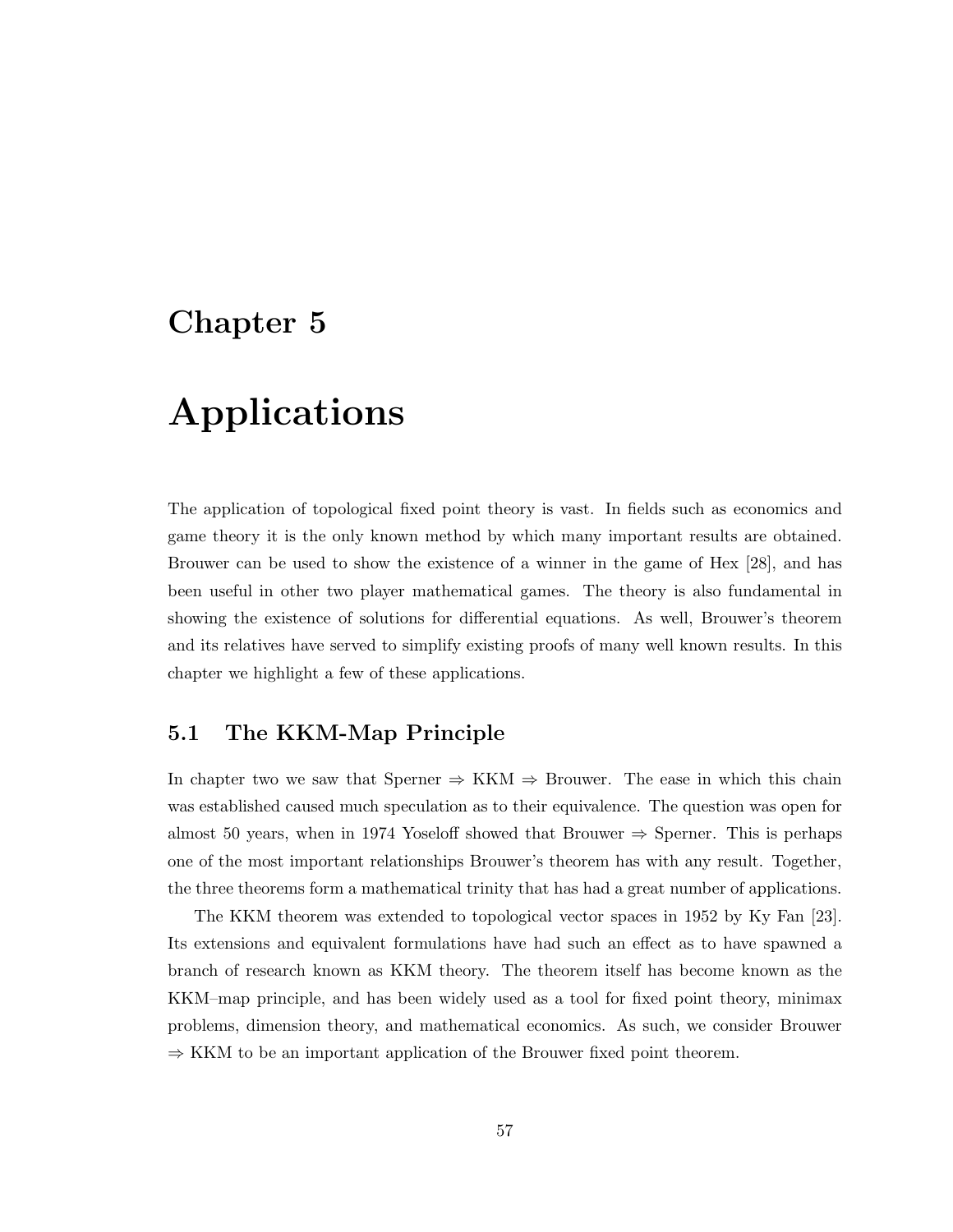# Chapter 5

# Applications

The application of topological fixed point theory is vast. In fields such as economics and game theory it is the only known method by which many important results are obtained. Brouwer can be used to show the existence of a winner in the game of Hex [28], and has been useful in other two player mathematical games. The theory is also fundamental in showing the existence of solutions for differential equations. As well, Brouwer's theorem and its relatives have served to simplify existing proofs of many well known results. In this chapter we highlight a few of these applications.

## 5.1 The KKM-Map Principle

In chapter two we saw that Sperner $\Rightarrow$ KKM $\Rightarrow$ Brouwer. The ease in which this chain was established caused much speculation as to their equivalence. The question was open for almost 50 years, when in 1974 Yoseloff showed that Brouwer $\Rightarrow$ Sperner. This is perhaps one of the most important relationships Brouwer's theorem has with any result. Together, the three theorems form a mathematical trinity that has had a great number of applications.

The KKM theorem was extended to topological vector spaces in 1952 by Ky Fan [23]. Its extensions and equivalent formulations have had such an effect as to have spawned a branch of research known as KKM theory. The theorem itself has become known as the KKM–map principle, and has been widely used as a tool for fixed point theory, minimax problems, dimension theory, and mathematical economics. As such, we consider Brouwer $\Rightarrow$ KKM to be an important application of the Brouwer fixed point theorem.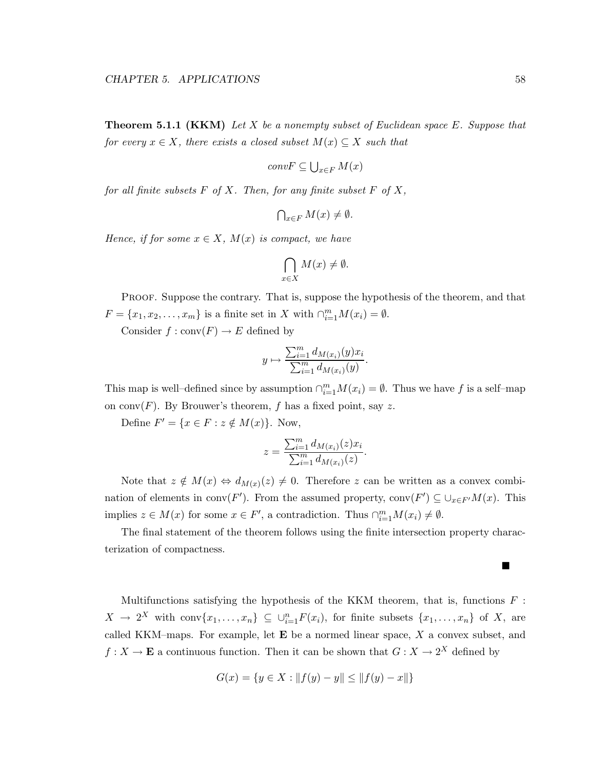**Theorem 5.1.1 (KKM)** *Let $X$ be a nonempty subset of Euclidean space $E$. Suppose that for every $x \in X$, there exists a closed subset $M(x) \subseteq X$ such that*

$$convF \subseteq \bigcup_{x \in F} M(x)$$

*for all finite subsets $F$ of $X$. Then, for any finite subset $F$ of $X$,*

$$\bigcap_{x \in F} M(x) \neq \emptyset.$$

*Hence, if for some $x \in X$, $M(x)$ is compact, we have*

$$\bigcap_{x \in X} M(x) \neq \emptyset.$$

Proof. Suppose the contrary. That is, suppose the hypothesis of the theorem, and that $F = \{x_1, x_2, \ldots, x_m\}$ is a finite set in $X$ with $\cap_{i=1}^m M(x_i) = \emptyset$.

Consider $f : \text{conv}(F) \to E$ defined by

$$y \mapsto \frac{\sum_{i=1}^m d_{M(x_i)}(y) x_i}{\sum_{i=1}^m d_{M(x_i)}(y)}.$$

This map is well–defined since by assumption $\cap_{i=1}^m M(x_i) = \emptyset$. Thus we have $f$ is a self–map on $\text{conv}(F)$. By Brouwer's theorem, $f$ has a fixed point, say $z$.

Define $F' = \{x \in F : z \notin M(x)\}$. Now,

$$z = \frac{\sum_{i=1}^m d_{M(x_i)}(z) x_i}{\sum_{i=1}^m d_{M(x_i)}(z)}.$$

Note that $z \notin M(x) \Leftrightarrow d_{M(x)}(z) \neq 0$. Therefore $z$ can be written as a convex combination of elements in $\text{conv}(F')$. From the assumed property, $\text{conv}(F') \subseteq \cup_{x \in F'} M(x)$. This implies $z \in M(x)$ for some $x \in F'$, a contradiction. Thus $\cap_{i=1}^m M(x_i) \neq \emptyset$.

The final statement of the theorem follows using the finite intersection property characterization of compactness.

∎

Multifunctions satisfying the hypothesis of the KKM theorem, that is, functions $F : X \to 2^X$ with $\text{conv}\{x_1, \ldots, x_n\} \subseteq \cup_{i=1}^n F(x_i)$, for finite subsets $\{x_1, \ldots, x_n\}$ of $X$, are called KKM–maps. For example, let $\mathbf{E}$ be a normed linear space, $X$ a convex subset, and $f : X \to \mathbf{E}$ a continuous function. Then it can be shown that $G : X \to 2^X$ defined by

$$G(x) = \{y \in X : \|f(y) - y\| \leq \|f(y) - x\|\}$$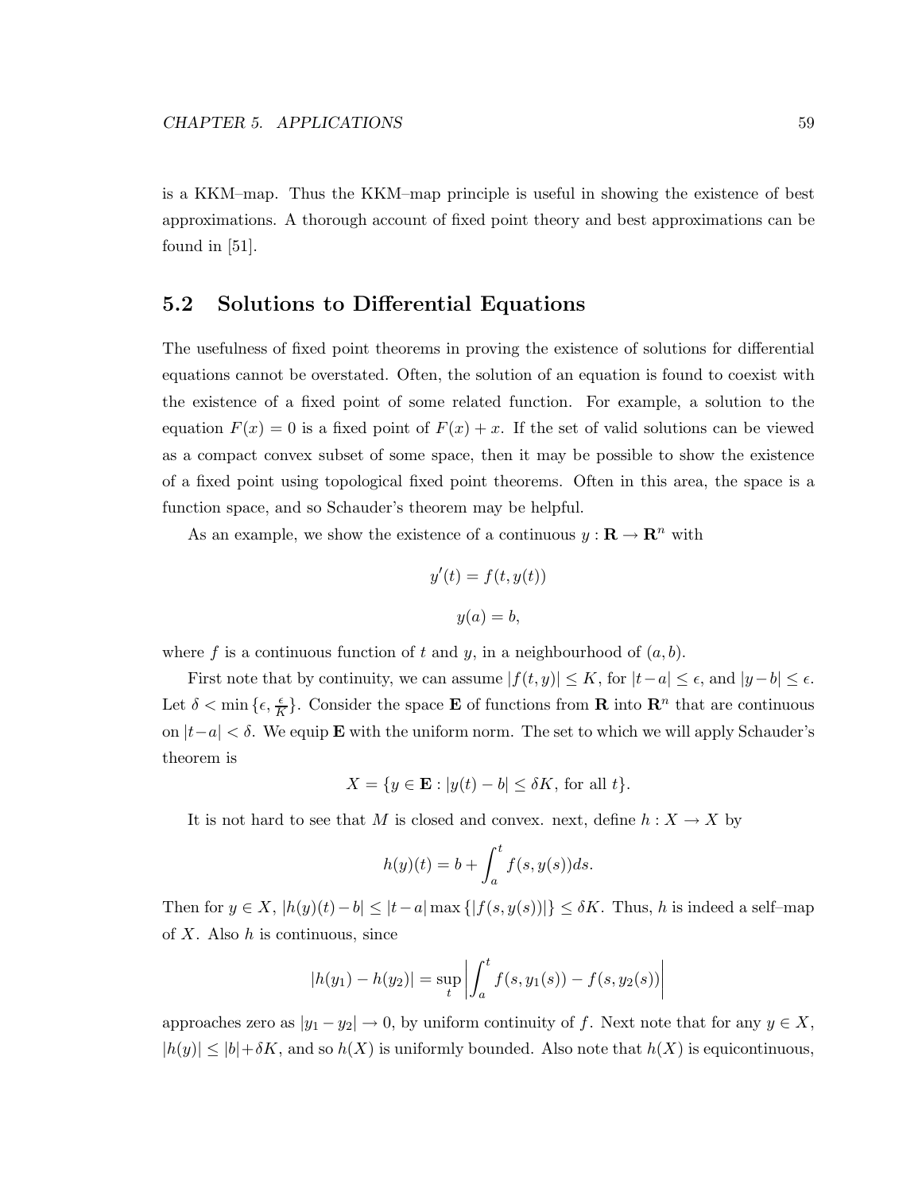is a KKM–map. Thus the KKM–map principle is useful in showing the existence of best approximations. A thorough account of fixed point theory and best approximations can be found in [51].

## 5.2 Solutions to Differential Equations

The usefulness of fixed point theorems in proving the existence of solutions for differential equations cannot be overstated. Often, the solution of an equation is found to coexist with the existence of a fixed point of some related function. For example, a solution to the equation $F(x) = 0$ is a fixed point of $F(x) + x$. If the set of valid solutions can be viewed as a compact convex subset of some space, then it may be possible to show the existence of a fixed point using topological fixed point theorems. Often in this area, the space is a function space, and so Schauder's theorem may be helpful.

As an example, we show the existence of a continuous $y : \mathbf{R} \to \mathbf{R}^n$ with

$$y'(t) = f(t, y(t))$$

$$y(a) = b,$$

where $f$ is a continuous function of $t$ and $y$, in a neighbourhood of $(a, b)$.

First note that by continuity, we can assume $|f(t, y)| \leq K$, for $|t-a| \leq \epsilon$, and $|y-b| \leq \epsilon$. Let $\delta < \min\{\epsilon, \frac{\epsilon}{K}\}$. Consider the space $\mathbf{E}$ of functions from $\mathbf{R}$ into $\mathbf{R}^n$ that are continuous on $|t-a| < \delta$. We equip $\mathbf{E}$ with the uniform norm. The set to which we will apply Schauder's theorem is

$$X = \{y \in \mathbf{E} : |y(t) - b| \leq \delta K, \text{ for all } t\}.$$

It is not hard to see that $M$ is closed and convex. next, define $h : X \to X$ by

$$h(y)(t) = b + \int_a^t f(s, y(s))ds.$$

Then for $y \in X$, $|h(y)(t) - b| \leq |t - a| \max\{|f(s, y(s))|\} \leq \delta K$. Thus, $h$ is indeed a self–map of $X$. Also $h$ is continuous, since

$$|h(y_1) - h(y_2)| = \sup_t \left| \int_a^t f(s, y_1(s)) - f(s, y_2(s)) \right|$$

approaches zero as $|y_1 - y_2| \to 0$, by uniform continuity of $f$. Next note that for any $y \in X$, $|h(y)| \leq |b| + \delta K$, and so $h(X)$ is uniformly bounded. Also note that $h(X)$ is equicontinuous,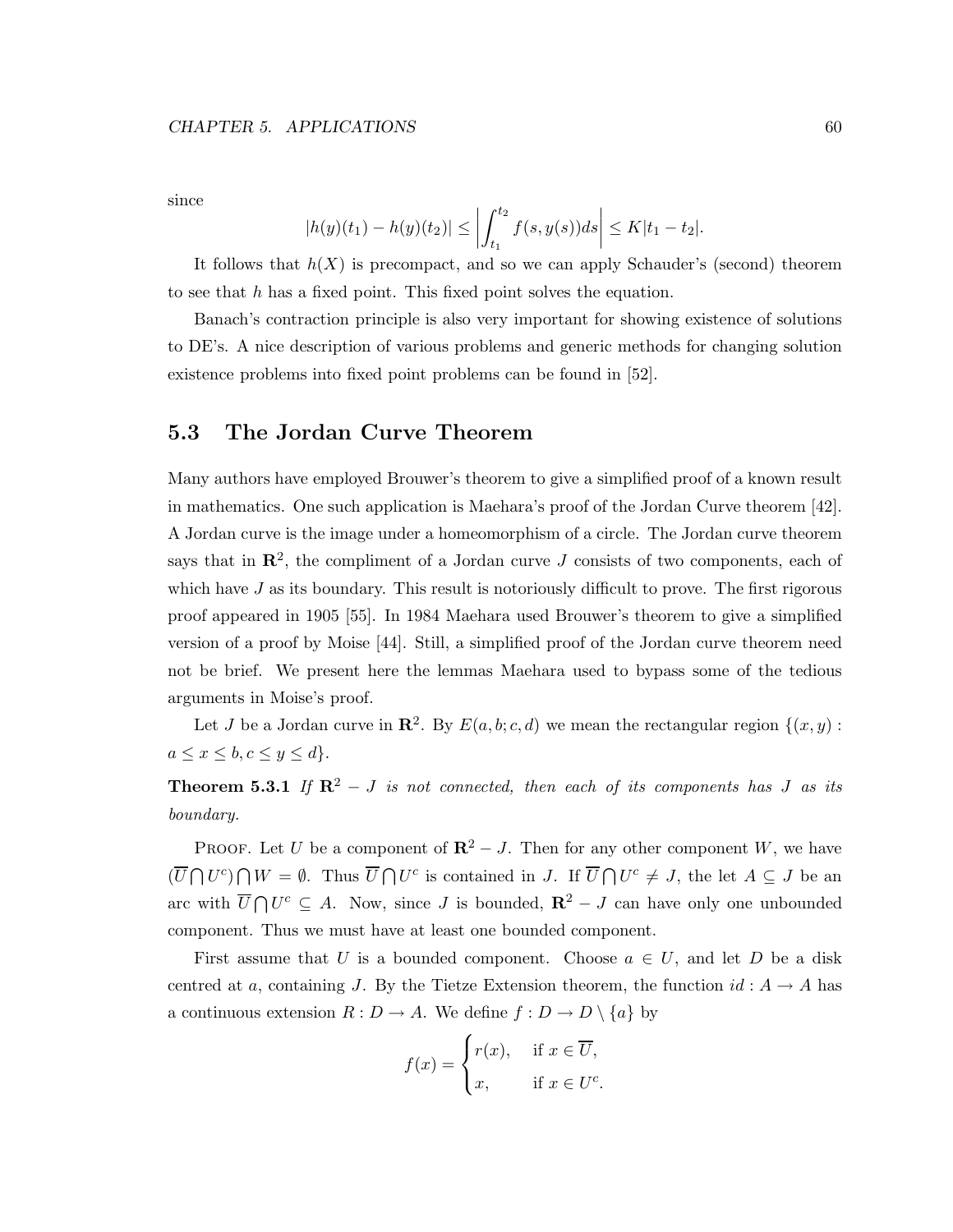since

$$|h(y)(t_1) - h(y)(t_2)| \leq \left| \int_{t_1}^{t_2} f(s, y(s))ds \right| \leq K|t_1 - t_2|.$$

It follows that $h(X)$ is precompact, and so we can apply Schauder's (second) theorem to see that $h$ has a fixed point. This fixed point solves the equation.

Banach's contraction principle is also very important for showing existence of solutions to DE's. A nice description of various problems and generic methods for changing solution existence problems into fixed point problems can be found in [52].

## 5.3 The Jordan Curve Theorem

Many authors have employed Brouwer's theorem to give a simplified proof of a known result in mathematics. One such application is Maehara's proof of the Jordan Curve theorem [42]. A Jordan curve is the image under a homeomorphism of a circle. The Jordan curve theorem says that in $\mathbf{R}^2$, the compliment of a Jordan curve $J$ consists of two components, each of which have $J$ as its boundary. This result is notoriously difficult to prove. The first rigorous proof appeared in 1905 [55]. In 1984 Maehara used Brouwer's theorem to give a simplified version of a proof by Moise [44]. Still, a simplified proof of the Jordan curve theorem need not be brief. We present here the lemmas Maehara used to bypass some of the tedious arguments in Moise's proof.

Let $J$ be a Jordan curve in $\mathbf{R}^2$. By $E(a, b; c, d)$ we mean the rectangular region $\{(x, y) : a \leq x \leq b, c \leq y \leq d\}$.

**Theorem 5.3.1** *If $\mathbf{R}^2 - J$ is not connected, then each of its components has $J$ as its boundary.*

Proof. Let $U$ be a component of $\mathbf{R}^2 - J$. Then for any other component $W$, we have $(\overline{U} \bigcap U^c) \bigcap W = \emptyset$. Thus $\overline{U} \bigcap U^c$ is contained in $J$. If $\overline{U} \bigcap U^c \neq J$, the let $A \subseteq J$ be an arc with $\overline{U} \bigcap U^c \subseteq A$. Now, since $J$ is bounded, $\mathbf{R}^2 - J$ can have only one unbounded component. Thus we must have at least one bounded component.

First assume that $U$ is a bounded component. Choose $a \in U$, and let $D$ be a disk centred at $a$, containing $J$. By the Tietze Extension theorem, the function $id : A \to A$ has a continuous extension $R : D \to A$. We define $f : D \to D \setminus \{a\}$ by

$$f(x) = \begin{cases} r(x), & \text{if } x \in \overline{U}, \\ x, & \text{if } x \in U^c. \end{cases}$$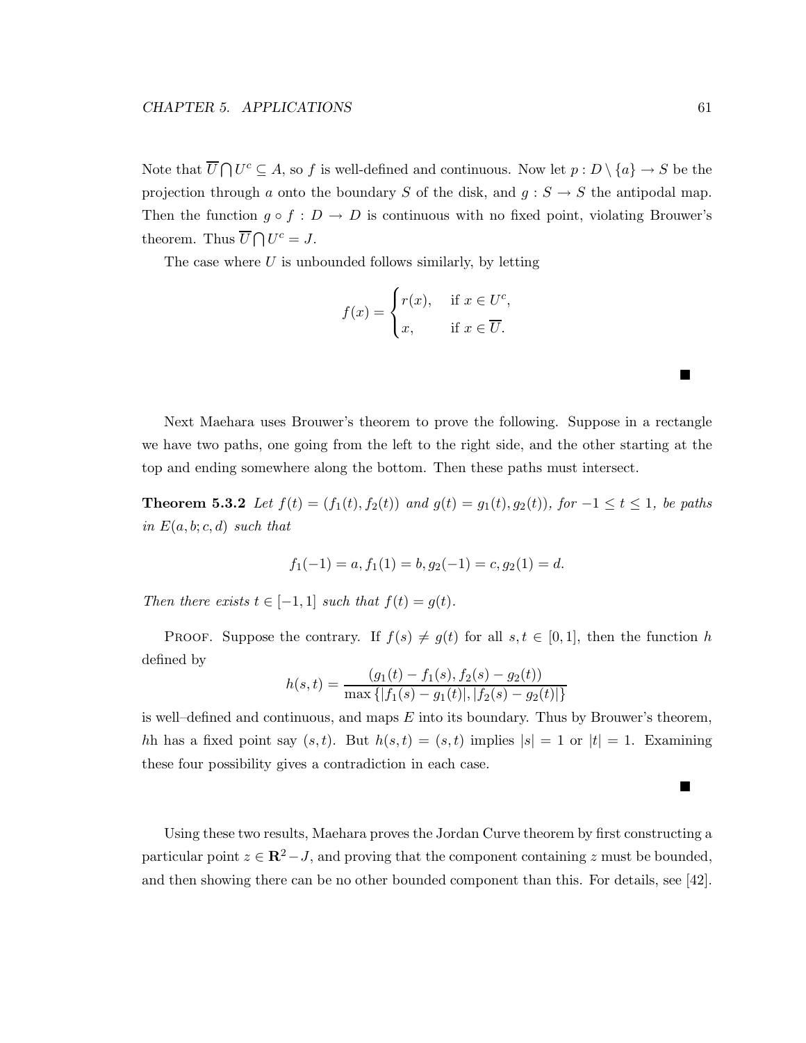Note that $\overline{U} \bigcap U^c \subseteq A$, so $f$ is well-defined and continuous. Now let $p : D \setminus \{a\} \to S$ be the projection through $a$ onto the boundary $S$ of the disk, and $g : S \to S$ the antipodal map. Then the function $g \circ f : D \to D$ is continuous with no fixed point, violating Brouwer's theorem. Thus $\overline{U} \bigcap U^c = J$.

The case where $U$ is unbounded follows similarly, by letting

$$f(x) = \begin{cases} r(x), & \text{if } x \in U^c, \\ x, & \text{if } x \in \overline{U}. \end{cases}$$

■

Next Maehara uses Brouwer's theorem to prove the following. Suppose in a rectangle we have two paths, one going from the left to the right side, and the other starting at the top and ending somewhere along the bottom. Then these paths must intersect.

**Theorem 5.3.2** *Let $f(t) = (f_1(t), f_2(t))$ and $g(t) = g_1(t), g_2(t))$, for $-1 \leq t \leq 1$, be paths in $E(a, b; c, d)$ such that*

$$f_1(-1) = a, f_1(1) = b, g_2(-1) = c, g_2(1) = d.$$

*Then there exists $t \in [-1, 1]$ such that $f(t) = g(t)$.*

Proof. Suppose the contrary. If $f(s) \neq g(t)$ for all $s, t \in [0, 1]$, then the function $h$ defined by

$$h(s,t) = \frac{(g_1(t) - f_1(s), f_2(s) - g_2(t))}{\max\{|f_1(s) - g_1(t)|, |f_2(s) - g_2(t)|\}}$$

is well–defined and continuous, and maps $E$ into its boundary. Thus by Brouwer's theorem, $h$h has a fixed point say $(s, t)$. But $h(s, t) = (s, t)$ implies $|s| = 1$ or $|t| = 1$. Examining these four possibility gives a contradiction in each case.

■

Using these two results, Maehara proves the Jordan Curve theorem by first constructing a particular point $z \in \mathbf{R}^2 - J$, and proving that the component containing $z$ must be bounded, and then showing there can be no other bounded component than this. For details, see [42].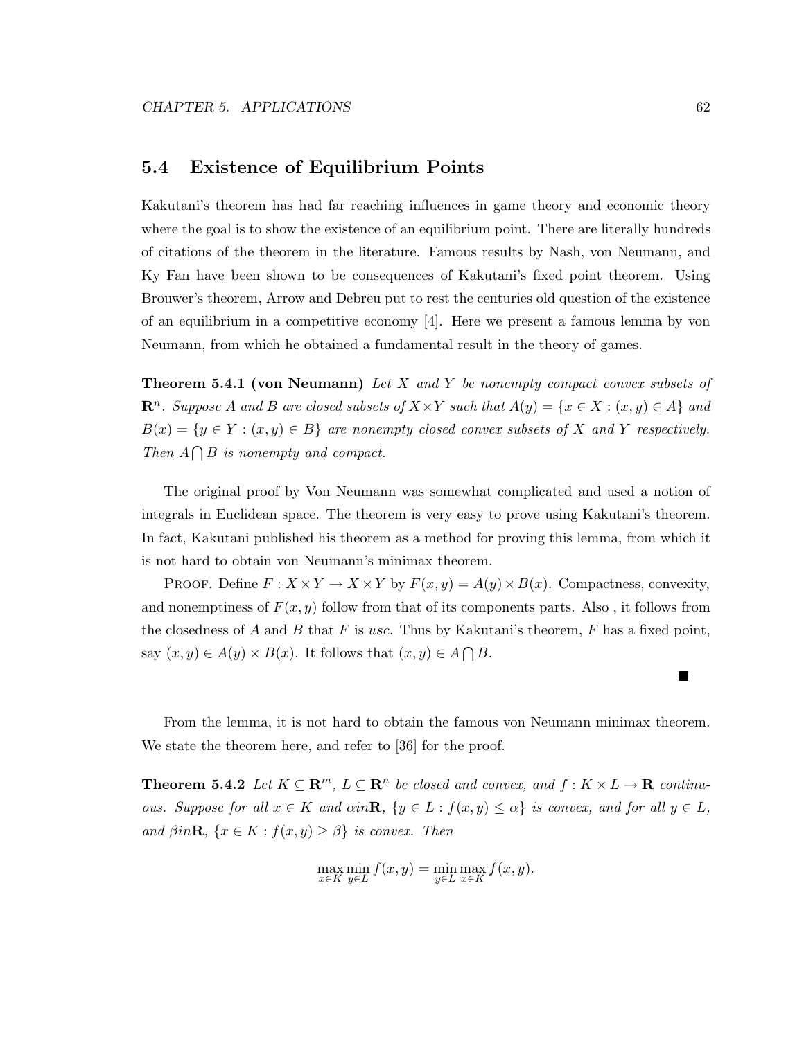## 5.4 Existence of Equilibrium Points

Kakutani's theorem has had far reaching influences in game theory and economic theory where the goal is to show the existence of an equilibrium point. There are literally hundreds of citations of the theorem in the literature. Famous results by Nash, von Neumann, and Ky Fan have been shown to be consequences of Kakutani's fixed point theorem. Using Brouwer's theorem, Arrow and Debreu put to rest the centuries old question of the existence of an equilibrium in a competitive economy [4]. Here we present a famous lemma by von Neumann, from which he obtained a fundamental result in the theory of games.

**Theorem 5.4.1 (von Neumann)** *Let $X$ and $Y$ be nonempty compact convex subsets of $\mathbf{R}^n$. Suppose $A$ and $B$ are closed subsets of $X \times Y$ such that $A(y) = \{x \in X : (x, y) \in A\}$ and $B(x) = \{y \in Y : (x, y) \in B\}$ are nonempty closed convex subsets of $X$ and $Y$ respectively. Then $A \bigcap B$ is nonempty and compact.*

The original proof by Von Neumann was somewhat complicated and used a notion of integrals in Euclidean space. The theorem is very easy to prove using Kakutani's theorem. In fact, Kakutani published his theorem as a method for proving this lemma, from which it is not hard to obtain von Neumann's minimax theorem.

Proof. Define $F : X \times Y \to X \times Y$ by $F(x, y) = A(y) \times B(x)$. Compactness, convexity, and nonemptiness of $F(x, y)$ follow from that of its components parts. Also , it follows from the closedness of $A$ and $B$ that $F$ is *usc*. Thus by Kakutani's theorem, $F$ has a fixed point, say $(x, y) \in A(y) \times B(x)$. It follows that $(x, y) \in A \bigcap B$.

∎

From the lemma, it is not hard to obtain the famous von Neumann minimax theorem. We state the theorem here, and refer to [36] for the proof.

**Theorem 5.4.2** *Let $K \subseteq \mathbf{R}^m$, $L \subseteq \mathbf{R}^n$ be closed and convex, and $f : K \times L \to \mathbf{R}$ continuous. Suppose for all $x \in K$ and $\alpha in \mathbf{R}$, $\{y \in L : f(x, y) \leq \alpha\}$ is convex, and for all $y \in L$, and $\beta in \mathbf{R}$, $\{x \in K : f(x, y) \geq \beta\}$ is convex. Then*

$$\max_{x \in K} \min_{y \in L} f(x, y) = \min_{y \in L} \max_{x \in K} f(x, y).$$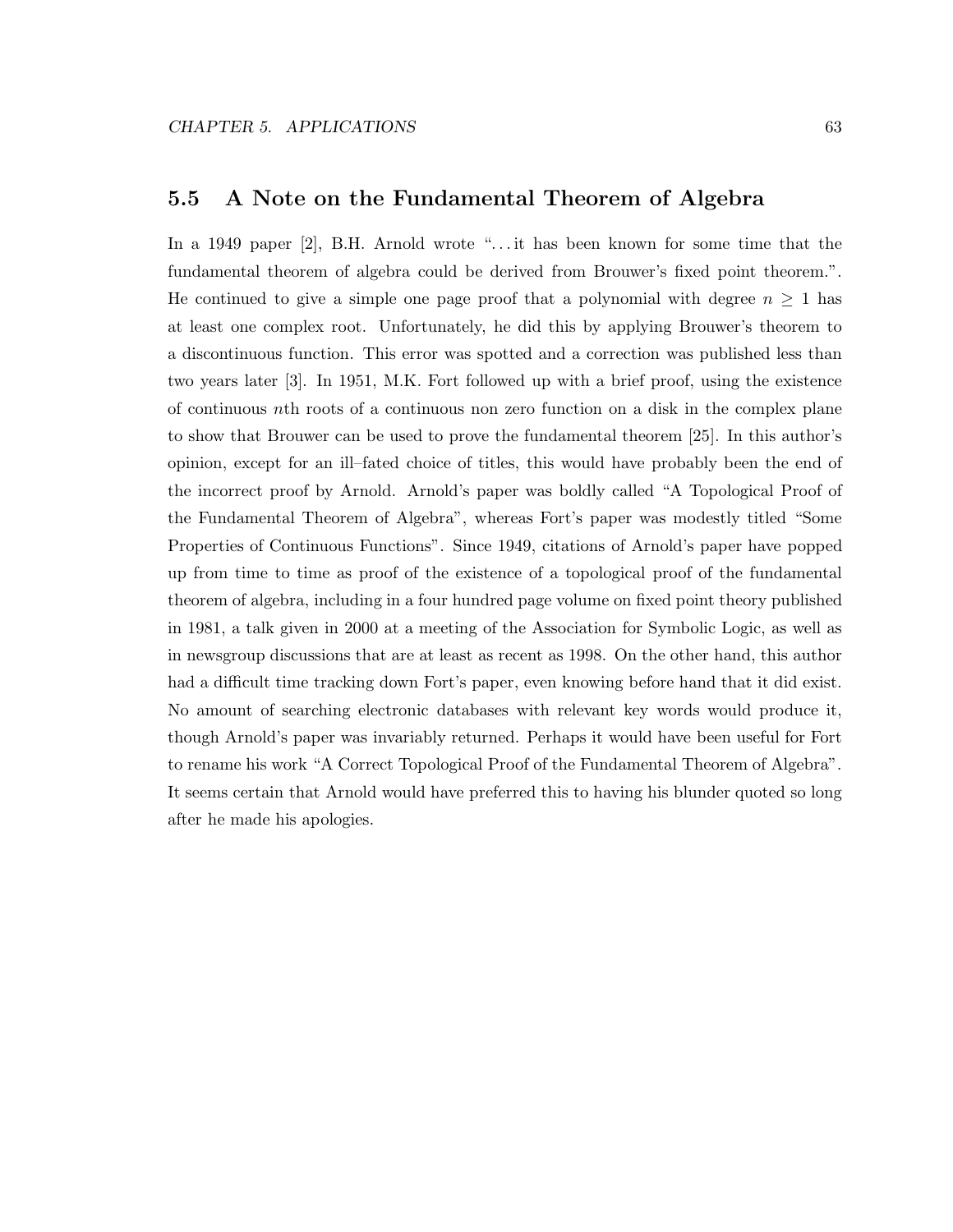## 5.5 A Note on the Fundamental Theorem of Algebra

In a 1949 paper [2], B.H. Arnold wrote "…it has been known for some time that the fundamental theorem of algebra could be derived from Brouwer's fixed point theorem.". He continued to give a simple one page proof that a polynomial with degree $n \geq 1$ has at least one complex root. Unfortunately, he did this by applying Brouwer's theorem to a discontinuous function. This error was spotted and a correction was published less than two years later [3]. In 1951, M.K. Fort followed up with a brief proof, using the existence of continuous $n$th roots of a continuous non zero function on a disk in the complex plane to show that Brouwer can be used to prove the fundamental theorem [25]. In this author's opinion, except for an ill–fated choice of titles, this would have probably been the end of the incorrect proof by Arnold. Arnold's paper was boldly called "A Topological Proof of the Fundamental Theorem of Algebra", whereas Fort's paper was modestly titled "Some Properties of Continuous Functions". Since 1949, citations of Arnold's paper have popped up from time to time as proof of the existence of a topological proof of the fundamental theorem of algebra, including in a four hundred page volume on fixed point theory published in 1981, a talk given in 2000 at a meeting of the Association for Symbolic Logic, as well as in newsgroup discussions that are at least as recent as 1998. On the other hand, this author had a difficult time tracking down Fort's paper, even knowing before hand that it did exist. No amount of searching electronic databases with relevant key words would produce it, though Arnold's paper was invariably returned. Perhaps it would have been useful for Fort to rename his work "A Correct Topological Proof of the Fundamental Theorem of Algebra". It seems certain that Arnold would have preferred this to having his blunder quoted so long after he made his apologies.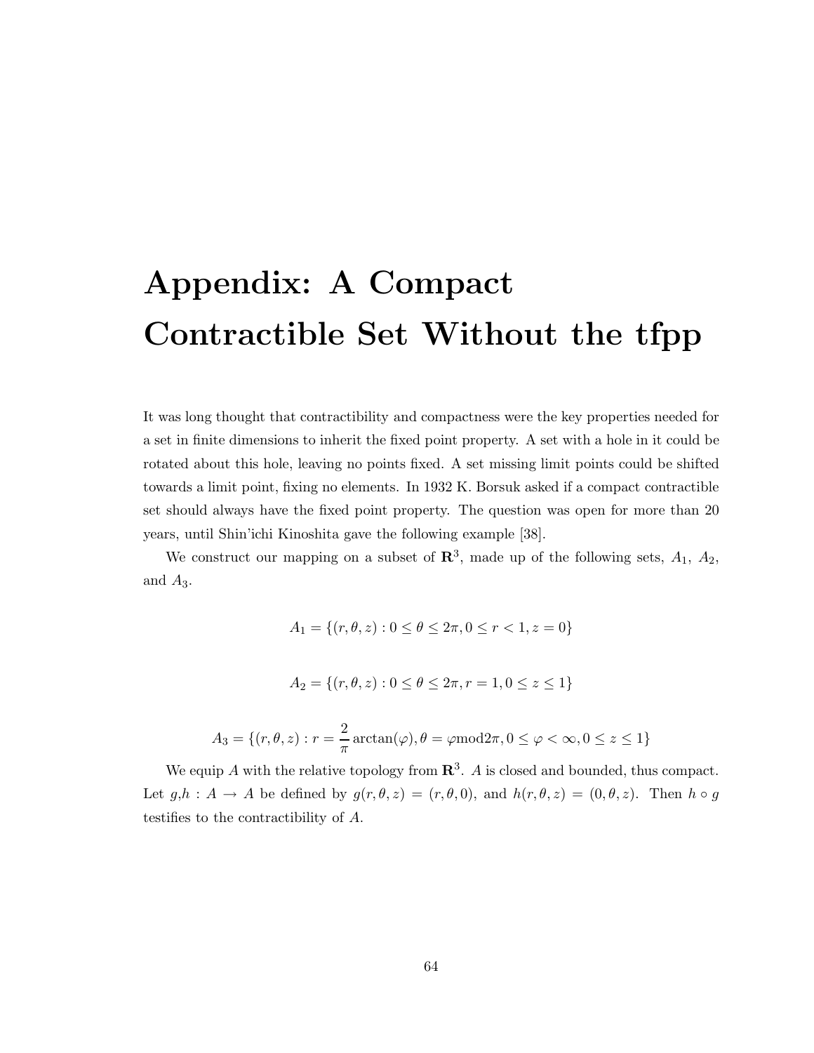# Appendix: A Compact Contractible Set Without the tfpp

It was long thought that contractibility and compactness were the key properties needed for a set in finite dimensions to inherit the fixed point property. A set with a hole in it could be rotated about this hole, leaving no points fixed. A set missing limit points could be shifted towards a limit point, fixing no elements. In 1932 K. Borsuk asked if a compact contractible set should always have the fixed point property. The question was open for more than 20 years, until Shin'ichi Kinoshita gave the following example [38].

We construct our mapping on a subset of $\mathbf{R}^3$, made up of the following sets, $A_1$, $A_2$, and $A_3$.

$$A_1 = \{(r, \theta, z) : 0 \le \theta \le 2\pi, 0 \le r < 1, z = 0\}$$

$$A_2 = \{(r, \theta, z) : 0 \le \theta \le 2\pi, r = 1, 0 \le z \le 1\}$$

$$A_3 = \{(r, \theta, z) : r = \frac{2}{\pi}\arctan(\varphi), \theta = \varphi \text{mod} 2\pi, 0 \le \varphi < \infty, 0 \le z \le 1\}$$

We equip $A$ with the relative topology from $\mathbf{R}^3$. $A$ is closed and bounded, thus compact. Let $g$,$h : A \to A$ be defined by $g(r, \theta, z) = (r, \theta, 0)$, and $h(r, \theta, z) = (0, \theta, z)$. Then $h \circ g$ testifies to the contractibility of $A$.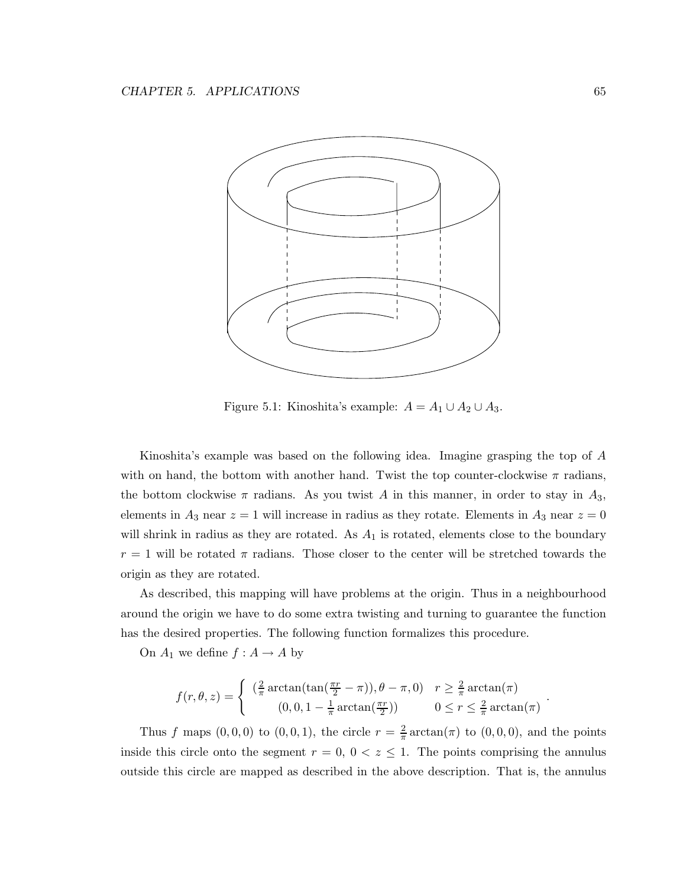Figure 5.1: Kinoshita's example: $A = A_1 \cup A_2 \cup A_3$.

Kinoshita's example was based on the following idea. Imagine grasping the top of $A$ with on hand, the bottom with another hand. Twist the top counter-clockwise $\pi$ radians, the bottom clockwise $\pi$ radians. As you twist $A$ in this manner, in order to stay in $A_3$, elements in $A_3$ near $z = 1$ will increase in radius as they rotate. Elements in $A_3$ near $z = 0$ will shrink in radius as they are rotated. As $A_1$ is rotated, elements close to the boundary $r = 1$ will be rotated $\pi$ radians. Those closer to the center will be stretched towards the origin as they are rotated.

As described, this mapping will have problems at the origin. Thus in a neighbourhood around the origin we have to do some extra twisting and turning to guarantee the function has the desired properties. The following function formalizes this procedure.

On $A_1$ we define $f : A \to A$ by

$$f(r, \theta, z) = \begin{cases} (\frac{2}{\pi} \arctan(\tan(\frac{\pi r}{2} - \pi)), \theta - \pi, 0) & r \geq \frac{2}{\pi} \arctan(\pi) \\ (0, 0, 1 - \frac{1}{\pi} \arctan(\frac{\pi r}{2})) & 0 \leq r \leq \frac{2}{\pi} \arctan(\pi) \end{cases}.$$

Thus $f$ maps $(0, 0, 0)$ to $(0, 0, 1)$, the circle $r = \frac{2}{\pi} \arctan(\pi)$ to $(0, 0, 0)$, and the points inside this circle onto the segment $r = 0$, $0 < z \leq 1$. The points comprising the annulus outside this circle are mapped as described in the above description. That is, the annulus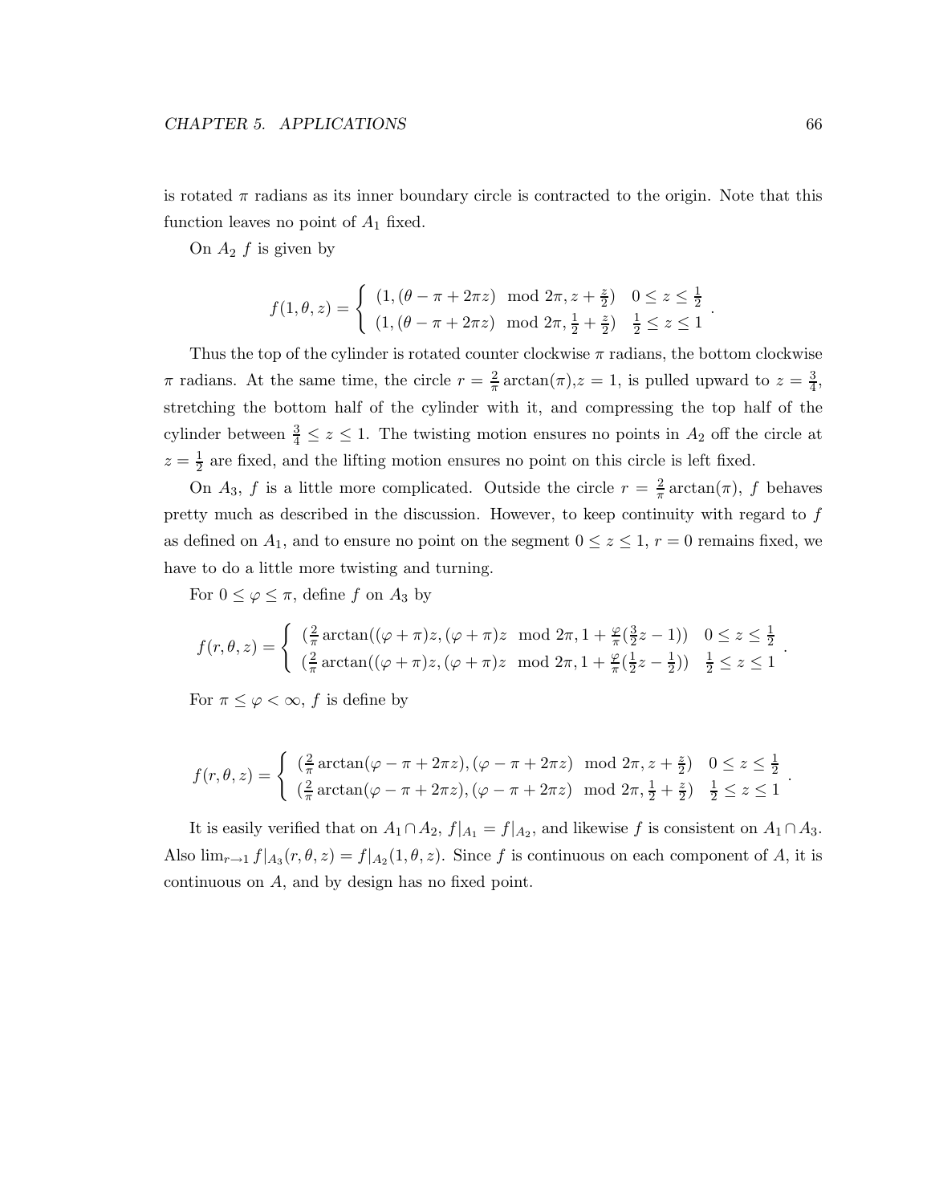is rotated $\pi$ radians as its inner boundary circle is contracted to the origin. Note that this function leaves no point of $A_1$ fixed.

On $A_2$ $f$ is given by

$$f(1, \theta, z) = \begin{cases} (1, (\theta - \pi + 2\pi z) \mod 2\pi, z + \frac{z}{2}) & 0 \leq z \leq \frac{1}{2} \\ (1, (\theta - \pi + 2\pi z) \mod 2\pi, \frac{1}{2} + \frac{z}{2}) & \frac{1}{2} \leq z \leq 1 \end{cases}.$$

Thus the top of the cylinder is rotated counter clockwise $\pi$ radians, the bottom clockwise $\pi$ radians. At the same time, the circle $r = \frac{2}{\pi}\arctan(\pi)$,$z = 1$, is pulled upward to $z = \frac{3}{4}$, stretching the bottom half of the cylinder with it, and compressing the top half of the cylinder between $\frac{3}{4} \leq z \leq 1$. The twisting motion ensures no points in $A_2$ off the circle at $z = \frac{1}{2}$ are fixed, and the lifting motion ensures no point on this circle is left fixed.

On $A_3$, $f$ is a little more complicated. Outside the circle $r = \frac{2}{\pi}\arctan(\pi)$, $f$ behaves pretty much as described in the discussion. However, to keep continuity with regard to $f$ as defined on $A_1$, and to ensure no point on the segment $0 \leq z \leq 1$, $r = 0$ remains fixed, we have to do a little more twisting and turning.

For $0 \leq \varphi \leq \pi$, define $f$ on $A_3$ by

$$f(r, \theta, z) = \begin{cases} (\frac{2}{\pi}\arctan((\varphi + \pi)z, (\varphi + \pi)z \mod 2\pi, 1 + \frac{\varphi}{\pi}(\frac{3}{2}z - 1)) & 0 \leq z \leq \frac{1}{2} \\ (\frac{2}{\pi}\arctan((\varphi + \pi)z, (\varphi + \pi)z \mod 2\pi, 1 + \frac{\varphi}{\pi}(\frac{1}{2}z - \frac{1}{2})) & \frac{1}{2} \leq z \leq 1 \end{cases}.$$

For $\pi \leq \varphi < \infty$, $f$ is define by

$$f(r, \theta, z) = \begin{cases} (\frac{2}{\pi}\arctan(\varphi - \pi + 2\pi z), (\varphi - \pi + 2\pi z) \mod 2\pi, z + \frac{z}{2}) & 0 \leq z \leq \frac{1}{2} \\ (\frac{2}{\pi}\arctan(\varphi - \pi + 2\pi z), (\varphi - \pi + 2\pi z) \mod 2\pi, \frac{1}{2} + \frac{z}{2}) & \frac{1}{2} \leq z \leq 1 \end{cases}.$$

It is easily verified that on $A_1 \cap A_2$, $f|_{A_1} = f|_{A_2}$, and likewise $f$ is consistent on $A_1 \cap A_3$. Also $\lim_{r \to 1} f|_{A_3}(r, \theta, z) = f|_{A_2}(1, \theta, z)$. Since $f$ is continuous on each component of $A$, it is continuous on $A$, and by design has no fixed point.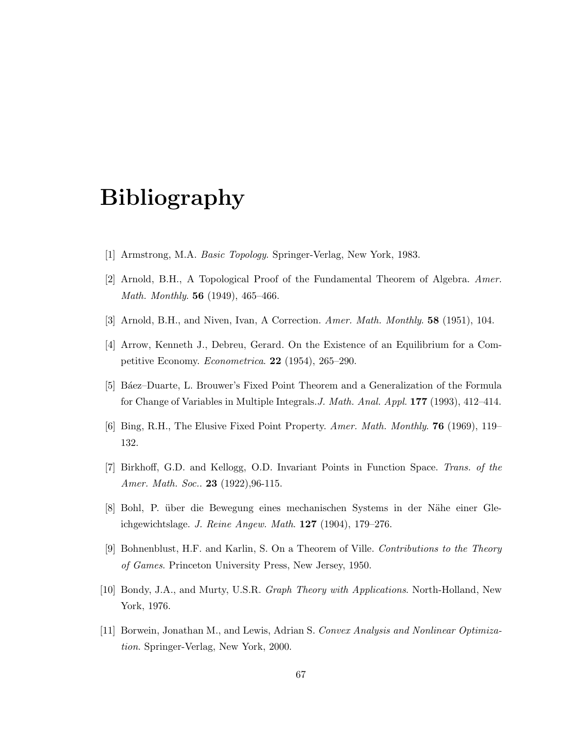# Bibliography

[1] Armstrong, M.A. *Basic Topology*. Springer-Verlag, New York, 1983.

[2] Arnold, B.H., A Topological Proof of the Fundamental Theorem of Algebra. *Amer. Math. Monthly*. **56** (1949), 465–466.

[3] Arnold, B.H., and Niven, Ivan, A Correction. *Amer. Math. Monthly*. **58** (1951), 104.

[4] Arrow, Kenneth J., Debreu, Gerard. On the Existence of an Equilibrium for a Competitive Economy. *Econometrica*. **22** (1954), 265–290.

[5] Báez–Duarte, L. Brouwer's Fixed Point Theorem and a Generalization of the Formula for Change of Variables in Multiple Integrals.*J. Math. Anal. Appl.* **177** (1993), 412–414.

[6] Bing, R.H., The Elusive Fixed Point Property. *Amer. Math. Monthly*. **76** (1969), 119–132.

[7] Birkhoff, G.D. and Kellogg, O.D. Invariant Points in Function Space. *Trans. of the Amer. Math. Soc.*. **23** (1922),96-115.

[8] Bohl, P. über die Bewegung eines mechanischen Systems in der Nähe einer Gleichgewichtslage. *J. Reine Angew. Math*. **127** (1904), 179–276.

[9] Bohnenblust, H.F. and Karlin, S. On a Theorem of Ville. *Contributions to the Theory of Games*. Princeton University Press, New Jersey, 1950.

[10] Bondy, J.A., and Murty, U.S.R. *Graph Theory with Applications*. North-Holland, New York, 1976.

[11] Borwein, Jonathan M., and Lewis, Adrian S. *Convex Analysis and Nonlinear Optimization*. Springer-Verlag, New York, 2000.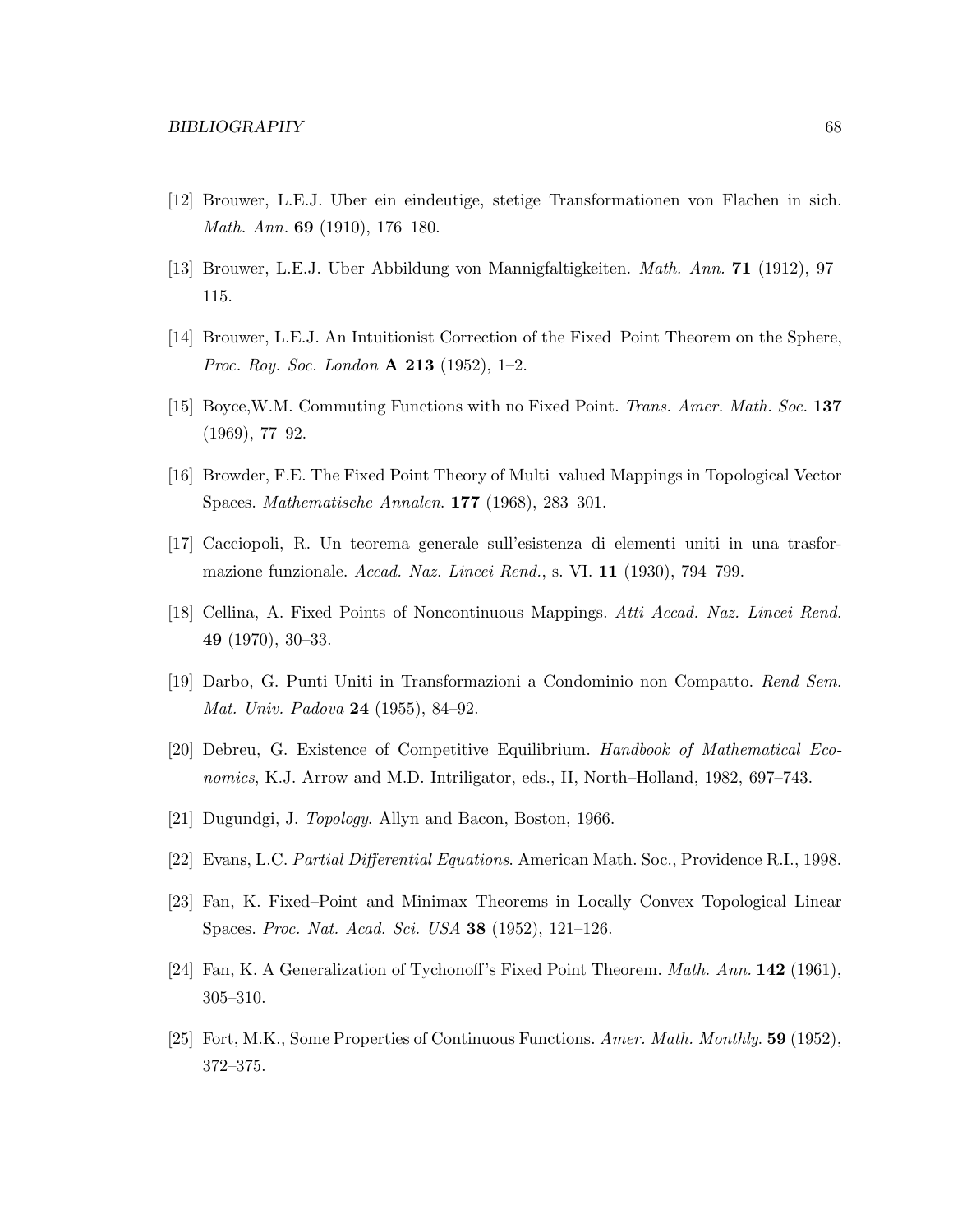[12] Brouwer, L.E.J. Uber ein eindeutige, stetige Transformationen von Flachen in sich. *Math. Ann.* **69** (1910), 176–180.

[13] Brouwer, L.E.J. Uber Abbildung von Mannigfaltigkeiten. *Math. Ann.* **71** (1912), 97–115.

[14] Brouwer, L.E.J. An Intuitionist Correction of the Fixed–Point Theorem on the Sphere, *Proc. Roy. Soc. London* **A 213** (1952), 1–2.

[15] Boyce,W.M. Commuting Functions with no Fixed Point. *Trans. Amer. Math. Soc.* **137** (1969), 77–92.

[16] Browder, F.E. The Fixed Point Theory of Multi–valued Mappings in Topological Vector Spaces. *Mathematische Annalen*. **177** (1968), 283–301.

[17] Cacciopoli, R. Un teorema generale sull'esistenza di elementi uniti in una trasformazione funzionale. *Accad. Naz. Lincei Rend.*, s. VI. **11** (1930), 794–799.

[18] Cellina, A. Fixed Points of Noncontinuous Mappings. *Atti Accad. Naz. Lincei Rend.* **49** (1970), 30–33.

[19] Darbo, G. Punti Uniti in Transformazioni a Condominio non Compatto. *Rend Sem. Mat. Univ. Padova* **24** (1955), 84–92.

[20] Debreu, G. Existence of Competitive Equilibrium. *Handbook of Mathematical Economics*, K.J. Arrow and M.D. Intriligator, eds., II, North–Holland, 1982, 697–743.

[21] Dugundgi, J. *Topology*. Allyn and Bacon, Boston, 1966.

[22] Evans, L.C. *Partial Differential Equations*. American Math. Soc., Providence R.I., 1998.

[23] Fan, K. Fixed–Point and Minimax Theorems in Locally Convex Topological Linear Spaces. *Proc. Nat. Acad. Sci. USA* **38** (1952), 121–126.

[24] Fan, K. A Generalization of Tychonoff's Fixed Point Theorem. *Math. Ann.* **142** (1961), 305–310.

[25] Fort, M.K., Some Properties of Continuous Functions. *Amer. Math. Monthly.* **59** (1952), 372–375.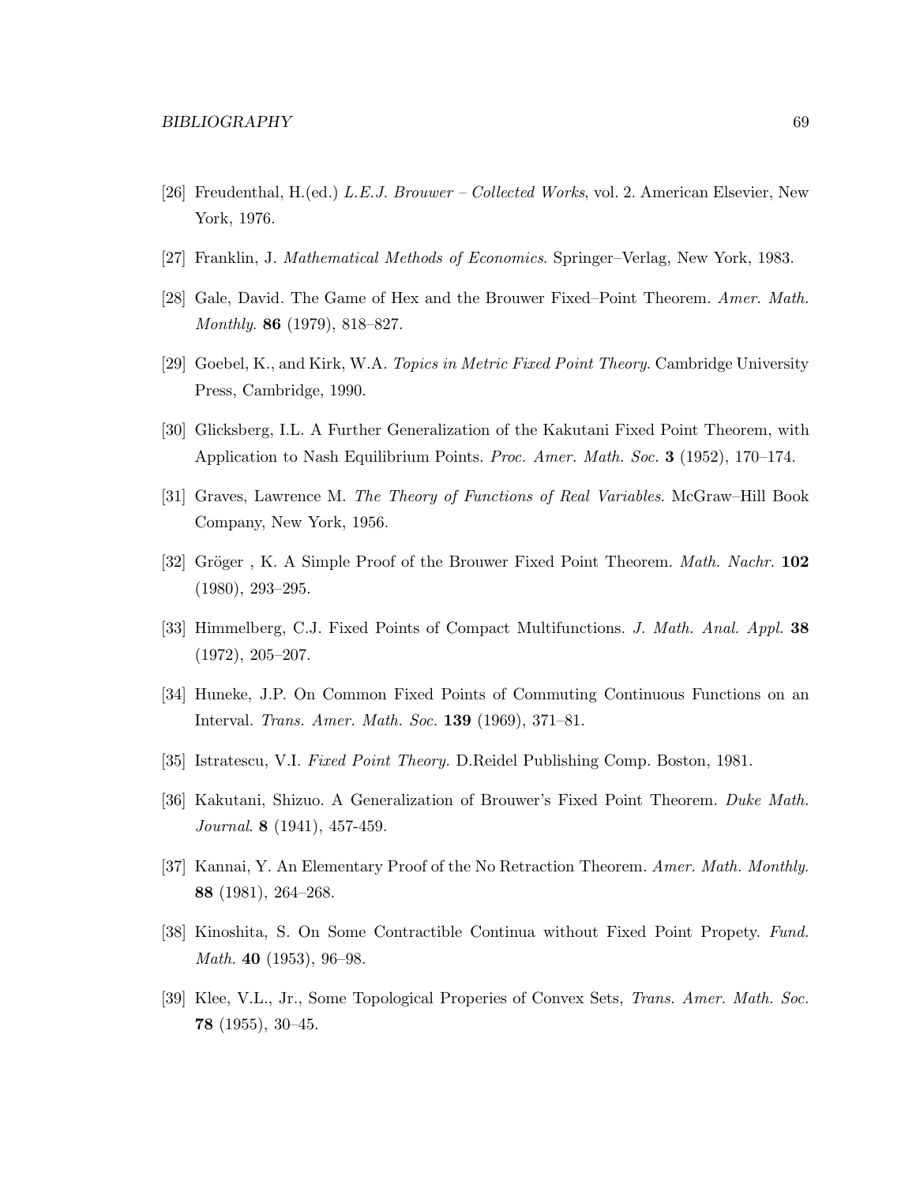[26] Freudenthal, H.(ed.) *L.E.J. Brouwer – Collected Works*, vol. 2. American Elsevier, New York, 1976.

[27] Franklin, J. *Mathematical Methods of Economics*. Springer–Verlag, New York, 1983.

[28] Gale, David. The Game of Hex and the Brouwer Fixed–Point Theorem. *Amer. Math. Monthly*. **86** (1979), 818–827.

[29] Goebel, K., and Kirk, W.A. *Topics in Metric Fixed Point Theory*. Cambridge University Press, Cambridge, 1990.

[30] Glicksberg, I.L. A Further Generalization of the Kakutani Fixed Point Theorem, with Application to Nash Equilibrium Points. *Proc. Amer. Math. Soc.* **3** (1952), 170–174.

[31] Graves, Lawrence M. *The Theory of Functions of Real Variables*. McGraw–Hill Book Company, New York, 1956.

[32] Gröger , K. A Simple Proof of the Brouwer Fixed Point Theorem. *Math. Nachr.* **102** (1980), 293–295.

[33] Himmelberg, C.J. Fixed Points of Compact Multifunctions. *J. Math. Anal. Appl.* **38** (1972), 205–207.

[34] Huneke, J.P. On Common Fixed Points of Commuting Continuous Functions on an Interval. *Trans. Amer. Math. Soc.* **139** (1969), 371–81.

[35] Istratescu, V.I. *Fixed Point Theory.* D.Reidel Publishing Comp. Boston, 1981.

[36] Kakutani, Shizuo. A Generalization of Brouwer's Fixed Point Theorem. *Duke Math. Journal*. **8** (1941), 457-459.

[37] Kannai, Y. An Elementary Proof of the No Retraction Theorem. *Amer. Math. Monthly*. **88** (1981), 264–268.

[38] Kinoshita, S. On Some Contractible Continua without Fixed Point Propety. *Fund. Math.* **40** (1953), 96–98.

[39] Klee, V.L., Jr., Some Topological Properies of Convex Sets, *Trans. Amer. Math. Soc.* **78** (1955), 30–45.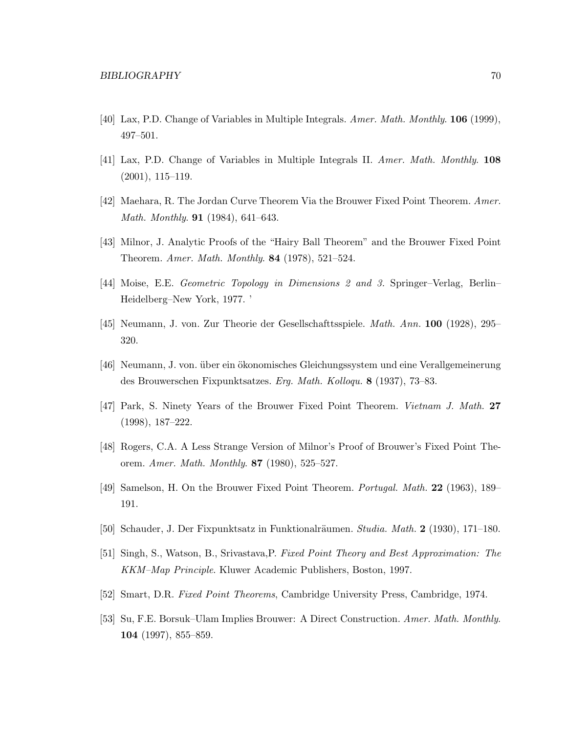[40] Lax, P.D. Change of Variables in Multiple Integrals. *Amer. Math. Monthly*. **106** (1999), 497–501.

[41] Lax, P.D. Change of Variables in Multiple Integrals II. *Amer. Math. Monthly*. **108** (2001), 115–119.

[42] Maehara, R. The Jordan Curve Theorem Via the Brouwer Fixed Point Theorem. *Amer. Math. Monthly*. **91** (1984), 641–643.

[43] Milnor, J. Analytic Proofs of the "Hairy Ball Theorem" and the Brouwer Fixed Point Theorem. *Amer. Math. Monthly*. **84** (1978), 521–524.

[44] Moise, E.E. *Geometric Topology in Dimensions 2 and 3.* Springer–Verlag, Berlin–Heidelberg–New York, 1977. '

[45] Neumann, J. von. Zur Theorie der Gesellschafttsspiele. *Math. Ann.* **100** (1928), 295–320.

[46] Neumann, J. von. über ein ökonomisches Gleichungssystem und eine Verallgemeinerung des Brouwerschen Fixpunktsatzes. *Erg. Math. Kolloqu.* **8** (1937), 73–83.

[47] Park, S. Ninety Years of the Brouwer Fixed Point Theorem. *Vietnam J. Math.* **27** (1998), 187–222.

[48] Rogers, C.A. A Less Strange Version of Milnor's Proof of Brouwer's Fixed Point Theorem. *Amer. Math. Monthly*. **87** (1980), 525–527.

[49] Samelson, H. On the Brouwer Fixed Point Theorem. *Portugal. Math.* **22** (1963), 189–191.

[50] Schauder, J. Der Fixpunktsatz in Funktionalräumen. *Studia. Math.* **2** (1930), 171–180.

[51] Singh, S., Watson, B., Srivastava,P. *Fixed Point Theory and Best Approximation: The KKM–Map Principle*. Kluwer Academic Publishers, Boston, 1997.

[52] Smart, D.R. *Fixed Point Theorems*, Cambridge University Press, Cambridge, 1974.

[53] Su, F.E. Borsuk–Ulam Implies Brouwer: A Direct Construction. *Amer. Math. Monthly*. **104** (1997), 855–859.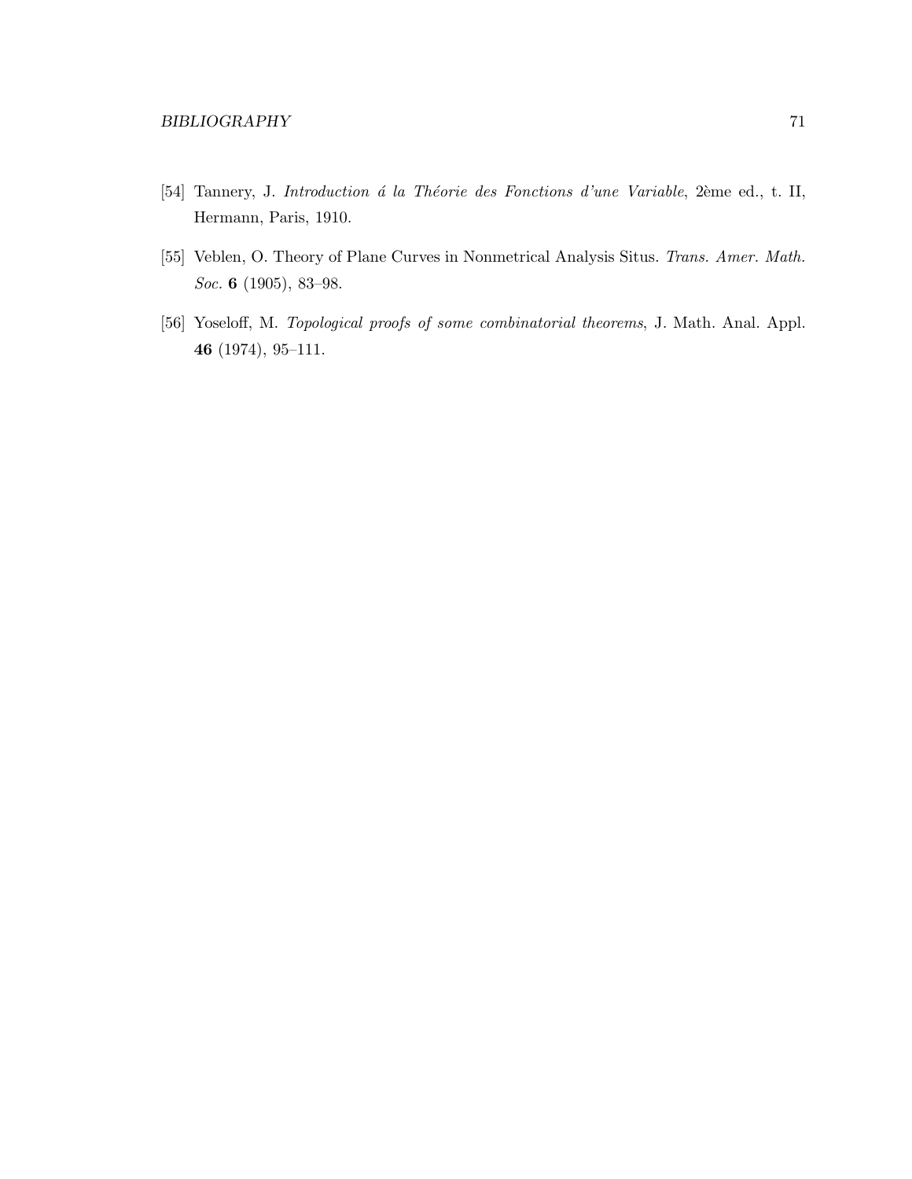[54] Tannery, J. *Introduction á la Théorie des Fonctions d'une Variable*, 2ème ed., t. II, Hermann, Paris, 1910.

[55] Veblen, O. Theory of Plane Curves in Nonmetrical Analysis Situs. *Trans. Amer. Math. Soc.* **6** (1905), 83–98.

[56] Yoseloff, M. *Topological proofs of some combinatorial theorems*, J. Math. Anal. Appl. **46** (1974), 95–111.